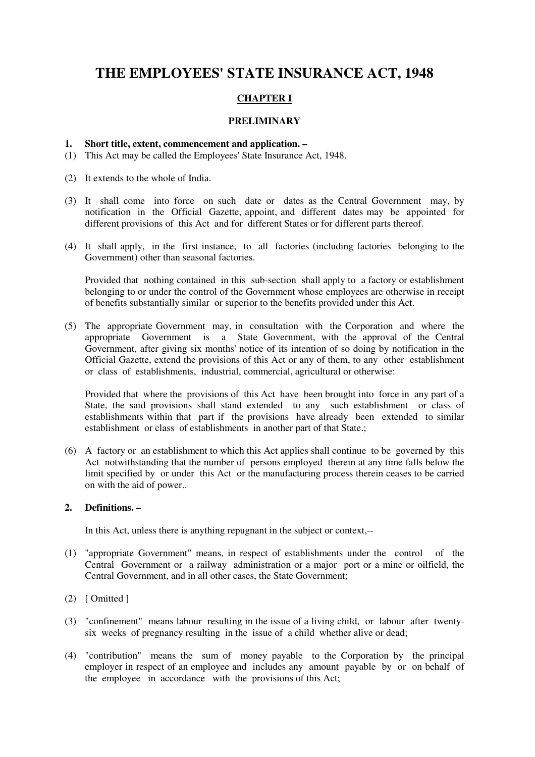# THE EMPLOYEES' STATE INSURANCE ACT, 1948

## CHAPTER I

### PRELIMINARY

**1. Short title, extent, commencement and application. –**

(1) This Act may be called the Employees' State Insurance Act, 1948.

(2) It extends to the whole of India.

(3) It shall come into force on such date or dates as the Central Government may, by notification in the Official Gazette, appoint, and different dates may be appointed for different provisions of this Act and for different States or for different parts thereof.

(4) It shall apply, in the first instance, to all factories (including factories belonging to the Government) other than seasonal factories.

Provided that nothing contained in this sub-section shall apply to a factory or establishment belonging to or under the control of the Government whose employees are otherwise in receipt of benefits substantially similar or superior to the benefits provided under this Act.

(5) The appropriate Government may, in consultation with the Corporation and where the appropriate Government is a State Government, with the approval of the Central Government, after giving six months' notice of its intention of so doing by notification in the Official Gazette, extend the provisions of this Act or any of them, to any other establishment or class of establishments, industrial, commercial, agricultural or otherwise:

Provided that where the provisions of this Act have been brought into force in any part of a State, the said provisions shall stand extended to any such establishment or class of establishments within that part if the provisions have already been extended to similar establishment or class of establishments in another part of that State.;

(6) A factory or an establishment to which this Act applies shall continue to be governed by this Act notwithstanding that the number of persons employed therein at any time falls below the limit specified by or under this Act or the manufacturing process therein ceases to be carried on with the aid of power..

**2. Definitions. –**

In this Act, unless there is anything repugnant in the subject or context,--

(1) "appropriate Government" means, in respect of establishments under the control of the Central Government or a railway administration or a major port or a mine or oilfield, the Central Government, and in all other cases, the State Government;

(2) [ Omitted ]

(3) "confinement" means labour resulting in the issue of a living child, or labour after twenty-six weeks of pregnancy resulting in the issue of a child whether alive or dead;

(4) "contribution" means the sum of money payable to the Corporation by the principal employer in respect of an employee and includes any amount payable by or on behalf of the employee in accordance with the provisions of this Act;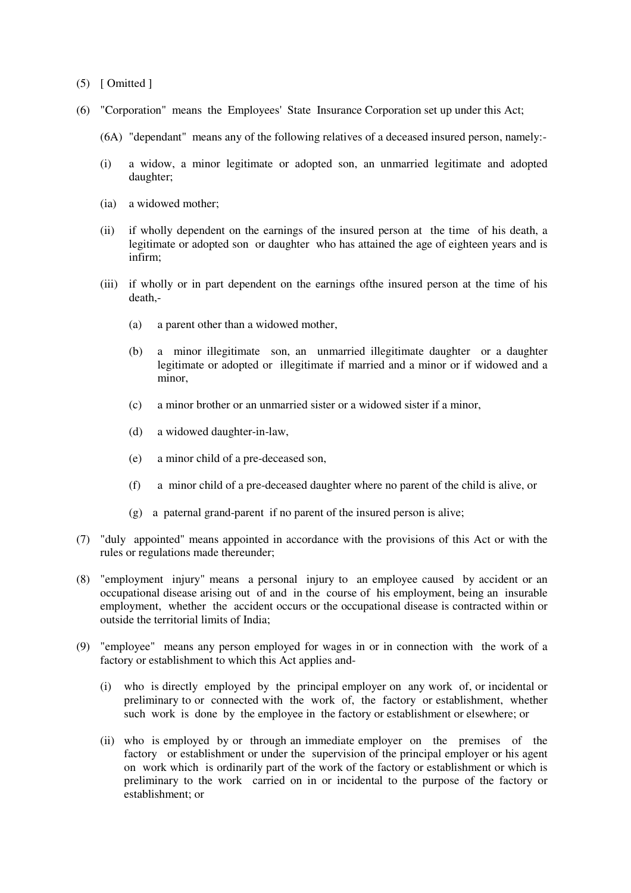(5) [ Omitted ]

(6) "Corporation" means the Employees' State Insurance Corporation set up under this Act;

(6A) "dependant" means any of the following relatives of a deceased insured person, namely:-

(i) a widow, a minor legitimate or adopted son, an unmarried legitimate and adopted daughter;

(ia) a widowed mother;

(ii) if wholly dependent on the earnings of the insured person at the time of his death, a legitimate or adopted son or daughter who has attained the age of eighteen years and is infirm;

(iii) if wholly or in part dependent on the earnings ofthe insured person at the time of his death,-

(a) a parent other than a widowed mother,

(b) a minor illegitimate son, an unmarried illegitimate daughter or a daughter legitimate or adopted or illegitimate if married and a minor or if widowed and a minor,

(c) a minor brother or an unmarried sister or a widowed sister if a minor,

(d) a widowed daughter-in-law,

(e) a minor child of a pre-deceased son,

(f) a minor child of a pre-deceased daughter where no parent of the child is alive, or

(g) a paternal grand-parent if no parent of the insured person is alive;

(7) "duly appointed" means appointed in accordance with the provisions of this Act or with the rules or regulations made thereunder;

(8) "employment injury" means a personal injury to an employee caused by accident or an occupational disease arising out of and in the course of his employment, being an insurable employment, whether the accident occurs or the occupational disease is contracted within or outside the territorial limits of India;

(9) "employee" means any person employed for wages in or in connection with the work of a factory or establishment to which this Act applies and-

(i) who is directly employed by the principal employer on any work of, or incidental or preliminary to or connected with the work of, the factory or establishment, whether such work is done by the employee in the factory or establishment or elsewhere; or

(ii) who is employed by or through an immediate employer on the premises of the factory or establishment or under the supervision of the principal employer or his agent on work which is ordinarily part of the work of the factory or establishment or which is preliminary to the work carried on in or incidental to the purpose of the factory or establishment; or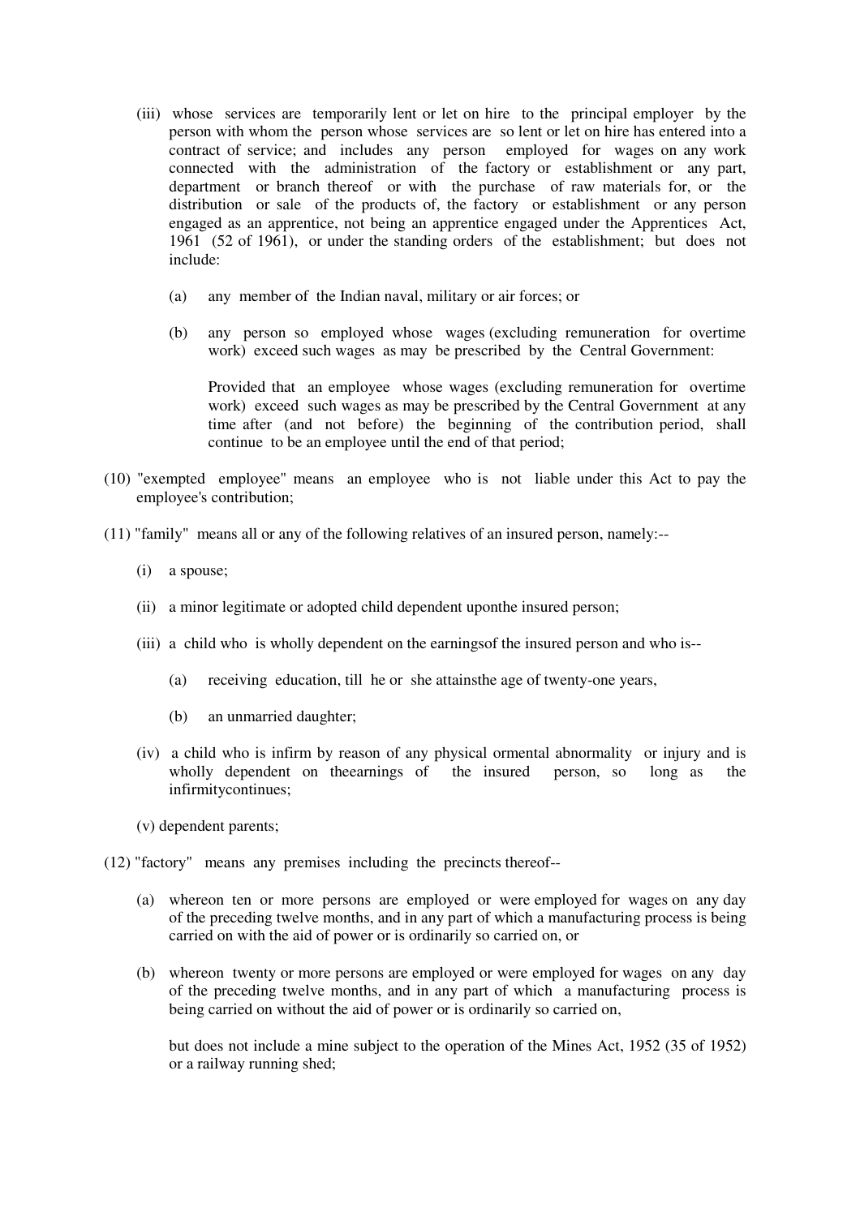(iii) whose services are temporarily lent or let on hire to the principal employer by the person with whom the person whose services are so lent or let on hire has entered into a contract of service; and includes any person employed for wages on any work connected with the administration of the factory or establishment or any part, department or branch thereof or with the purchase of raw materials for, or the distribution or sale of the products of, the factory or establishment or any person engaged as an apprentice, not being an apprentice engaged under the Apprentices Act, 1961 (52 of 1961), or under the standing orders of the establishment; but does not include:

   (a) any member of the Indian naval, military or air forces; or

   (b) any person so employed whose wages (excluding remuneration for overtime work) exceed such wages as may be prescribed by the Central Government:

   Provided that an employee whose wages (excluding remuneration for overtime work) exceed such wages as may be prescribed by the Central Government at any time after (and not before) the beginning of the contribution period, shall continue to be an employee until the end of that period;

(10) "exempted employee" means an employee who is not liable under this Act to pay the employee's contribution;

(11) "family" means all or any of the following relatives of an insured person, namely:--

   (i) a spouse;

   (ii) a minor legitimate or adopted child dependent uponthe insured person;

   (iii) a child who is wholly dependent on the earningsof the insured person and who is--

      (a) receiving education, till he or she attainsthe age of twenty-one years,

      (b) an unmarried daughter;

   (iv) a child who is infirm by reason of any physical ormental abnormality or injury and is wholly dependent on theearnings of the insured person, so long as the infirmitycontinues;

   (v) dependent parents;

(12) "factory" means any premises including the precincts thereof--

   (a) whereon ten or more persons are employed or were employed for wages on any day of the preceding twelve months, and in any part of which a manufacturing process is being carried on with the aid of power or is ordinarily so carried on, or

   (b) whereon twenty or more persons are employed or were employed for wages on any day of the preceding twelve months, and in any part of which a manufacturing process is being carried on without the aid of power or is ordinarily so carried on,

   but does not include a mine subject to the operation of the Mines Act, 1952 (35 of 1952) or a railway running shed;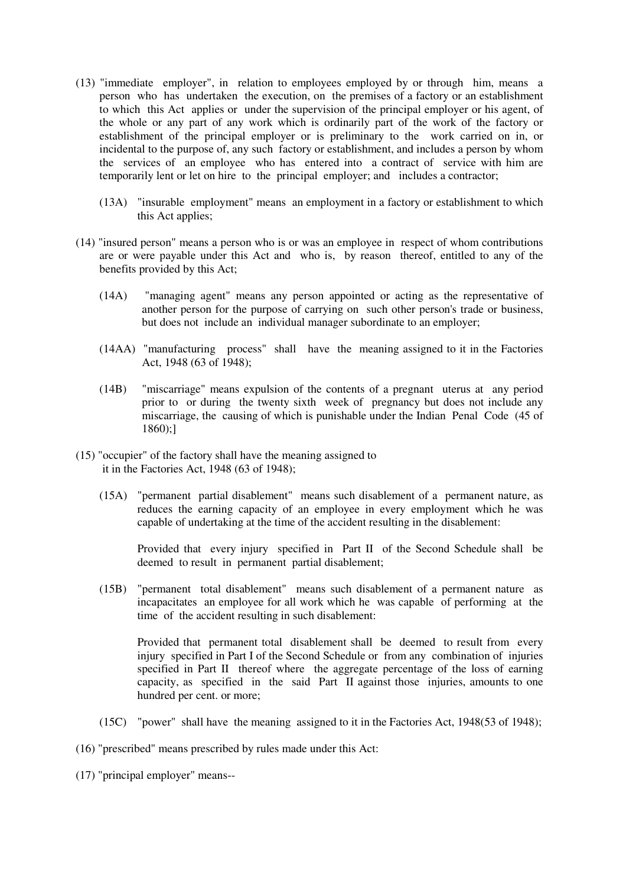(13) "immediate employer", in relation to employees employed by or through him, means a person who has undertaken the execution, on the premises of a factory or an establishment to which this Act applies or under the supervision of the principal employer or his agent, of the whole or any part of any work which is ordinarily part of the work of the factory or establishment of the principal employer or is preliminary to the work carried on in, or incidental to the purpose of, any such factory or establishment, and includes a person by whom the services of an employee who has entered into a contract of service with him are temporarily lent or let on hire to the principal employer; and includes a contractor;

(13A) "insurable employment" means an employment in a factory or establishment to which this Act applies;

(14) "insured person" means a person who is or was an employee in respect of whom contributions are or were payable under this Act and who is, by reason thereof, entitled to any of the benefits provided by this Act;

(14A) "managing agent" means any person appointed or acting as the representative of another person for the purpose of carrying on such other person's trade or business, but does not include an individual manager subordinate to an employer;

(14AA) "manufacturing process" shall have the meaning assigned to it in the Factories Act, 1948 (63 of 1948);

(14B) "miscarriage" means expulsion of the contents of a pregnant uterus at any period prior to or during the twenty sixth week of pregnancy but does not include any miscarriage, the causing of which is punishable under the Indian Penal Code (45 of 1860);]

(15) "occupier" of the factory shall have the meaning assigned to it in the Factories Act, 1948 (63 of 1948);

(15A) "permanent partial disablement" means such disablement of a permanent nature, as reduces the earning capacity of an employee in every employment which he was capable of undertaking at the time of the accident resulting in the disablement:

Provided that every injury specified in Part II of the Second Schedule shall be deemed to result in permanent partial disablement;

(15B) "permanent total disablement" means such disablement of a permanent nature as incapacitates an employee for all work which he was capable of performing at the time of the accident resulting in such disablement:

Provided that permanent total disablement shall be deemed to result from every injury specified in Part I of the Second Schedule or from any combination of injuries specified in Part II thereof where the aggregate percentage of the loss of earning capacity, as specified in the said Part II against those injuries, amounts to one hundred per cent. or more;

(15C) "power" shall have the meaning assigned to it in the Factories Act, 1948(53 of 1948);

(16) "prescribed" means prescribed by rules made under this Act:

(17) "principal employer" means--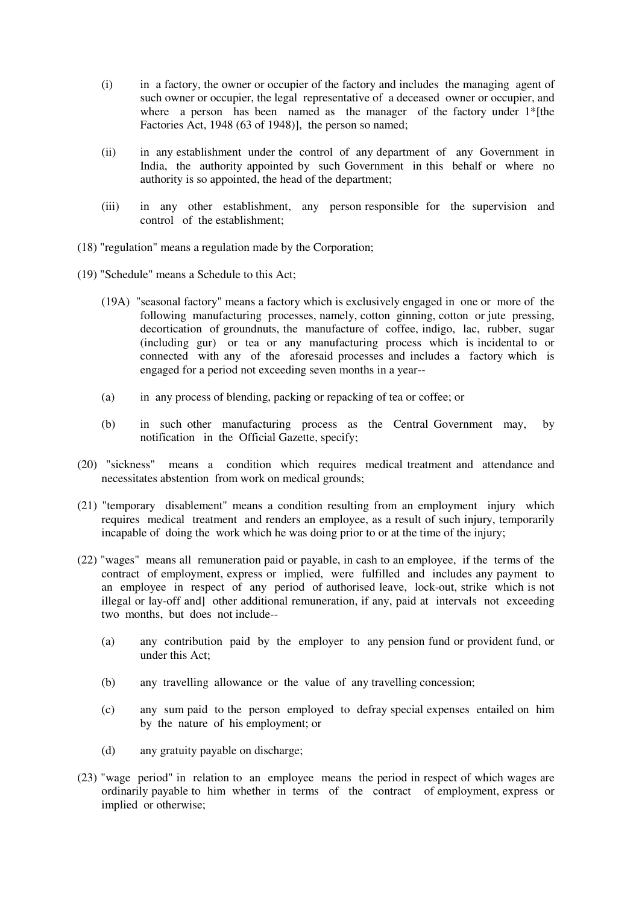(i) in a factory, the owner or occupier of the factory and includes the managing agent of such owner or occupier, the legal representative of a deceased owner or occupier, and where a person has been named as the manager of the factory under 1*[the Factories Act, 1948 (63 of 1948)], the person so named;

(ii) in any establishment under the control of any department of any Government in India, the authority appointed by such Government in this behalf or where no authority is so appointed, the head of the department;

(iii) in any other establishment, any person responsible for the supervision and control of the establishment;

(18) "regulation" means a regulation made by the Corporation;

(19) "Schedule" means a Schedule to this Act;

(19A) "seasonal factory" means a factory which is exclusively engaged in one or more of the following manufacturing processes, namely, cotton ginning, cotton or jute pressing, decortication of groundnuts, the manufacture of coffee, indigo, lac, rubber, sugar (including gur) or tea or any manufacturing process which is incidental to or connected with any of the aforesaid processes and includes a factory which is engaged for a period not exceeding seven months in a year--

(a) in any process of blending, packing or repacking of tea or coffee; or

(b) in such other manufacturing process as the Central Government may, by notification in the Official Gazette, specify;

(20) "sickness" means a condition which requires medical treatment and attendance and necessitates abstention from work on medical grounds;

(21) "temporary disablement" means a condition resulting from an employment injury which requires medical treatment and renders an employee, as a result of such injury, temporarily incapable of doing the work which he was doing prior to or at the time of the injury;

(22) "wages" means all remuneration paid or payable, in cash to an employee, if the terms of the contract of employment, express or implied, were fulfilled and includes any payment to an employee in respect of any period of authorised leave, lock-out, strike which is not illegal or lay-off and] other additional remuneration, if any, paid at intervals not exceeding two months, but does not include--

(a) any contribution paid by the employer to any pension fund or provident fund, or under this Act;

(b) any travelling allowance or the value of any travelling concession;

(c) any sum paid to the person employed to defray special expenses entailed on him by the nature of his employment; or

(d) any gratuity payable on discharge;

(23) "wage period" in relation to an employee means the period in respect of which wages are ordinarily payable to him whether in terms of the contract of employment, express or implied or otherwise;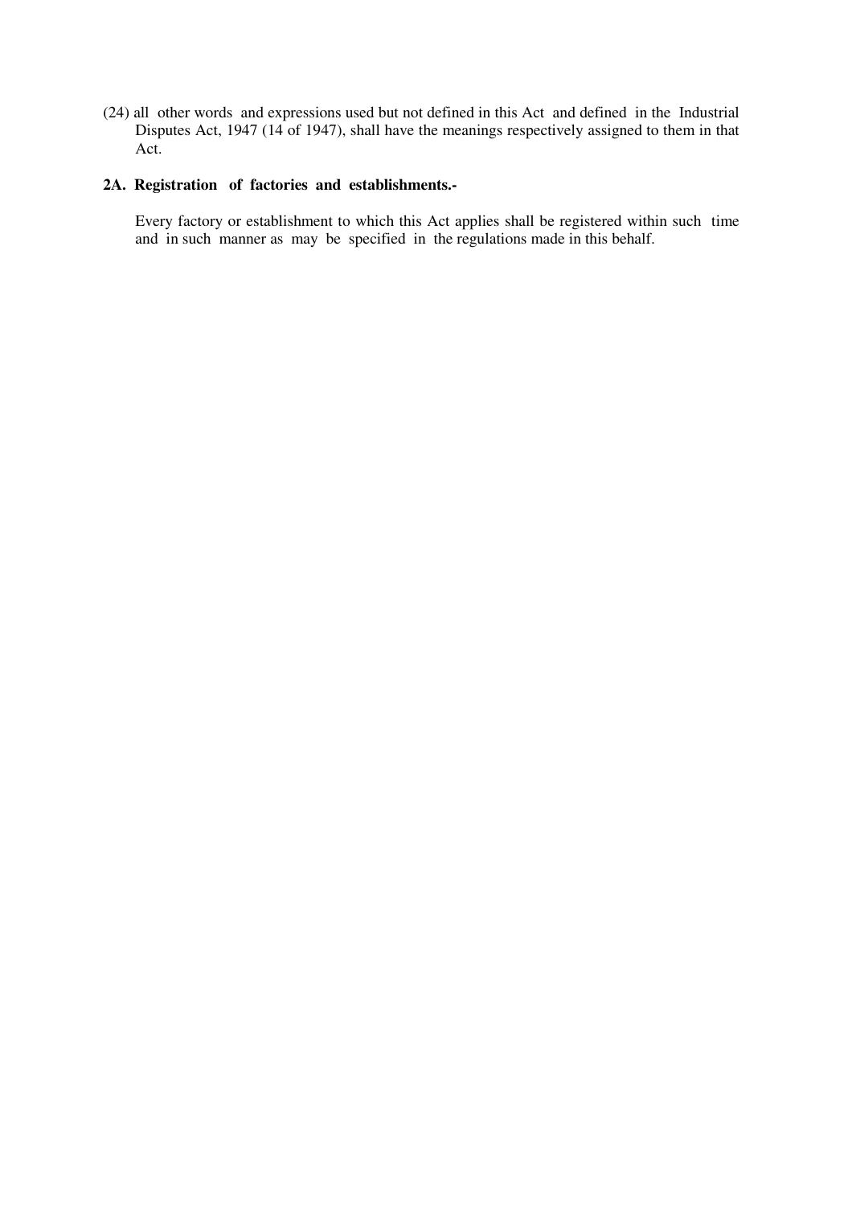(24) all other words and expressions used but not defined in this Act and defined in the Industrial Disputes Act, 1947 (14 of 1947), shall have the meanings respectively assigned to them in that Act.

**2A. Registration of factories and establishments.-**

Every factory or establishment to which this Act applies shall be registered within such time and in such manner as may be specified in the regulations made in this behalf.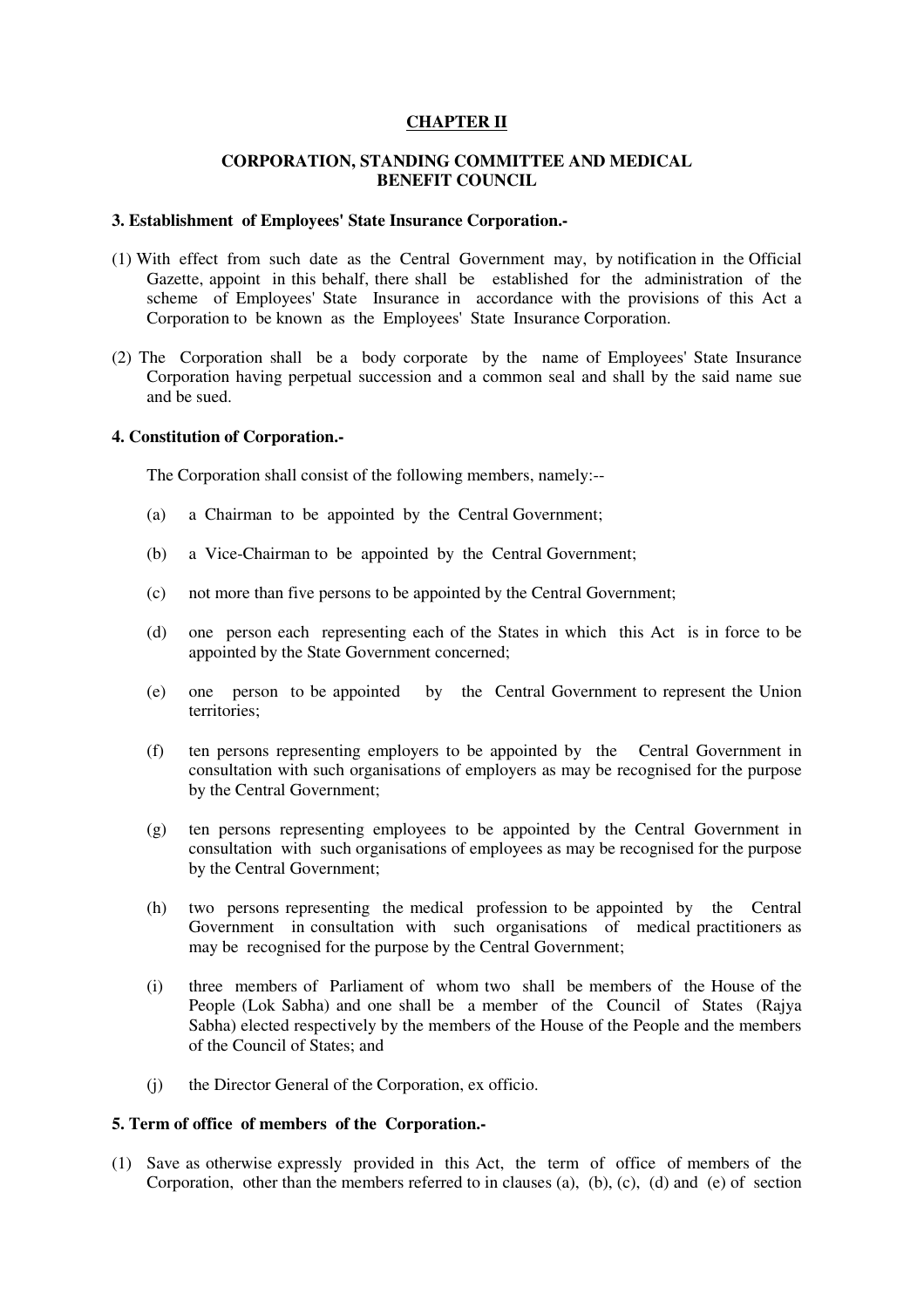## CHAPTER II

### CORPORATION, STANDING COMMITTEE AND MEDICAL BENEFIT COUNCIL

**3. Establishment of Employees' State Insurance Corporation.-**

(1) With effect from such date as the Central Government may, by notification in the Official Gazette, appoint in this behalf, there shall be established for the administration of the scheme of Employees' State Insurance in accordance with the provisions of this Act a Corporation to be known as the Employees' State Insurance Corporation.

(2) The Corporation shall be a body corporate by the name of Employees' State Insurance Corporation having perpetual succession and a common seal and shall by the said name sue and be sued.

**4. Constitution of Corporation.-**

The Corporation shall consist of the following members, namely:--

(a) a Chairman to be appointed by the Central Government;

(b) a Vice-Chairman to be appointed by the Central Government;

(c) not more than five persons to be appointed by the Central Government;

(d) one person each representing each of the States in which this Act is in force to be appointed by the State Government concerned;

(e) one person to be appointed by the Central Government to represent the Union territories;

(f) ten persons representing employers to be appointed by the Central Government in consultation with such organisations of employers as may be recognised for the purpose by the Central Government;

(g) ten persons representing employees to be appointed by the Central Government in consultation with such organisations of employees as may be recognised for the purpose by the Central Government;

(h) two persons representing the medical profession to be appointed by the Central Government in consultation with such organisations of medical practitioners as may be recognised for the purpose by the Central Government;

(i) three members of Parliament of whom two shall be members of the House of the People (Lok Sabha) and one shall be a member of the Council of States (Rajya Sabha) elected respectively by the members of the House of the People and the members of the Council of States; and

(j) the Director General of the Corporation, ex officio.

**5. Term of office of members of the Corporation.-**

(1) Save as otherwise expressly provided in this Act, the term of office of members of the Corporation, other than the members referred to in clauses (a), (b), (c), (d) and (e) of section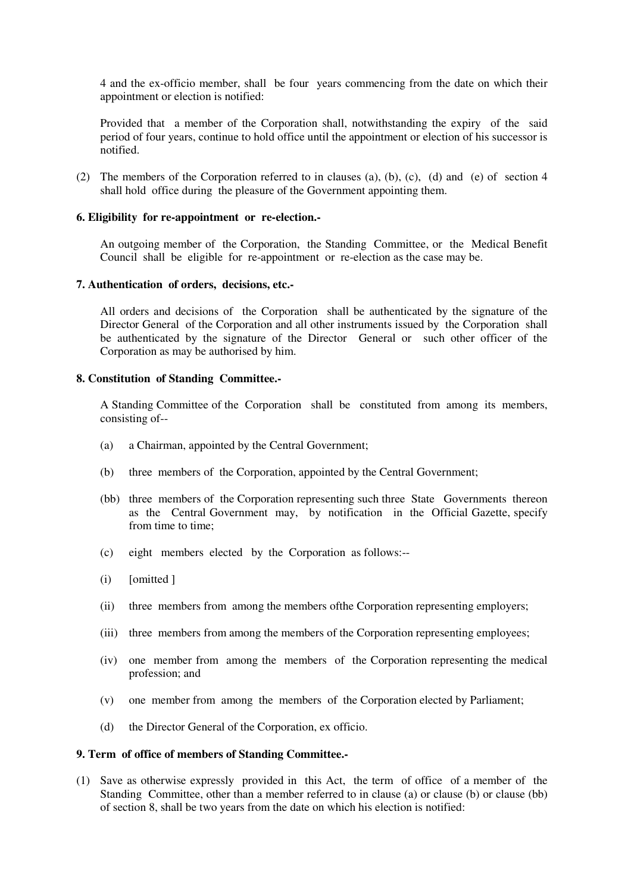4 and the ex-officio member, shall be four years commencing from the date on which their appointment or election is notified:

Provided that a member of the Corporation shall, notwithstanding the expiry of the said period of four years, continue to hold office until the appointment or election of his successor is notified.

(2) The members of the Corporation referred to in clauses (a), (b), (c), (d) and (e) of section 4 shall hold office during the pleasure of the Government appointing them.

**6. Eligibility for re-appointment or re-election.-**

An outgoing member of the Corporation, the Standing Committee, or the Medical Benefit Council shall be eligible for re-appointment or re-election as the case may be.

**7. Authentication of orders, decisions, etc.-**

All orders and decisions of the Corporation shall be authenticated by the signature of the Director General of the Corporation and all other instruments issued by the Corporation shall be authenticated by the signature of the Director General or such other officer of the Corporation as may be authorised by him.

**8. Constitution of Standing Committee.-**

A Standing Committee of the Corporation shall be constituted from among its members, consisting of--

(a) a Chairman, appointed by the Central Government;

(b) three members of the Corporation, appointed by the Central Government;

(bb) three members of the Corporation representing such three State Governments thereon as the Central Government may, by notification in the Official Gazette, specify from time to time;

(c) eight members elected by the Corporation as follows:--

(i) [omitted ]

(ii) three members from among the members ofthe Corporation representing employers;

(iii) three members from among the members of the Corporation representing employees;

(iv) one member from among the members of the Corporation representing the medical profession; and

(v) one member from among the members of the Corporation elected by Parliament;

(d) the Director General of the Corporation, ex officio.

**9. Term of office of members of Standing Committee.-**

(1) Save as otherwise expressly provided in this Act, the term of office of a member of the Standing Committee, other than a member referred to in clause (a) or clause (b) or clause (bb) of section 8, shall be two years from the date on which his election is notified: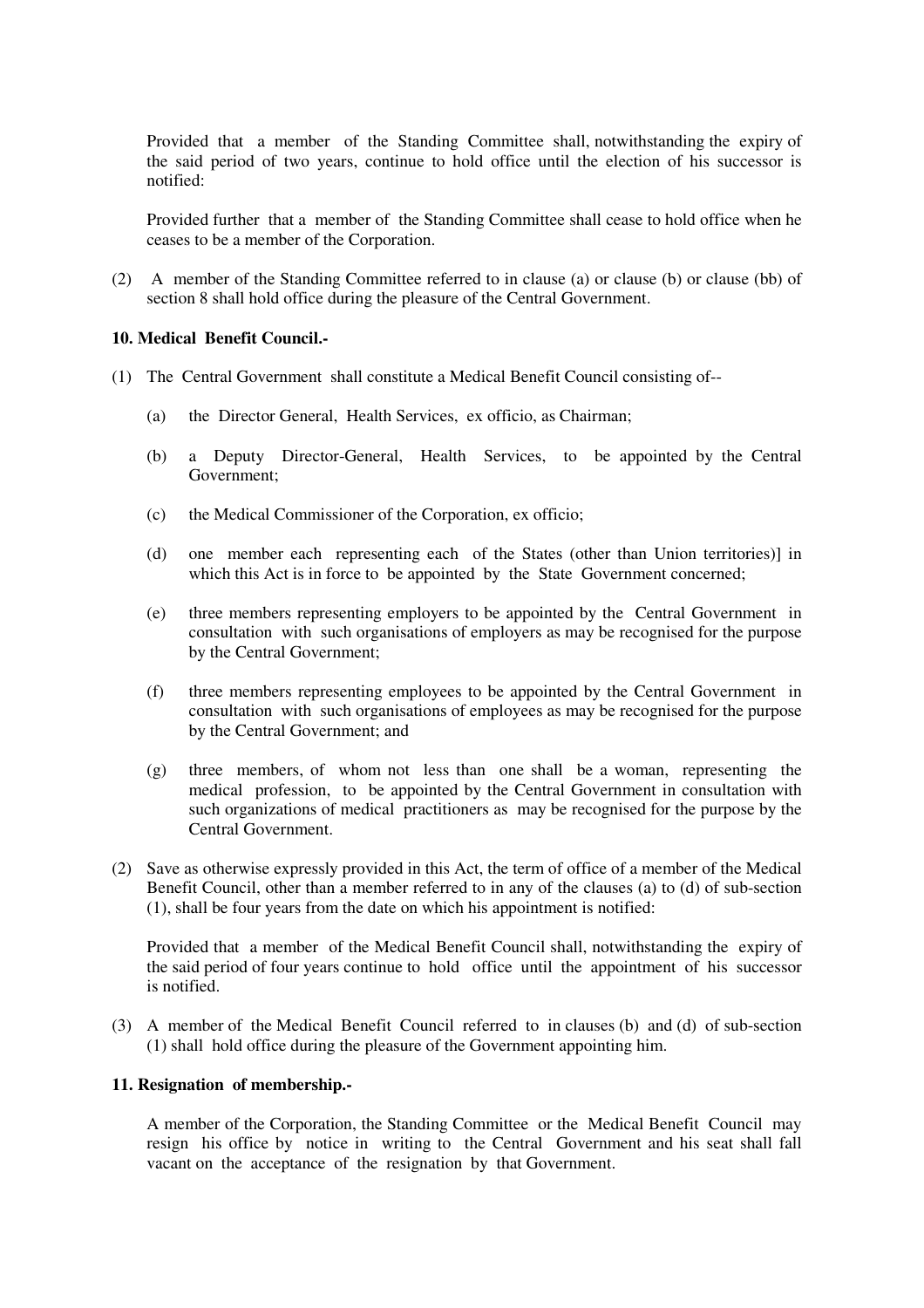Provided that a member of the Standing Committee shall, notwithstanding the expiry of the said period of two years, continue to hold office until the election of his successor is notified:

Provided further that a member of the Standing Committee shall cease to hold office when he ceases to be a member of the Corporation.

(2) A member of the Standing Committee referred to in clause (a) or clause (b) or clause (bb) of section 8 shall hold office during the pleasure of the Central Government.

**10. Medical Benefit Council.-**

(1) The Central Government shall constitute a Medical Benefit Council consisting of--

(a) the Director General, Health Services, ex officio, as Chairman;

(b) a Deputy Director-General, Health Services, to be appointed by the Central Government;

(c) the Medical Commissioner of the Corporation, ex officio;

(d) one member each representing each of the States (other than Union territories)] in which this Act is in force to be appointed by the State Government concerned;

(e) three members representing employers to be appointed by the Central Government in consultation with such organisations of employers as may be recognised for the purpose by the Central Government;

(f) three members representing employees to be appointed by the Central Government in consultation with such organisations of employees as may be recognised for the purpose by the Central Government; and

(g) three members, of whom not less than one shall be a woman, representing the medical profession, to be appointed by the Central Government in consultation with such organizations of medical practitioners as may be recognised for the purpose by the Central Government.

(2) Save as otherwise expressly provided in this Act, the term of office of a member of the Medical Benefit Council, other than a member referred to in any of the clauses (a) to (d) of sub-section (1), shall be four years from the date on which his appointment is notified:

Provided that a member of the Medical Benefit Council shall, notwithstanding the expiry of the said period of four years continue to hold office until the appointment of his successor is notified.

(3) A member of the Medical Benefit Council referred to in clauses (b) and (d) of sub-section (1) shall hold office during the pleasure of the Government appointing him.

**11. Resignation of membership.-**

A member of the Corporation, the Standing Committee or the Medical Benefit Council may resign his office by notice in writing to the Central Government and his seat shall fall vacant on the acceptance of the resignation by that Government.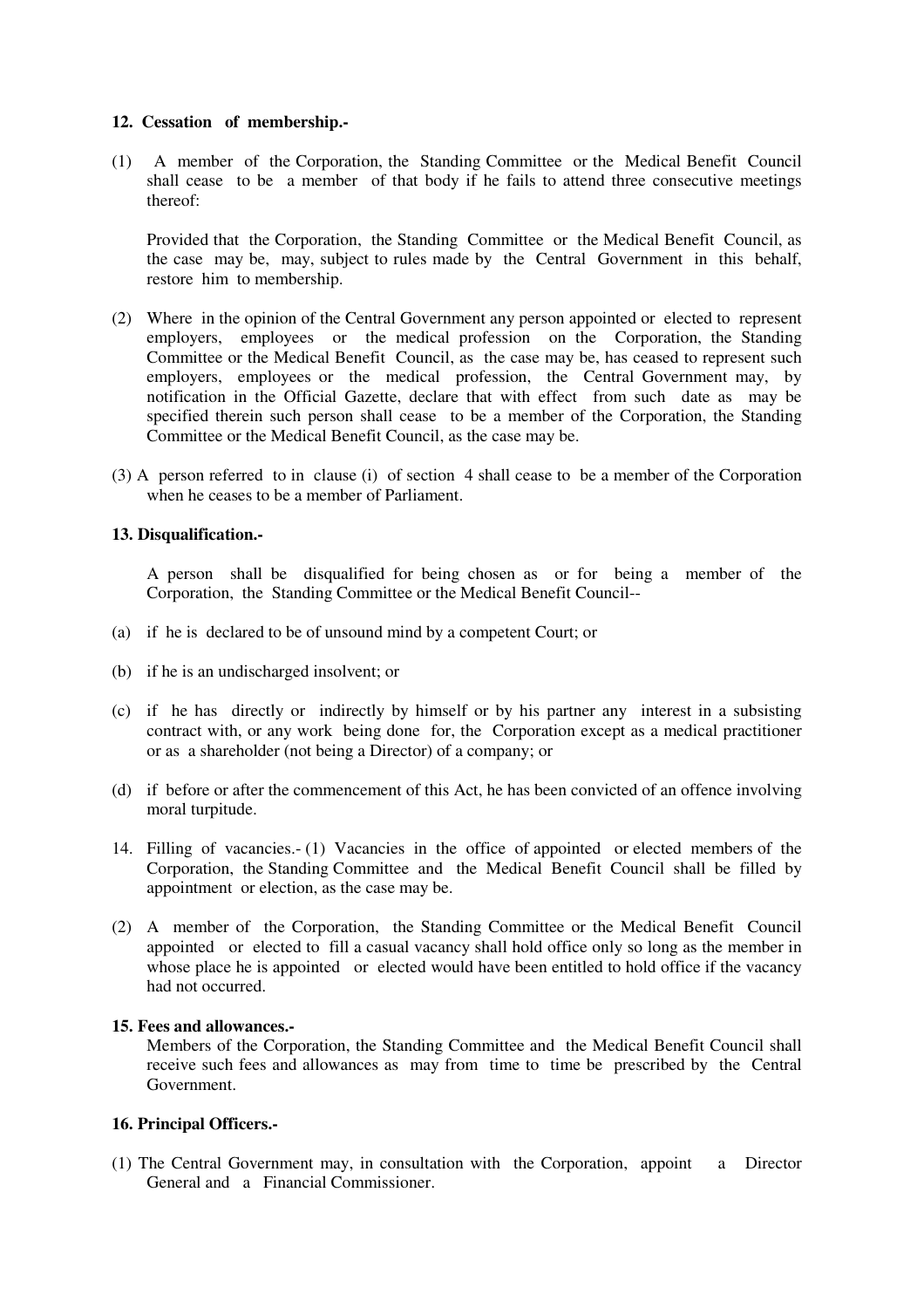**12. Cessation of membership.-**

(1) A member of the Corporation, the Standing Committee or the Medical Benefit Council shall cease to be a member of that body if he fails to attend three consecutive meetings thereof:

Provided that the Corporation, the Standing Committee or the Medical Benefit Council, as the case may be, may, subject to rules made by the Central Government in this behalf, restore him to membership.

(2) Where in the opinion of the Central Government any person appointed or elected to represent employers, employees or the medical profession on the Corporation, the Standing Committee or the Medical Benefit Council, as the case may be, has ceased to represent such employers, employees or the medical profession, the Central Government may, by notification in the Official Gazette, declare that with effect from such date as may be specified therein such person shall cease to be a member of the Corporation, the Standing Committee or the Medical Benefit Council, as the case may be.

(3) A person referred to in clause (i) of section 4 shall cease to be a member of the Corporation when he ceases to be a member of Parliament.

**13. Disqualification.-**

A person shall be disqualified for being chosen as or for being a member of the Corporation, the Standing Committee or the Medical Benefit Council--

(a) if he is declared to be of unsound mind by a competent Court; or

(b) if he is an undischarged insolvent; or

(c) if he has directly or indirectly by himself or by his partner any interest in a subsisting contract with, or any work being done for, the Corporation except as a medical practitioner or as a shareholder (not being a Director) of a company; or

(d) if before or after the commencement of this Act, he has been convicted of an offence involving moral turpitude.

14. Filling of vacancies.- (1) Vacancies in the office of appointed or elected members of the Corporation, the Standing Committee and the Medical Benefit Council shall be filled by appointment or election, as the case may be.

(2) A member of the Corporation, the Standing Committee or the Medical Benefit Council appointed or elected to fill a casual vacancy shall hold office only so long as the member in whose place he is appointed or elected would have been entitled to hold office if the vacancy had not occurred.

**15. Fees and allowances.-**

Members of the Corporation, the Standing Committee and the Medical Benefit Council shall receive such fees and allowances as may from time to time be prescribed by the Central Government.

**16. Principal Officers.-**

(1) The Central Government may, in consultation with the Corporation, appoint a Director General and a Financial Commissioner.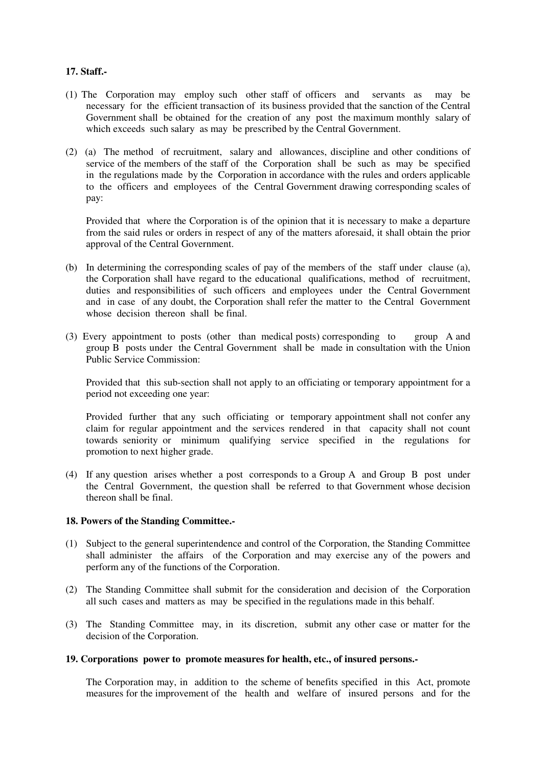**17. Staff.-**

(1) The Corporation may employ such other staff of officers and servants as may be necessary for the efficient transaction of its business provided that the sanction of the Central Government shall be obtained for the creation of any post the maximum monthly salary of which exceeds such salary as may be prescribed by the Central Government.

(2) (a) The method of recruitment, salary and allowances, discipline and other conditions of service of the members of the staff of the Corporation shall be such as may be specified in the regulations made by the Corporation in accordance with the rules and orders applicable to the officers and employees of the Central Government drawing corresponding scales of pay:

Provided that where the Corporation is of the opinion that it is necessary to make a departure from the said rules or orders in respect of any of the matters aforesaid, it shall obtain the prior approval of the Central Government.

(b) In determining the corresponding scales of pay of the members of the staff under clause (a), the Corporation shall have regard to the educational qualifications, method of recruitment, duties and responsibilities of such officers and employees under the Central Government and in case of any doubt, the Corporation shall refer the matter to the Central Government whose decision thereon shall be final.

(3) Every appointment to posts (other than medical posts) corresponding to group A and group B posts under the Central Government shall be made in consultation with the Union Public Service Commission:

Provided that this sub-section shall not apply to an officiating or temporary appointment for a period not exceeding one year:

Provided further that any such officiating or temporary appointment shall not confer any claim for regular appointment and the services rendered in that capacity shall not count towards seniority or minimum qualifying service specified in the regulations for promotion to next higher grade.

(4) If any question arises whether a post corresponds to a Group A and Group B post under the Central Government, the question shall be referred to that Government whose decision thereon shall be final.

**18. Powers of the Standing Committee.-**

(1) Subject to the general superintendence and control of the Corporation, the Standing Committee shall administer the affairs of the Corporation and may exercise any of the powers and perform any of the functions of the Corporation.

(2) The Standing Committee shall submit for the consideration and decision of the Corporation all such cases and matters as may be specified in the regulations made in this behalf.

(3) The Standing Committee may, in its discretion, submit any other case or matter for the decision of the Corporation.

**19. Corporations power to promote measures for health, etc., of insured persons.-**

The Corporation may, in addition to the scheme of benefits specified in this Act, promote measures for the improvement of the health and welfare of insured persons and for the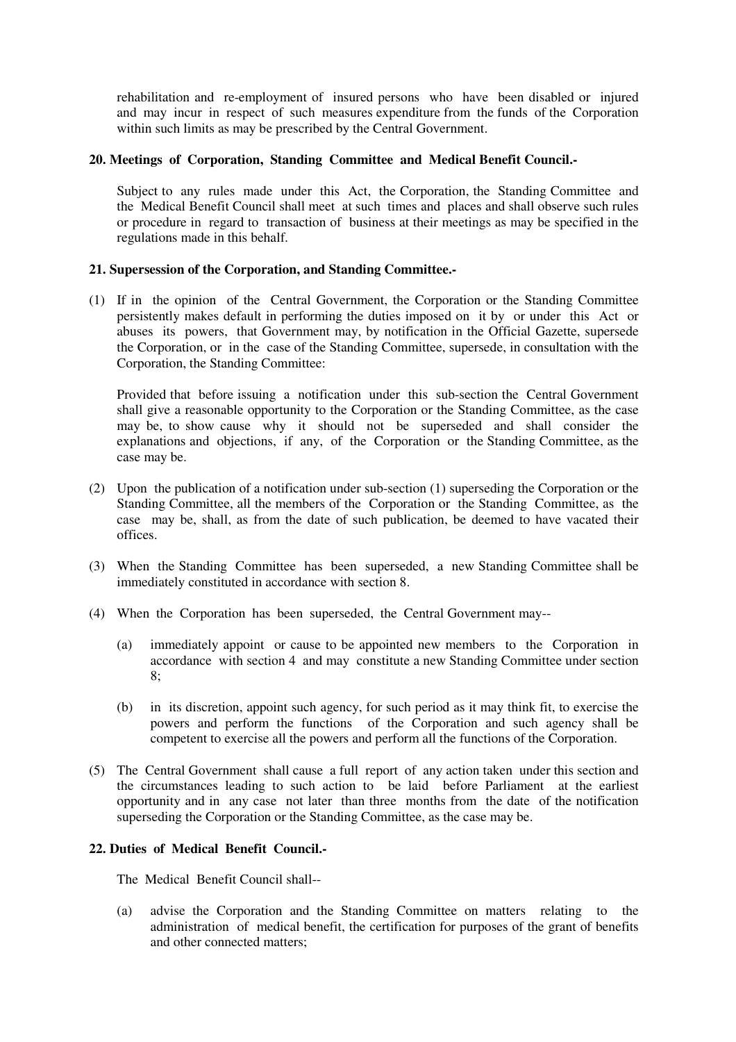rehabilitation and re-employment of insured persons who have been disabled or injured and may incur in respect of such measures expenditure from the funds of the Corporation within such limits as may be prescribed by the Central Government.

**20. Meetings of Corporation, Standing Committee and Medical Benefit Council.-**

Subject to any rules made under this Act, the Corporation, the Standing Committee and the Medical Benefit Council shall meet at such times and places and shall observe such rules or procedure in regard to transaction of business at their meetings as may be specified in the regulations made in this behalf.

**21. Supersession of the Corporation, and Standing Committee.-**

(1) If in the opinion of the Central Government, the Corporation or the Standing Committee persistently makes default in performing the duties imposed on it by or under this Act or abuses its powers, that Government may, by notification in the Official Gazette, supersede the Corporation, or in the case of the Standing Committee, supersede, in consultation with the Corporation, the Standing Committee:

Provided that before issuing a notification under this sub-section the Central Government shall give a reasonable opportunity to the Corporation or the Standing Committee, as the case may be, to show cause why it should not be superseded and shall consider the explanations and objections, if any, of the Corporation or the Standing Committee, as the case may be.

(2) Upon the publication of a notification under sub-section (1) superseding the Corporation or the Standing Committee, all the members of the Corporation or the Standing Committee, as the case may be, shall, as from the date of such publication, be deemed to have vacated their offices.

(3) When the Standing Committee has been superseded, a new Standing Committee shall be immediately constituted in accordance with section 8.

(4) When the Corporation has been superseded, the Central Government may--

   (a) immediately appoint or cause to be appointed new members to the Corporation in accordance with section 4 and may constitute a new Standing Committee under section 8;

   (b) in its discretion, appoint such agency, for such period as it may think fit, to exercise the powers and perform the functions of the Corporation and such agency shall be competent to exercise all the powers and perform all the functions of the Corporation.

(5) The Central Government shall cause a full report of any action taken under this section and the circumstances leading to such action to be laid before Parliament at the earliest opportunity and in any case not later than three months from the date of the notification superseding the Corporation or the Standing Committee, as the case may be.

**22. Duties of Medical Benefit Council.-**

The Medical Benefit Council shall--

   (a) advise the Corporation and the Standing Committee on matters relating to the administration of medical benefit, the certification for purposes of the grant of benefits and other connected matters;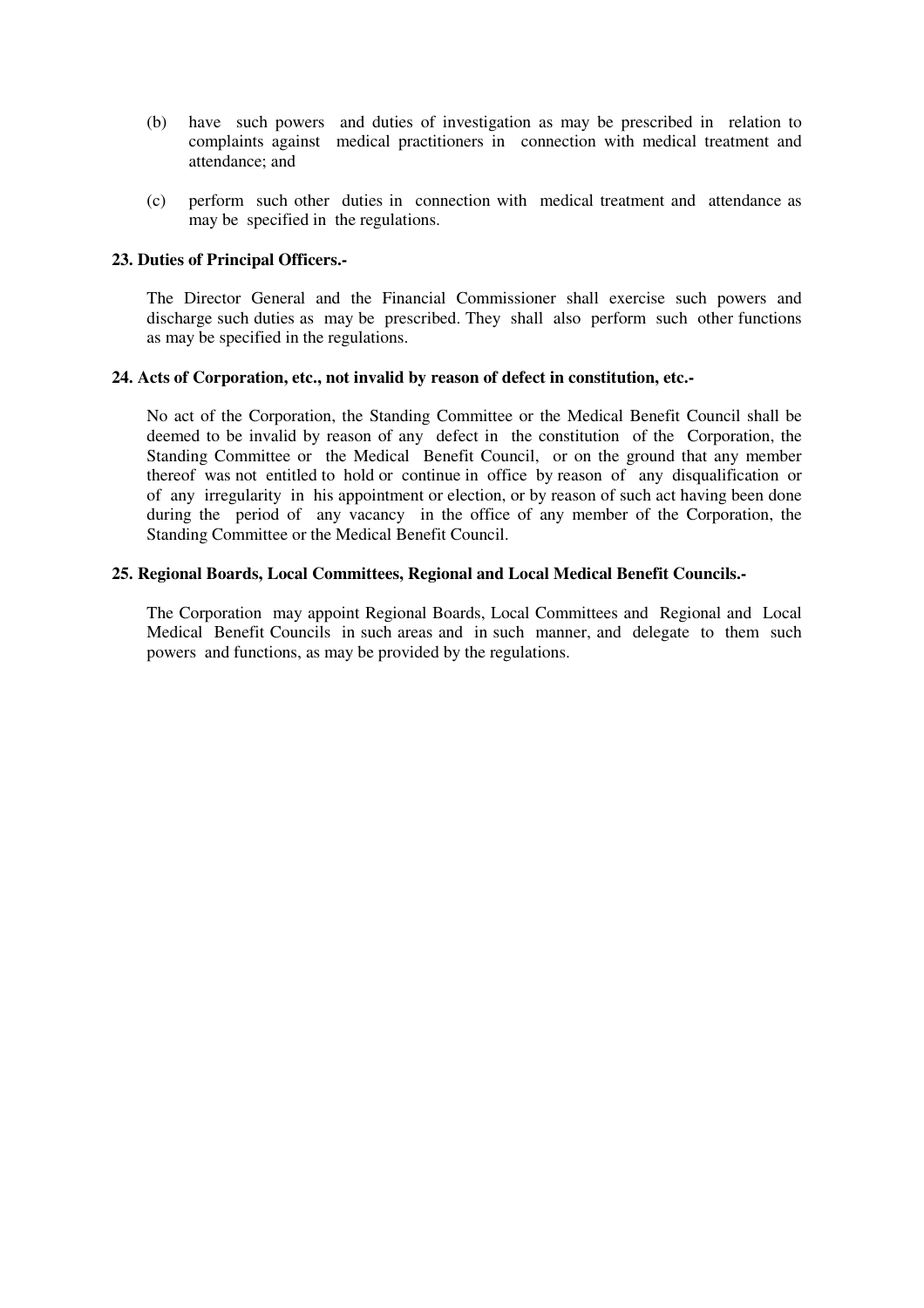(b) have such powers and duties of investigation as may be prescribed in relation to complaints against medical practitioners in connection with medical treatment and attendance; and

(c) perform such other duties in connection with medical treatment and attendance as may be specified in the regulations.

**23. Duties of Principal Officers.-**

The Director General and the Financial Commissioner shall exercise such powers and discharge such duties as may be prescribed. They shall also perform such other functions as may be specified in the regulations.

**24. Acts of Corporation, etc., not invalid by reason of defect in constitution, etc.-**

No act of the Corporation, the Standing Committee or the Medical Benefit Council shall be deemed to be invalid by reason of any defect in the constitution of the Corporation, the Standing Committee or the Medical Benefit Council, or on the ground that any member thereof was not entitled to hold or continue in office by reason of any disqualification or of any irregularity in his appointment or election, or by reason of such act having been done during the period of any vacancy in the office of any member of the Corporation, the Standing Committee or the Medical Benefit Council.

**25. Regional Boards, Local Committees, Regional and Local Medical Benefit Councils.-**

The Corporation may appoint Regional Boards, Local Committees and Regional and Local Medical Benefit Councils in such areas and in such manner, and delegate to them such powers and functions, as may be provided by the regulations.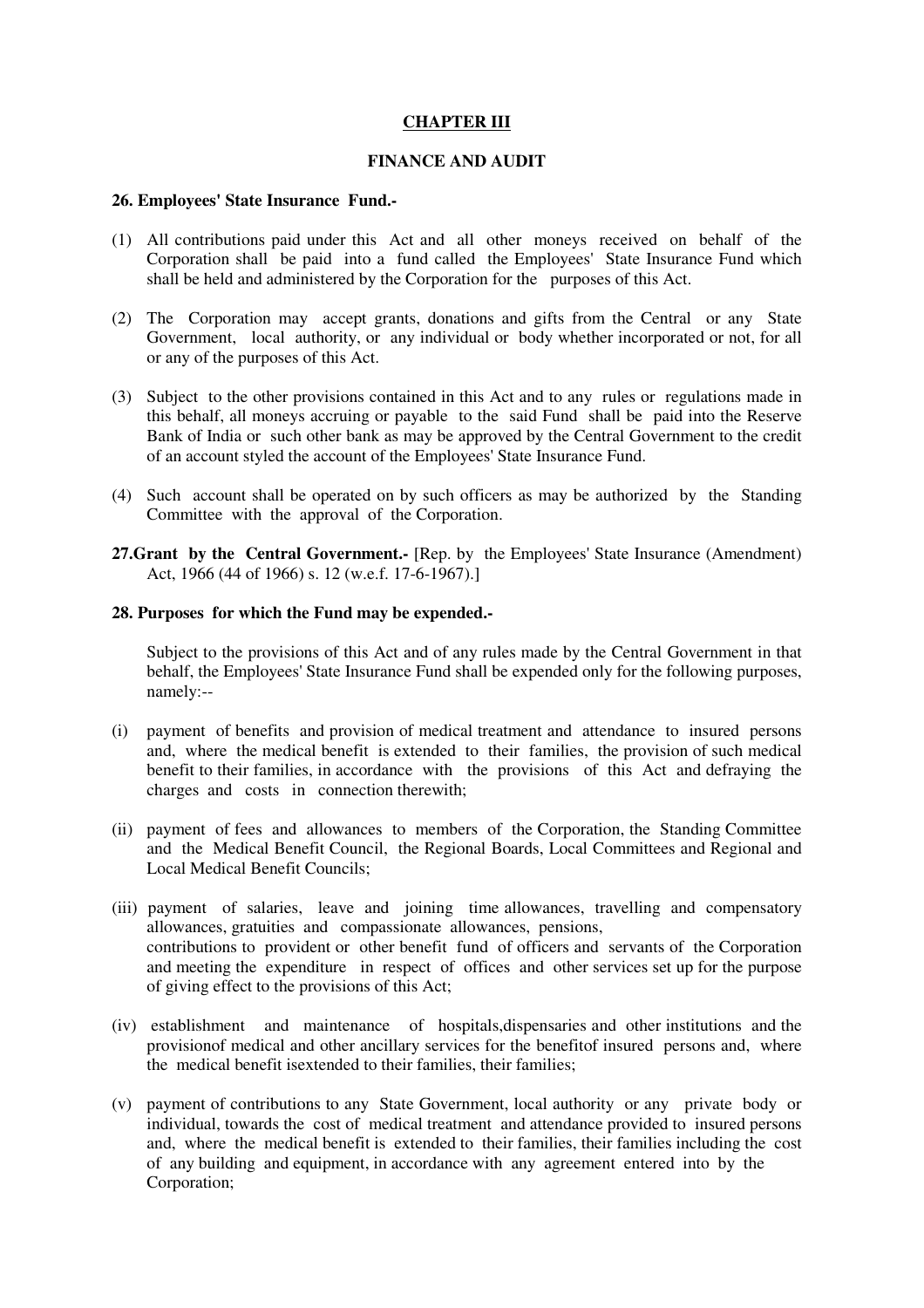## CHAPTER III

## FINANCE AND AUDIT

**26. Employees' State Insurance Fund.-**

(1) All contributions paid under this Act and all other moneys received on behalf of the Corporation shall be paid into a fund called the Employees' State Insurance Fund which shall be held and administered by the Corporation for the purposes of this Act.

(2) The Corporation may accept grants, donations and gifts from the Central or any State Government, local authority, or any individual or body whether incorporated or not, for all or any of the purposes of this Act.

(3) Subject to the other provisions contained in this Act and to any rules or regulations made in this behalf, all moneys accruing or payable to the said Fund shall be paid into the Reserve Bank of India or such other bank as may be approved by the Central Government to the credit of an account styled the account of the Employees' State Insurance Fund.

(4) Such account shall be operated on by such officers as may be authorized by the Standing Committee with the approval of the Corporation.

**27.Grant by the Central Government.-** [Rep. by the Employees' State Insurance (Amendment) Act, 1966 (44 of 1966) s. 12 (w.e.f. 17-6-1967).]

**28. Purposes for which the Fund may be expended.-**

Subject to the provisions of this Act and of any rules made by the Central Government in that behalf, the Employees' State Insurance Fund shall be expended only for the following purposes, namely:--

(i) payment of benefits and provision of medical treatment and attendance to insured persons and, where the medical benefit is extended to their families, the provision of such medical benefit to their families, in accordance with the provisions of this Act and defraying the charges and costs in connection therewith;

(ii) payment of fees and allowances to members of the Corporation, the Standing Committee and the Medical Benefit Council, the Regional Boards, Local Committees and Regional and Local Medical Benefit Councils;

(iii) payment of salaries, leave and joining time allowances, travelling and compensatory allowances, gratuities and compassionate allowances, pensions, contributions to provident or other benefit fund of officers and servants of the Corporation and meeting the expenditure in respect of offices and other services set up for the purpose of giving effect to the provisions of this Act;

(iv) establishment and maintenance of hospitals,dispensaries and other institutions and the provisionof medical and other ancillary services for the benefitof insured persons and, where the medical benefit isextended to their families, their families;

(v) payment of contributions to any State Government, local authority or any private body or individual, towards the cost of medical treatment and attendance provided to insured persons and, where the medical benefit is extended to their families, their families including the cost of any building and equipment, in accordance with any agreement entered into by the Corporation;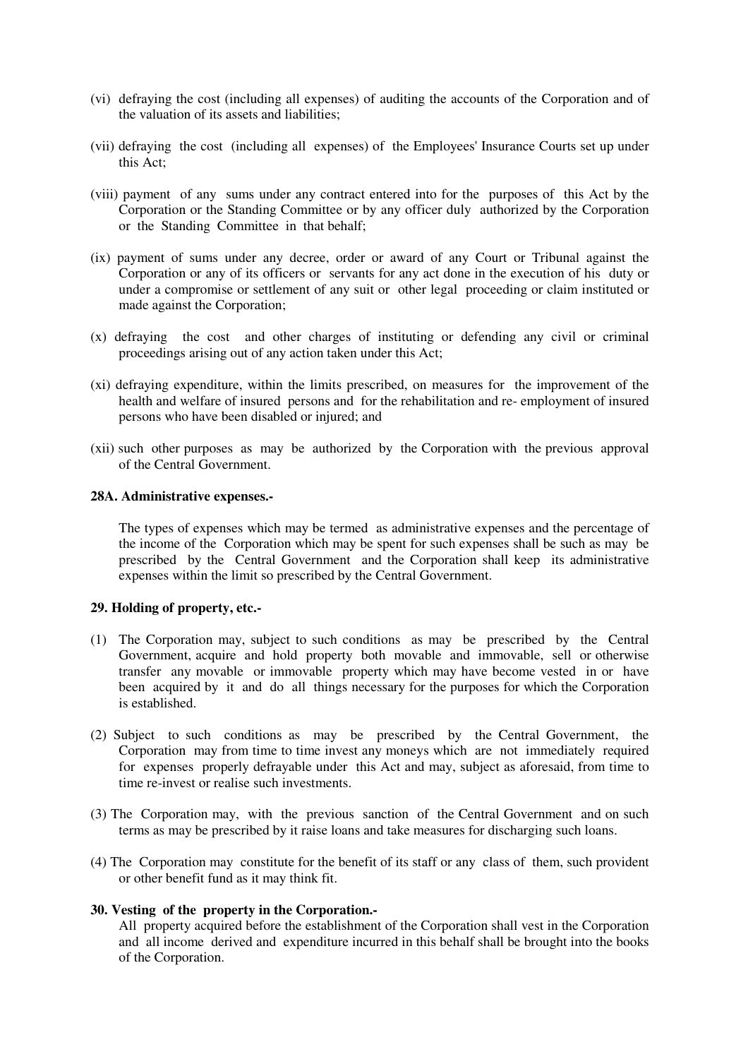(vi) defraying the cost (including all expenses) of auditing the accounts of the Corporation and of the valuation of its assets and liabilities;

(vii) defraying the cost (including all expenses) of the Employees' Insurance Courts set up under this Act;

(viii) payment of any sums under any contract entered into for the purposes of this Act by the Corporation or the Standing Committee or by any officer duly authorized by the Corporation or the Standing Committee in that behalf;

(ix) payment of sums under any decree, order or award of any Court or Tribunal against the Corporation or any of its officers or servants for any act done in the execution of his duty or under a compromise or settlement of any suit or other legal proceeding or claim instituted or made against the Corporation;

(x) defraying the cost and other charges of instituting or defending any civil or criminal proceedings arising out of any action taken under this Act;

(xi) defraying expenditure, within the limits prescribed, on measures for the improvement of the health and welfare of insured persons and for the rehabilitation and re- employment of insured persons who have been disabled or injured; and

(xii) such other purposes as may be authorized by the Corporation with the previous approval of the Central Government.

**28A. Administrative expenses.-**

The types of expenses which may be termed as administrative expenses and the percentage of the income of the Corporation which may be spent for such expenses shall be such as may be prescribed by the Central Government and the Corporation shall keep its administrative expenses within the limit so prescribed by the Central Government.

**29. Holding of property, etc.-**

(1) The Corporation may, subject to such conditions as may be prescribed by the Central Government, acquire and hold property both movable and immovable, sell or otherwise transfer any movable or immovable property which may have become vested in or have been acquired by it and do all things necessary for the purposes for which the Corporation is established.

(2) Subject to such conditions as may be prescribed by the Central Government, the Corporation may from time to time invest any moneys which are not immediately required for expenses properly defrayable under this Act and may, subject as aforesaid, from time to time re-invest or realise such investments.

(3) The Corporation may, with the previous sanction of the Central Government and on such terms as may be prescribed by it raise loans and take measures for discharging such loans.

(4) The Corporation may constitute for the benefit of its staff or any class of them, such provident or other benefit fund as it may think fit.

**30. Vesting of the property in the Corporation.-**

All property acquired before the establishment of the Corporation shall vest in the Corporation and all income derived and expenditure incurred in this behalf shall be brought into the books of the Corporation.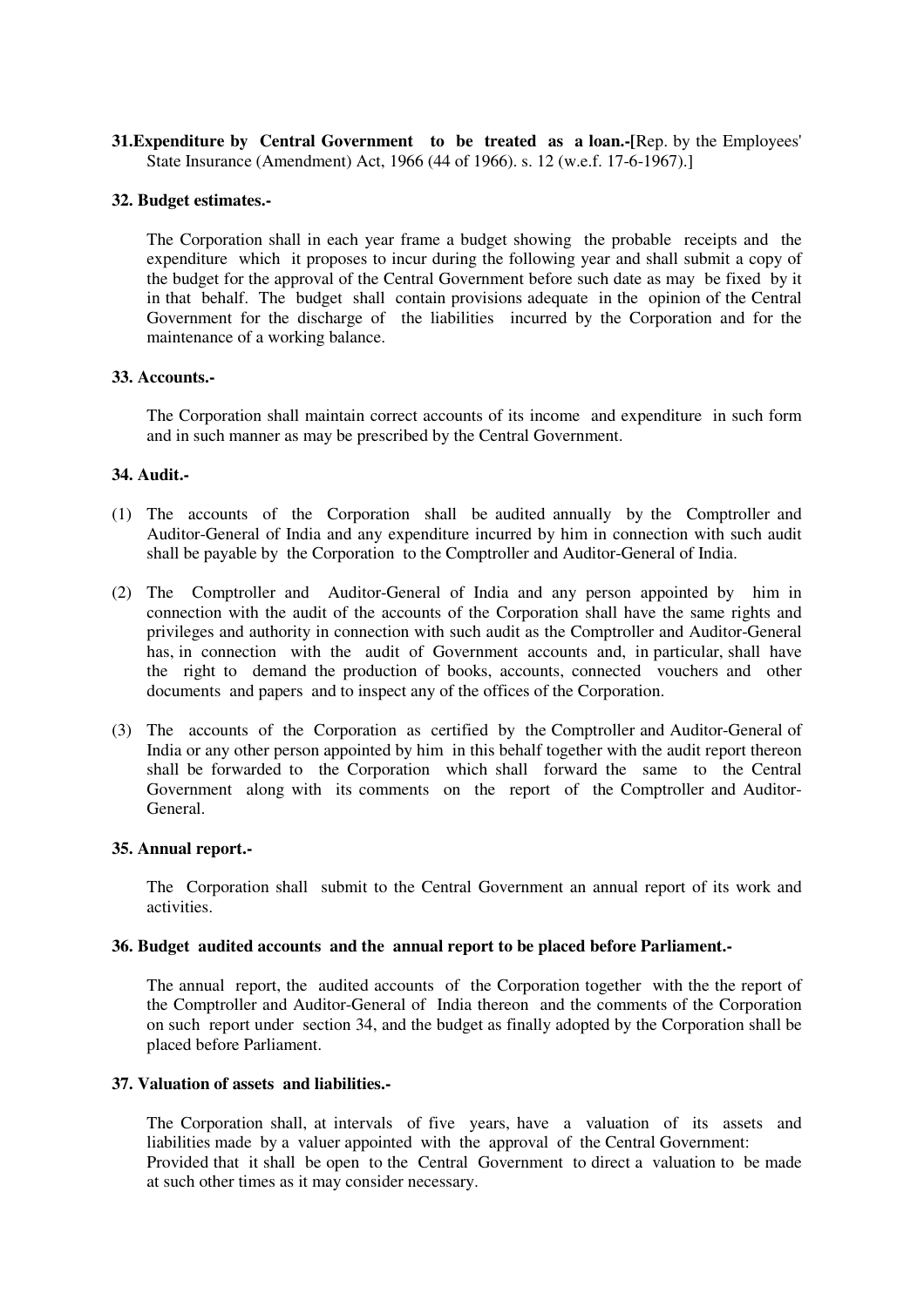**31.Expenditure by Central Government to be treated as a loan.-**[Rep. by the Employees' State Insurance (Amendment) Act, 1966 (44 of 1966). s. 12 (w.e.f. 17-6-1967).]

**32. Budget estimates.-**

The Corporation shall in each year frame a budget showing the probable receipts and the expenditure which it proposes to incur during the following year and shall submit a copy of the budget for the approval of the Central Government before such date as may be fixed by it in that behalf. The budget shall contain provisions adequate in the opinion of the Central Government for the discharge of the liabilities incurred by the Corporation and for the maintenance of a working balance.

**33. Accounts.-**

The Corporation shall maintain correct accounts of its income and expenditure in such form and in such manner as may be prescribed by the Central Government.

**34. Audit.-**

(1) The accounts of the Corporation shall be audited annually by the Comptroller and Auditor-General of India and any expenditure incurred by him in connection with such audit shall be payable by the Corporation to the Comptroller and Auditor-General of India.

(2) The Comptroller and Auditor-General of India and any person appointed by him in connection with the audit of the accounts of the Corporation shall have the same rights and privileges and authority in connection with such audit as the Comptroller and Auditor-General has, in connection with the audit of Government accounts and, in particular, shall have the right to demand the production of books, accounts, connected vouchers and other documents and papers and to inspect any of the offices of the Corporation.

(3) The accounts of the Corporation as certified by the Comptroller and Auditor-General of India or any other person appointed by him in this behalf together with the audit report thereon shall be forwarded to the Corporation which shall forward the same to the Central Government along with its comments on the report of the Comptroller and Auditor-General.

**35. Annual report.-**

The Corporation shall submit to the Central Government an annual report of its work and activities.

**36. Budget audited accounts and the annual report to be placed before Parliament.-**

The annual report, the audited accounts of the Corporation together with the the report of the Comptroller and Auditor-General of India thereon and the comments of the Corporation on such report under section 34, and the budget as finally adopted by the Corporation shall be placed before Parliament.

**37. Valuation of assets and liabilities.-**

The Corporation shall, at intervals of five years, have a valuation of its assets and liabilities made by a valuer appointed with the approval of the Central Government:
Provided that it shall be open to the Central Government to direct a valuation to be made at such other times as it may consider necessary.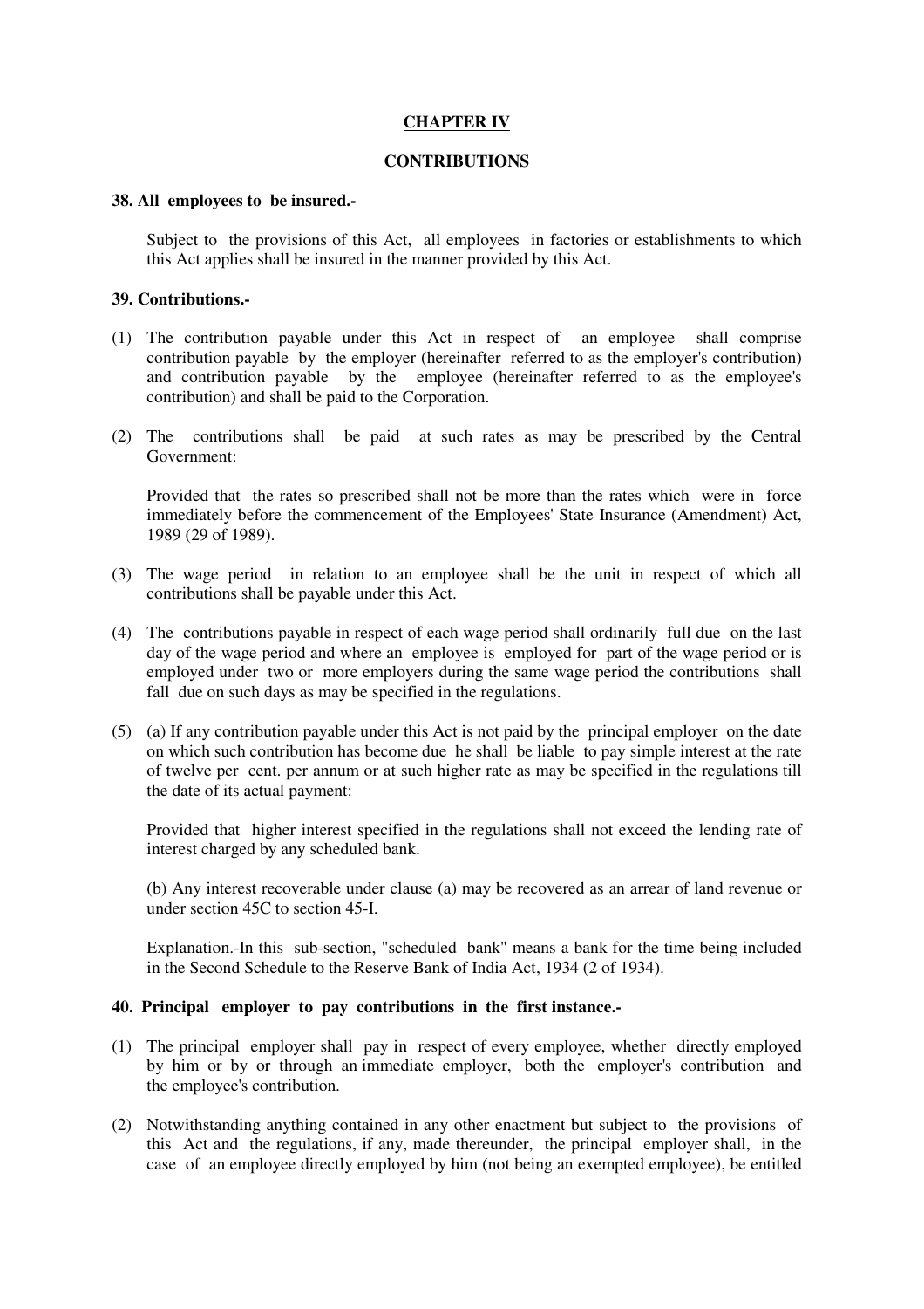## CHAPTER IV

## CONTRIBUTIONS

**38. All employees to be insured.-**

Subject to the provisions of this Act, all employees in factories or establishments to which this Act applies shall be insured in the manner provided by this Act.

**39. Contributions.-**

(1) The contribution payable under this Act in respect of an employee shall comprise contribution payable by the employer (hereinafter referred to as the employer's contribution) and contribution payable by the employee (hereinafter referred to as the employee's contribution) and shall be paid to the Corporation.

(2) The contributions shall be paid at such rates as may be prescribed by the Central Government:

Provided that the rates so prescribed shall not be more than the rates which were in force immediately before the commencement of the Employees' State Insurance (Amendment) Act, 1989 (29 of 1989).

(3) The wage period in relation to an employee shall be the unit in respect of which all contributions shall be payable under this Act.

(4) The contributions payable in respect of each wage period shall ordinarily full due on the last day of the wage period and where an employee is employed for part of the wage period or is employed under two or more employers during the same wage period the contributions shall fall due on such days as may be specified in the regulations.

(5) (a) If any contribution payable under this Act is not paid by the principal employer on the date on which such contribution has become due he shall be liable to pay simple interest at the rate of twelve per cent. per annum or at such higher rate as may be specified in the regulations till the date of its actual payment:

Provided that higher interest specified in the regulations shall not exceed the lending rate of interest charged by any scheduled bank.

(b) Any interest recoverable under clause (a) may be recovered as an arrear of land revenue or under section 45C to section 45-I.

Explanation.-In this sub-section, "scheduled bank" means a bank for the time being included in the Second Schedule to the Reserve Bank of India Act, 1934 (2 of 1934).

**40. Principal employer to pay contributions in the first instance.-**

(1) The principal employer shall pay in respect of every employee, whether directly employed by him or by or through an immediate employer, both the employer's contribution and the employee's contribution.

(2) Notwithstanding anything contained in any other enactment but subject to the provisions of this Act and the regulations, if any, made thereunder, the principal employer shall, in the case of an employee directly employed by him (not being an exempted employee), be entitled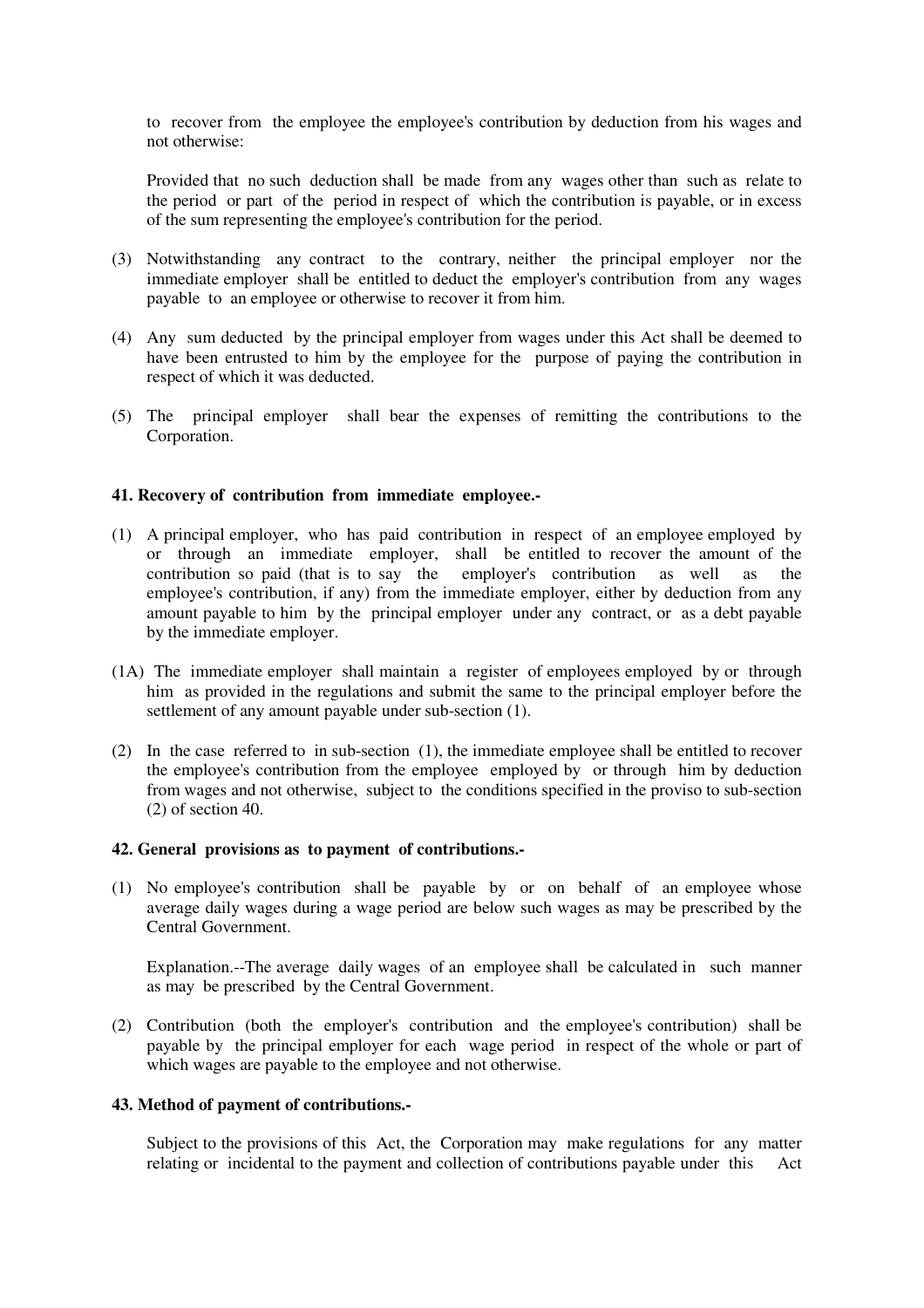to recover from the employee the employee's contribution by deduction from his wages and not otherwise:

Provided that no such deduction shall be made from any wages other than such as relate to the period or part of the period in respect of which the contribution is payable, or in excess of the sum representing the employee's contribution for the period.

(3) Notwithstanding any contract to the contrary, neither the principal employer nor the immediate employer shall be entitled to deduct the employer's contribution from any wages payable to an employee or otherwise to recover it from him.

(4) Any sum deducted by the principal employer from wages under this Act shall be deemed to have been entrusted to him by the employee for the purpose of paying the contribution in respect of which it was deducted.

(5) The principal employer shall bear the expenses of remitting the contributions to the Corporation.

**41. Recovery of contribution from immediate employee.-**

(1) A principal employer, who has paid contribution in respect of an employee employed by or through an immediate employer, shall be entitled to recover the amount of the contribution so paid (that is to say the employer's contribution as well as the employee's contribution, if any) from the immediate employer, either by deduction from any amount payable to him by the principal employer under any contract, or as a debt payable by the immediate employer.

(1A) The immediate employer shall maintain a register of employees employed by or through him as provided in the regulations and submit the same to the principal employer before the settlement of any amount payable under sub-section (1).

(2) In the case referred to in sub-section (1), the immediate employee shall be entitled to recover the employee's contribution from the employee employed by or through him by deduction from wages and not otherwise, subject to the conditions specified in the proviso to sub-section (2) of section 40.

**42. General provisions as to payment of contributions.-**

(1) No employee's contribution shall be payable by or on behalf of an employee whose average daily wages during a wage period are below such wages as may be prescribed by the Central Government.

Explanation.--The average daily wages of an employee shall be calculated in such manner as may be prescribed by the Central Government.

(2) Contribution (both the employer's contribution and the employee's contribution) shall be payable by the principal employer for each wage period in respect of the whole or part of which wages are payable to the employee and not otherwise.

**43. Method of payment of contributions.-**

Subject to the provisions of this Act, the Corporation may make regulations for any matter relating or incidental to the payment and collection of contributions payable under this Act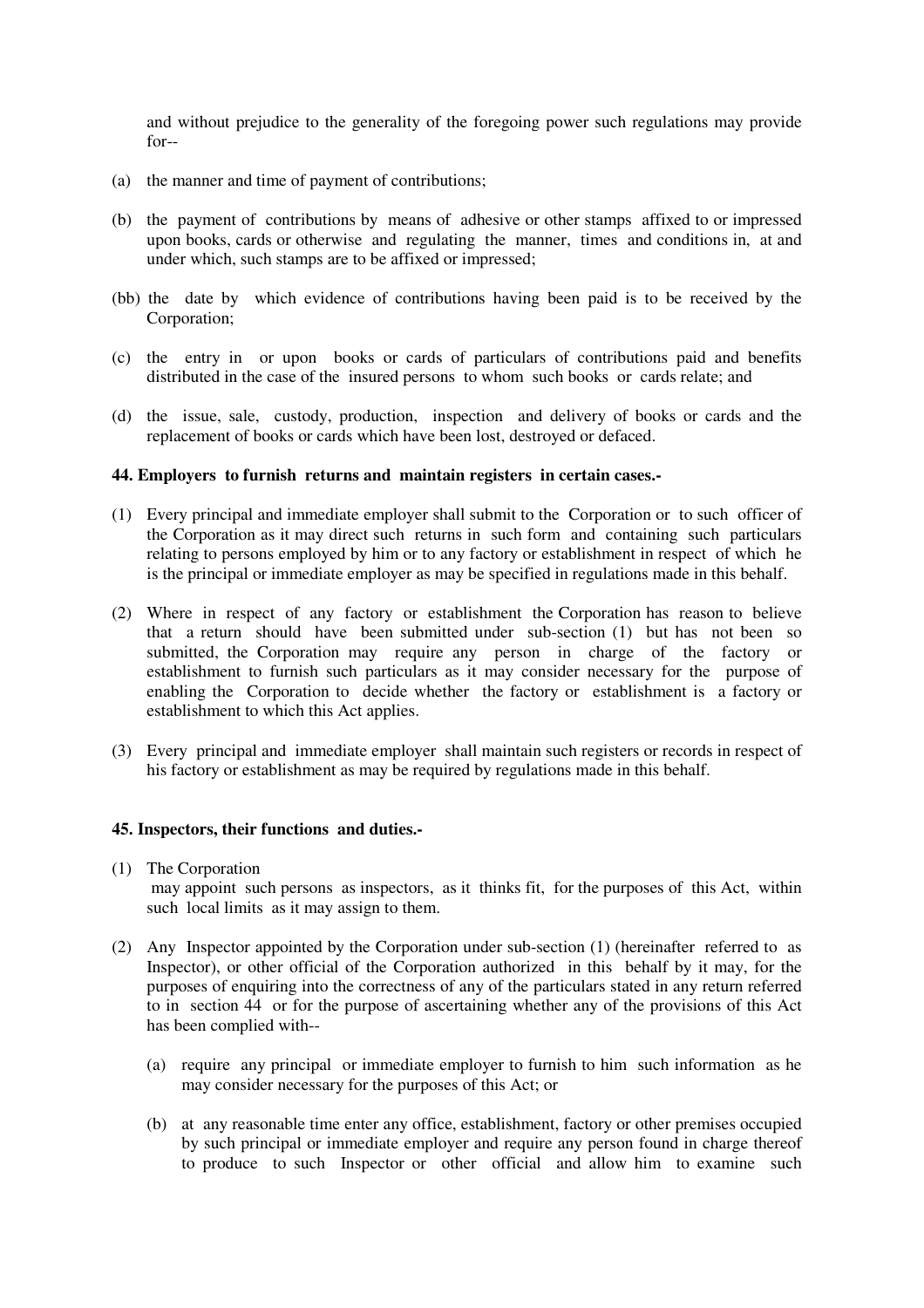and without prejudice to the generality of the foregoing power such regulations may provide for--

(a) the manner and time of payment of contributions;

(b) the payment of contributions by means of adhesive or other stamps affixed to or impressed upon books, cards or otherwise and regulating the manner, times and conditions in, at and under which, such stamps are to be affixed or impressed;

(bb) the date by which evidence of contributions having been paid is to be received by the Corporation;

(c) the entry in or upon books or cards of particulars of contributions paid and benefits distributed in the case of the insured persons to whom such books or cards relate; and

(d) the issue, sale, custody, production, inspection and delivery of books or cards and the replacement of books or cards which have been lost, destroyed or defaced.

**44. Employers to furnish returns and maintain registers in certain cases.-**

(1) Every principal and immediate employer shall submit to the Corporation or to such officer of the Corporation as it may direct such returns in such form and containing such particulars relating to persons employed by him or to any factory or establishment in respect of which he is the principal or immediate employer as may be specified in regulations made in this behalf.

(2) Where in respect of any factory or establishment the Corporation has reason to believe that a return should have been submitted under sub-section (1) but has not been so submitted, the Corporation may require any person in charge of the factory or establishment to furnish such particulars as it may consider necessary for the purpose of enabling the Corporation to decide whether the factory or establishment is a factory or establishment to which this Act applies.

(3) Every principal and immediate employer shall maintain such registers or records in respect of his factory or establishment as may be required by regulations made in this behalf.

**45. Inspectors, their functions and duties.-**

(1) The Corporation may appoint such persons as inspectors, as it thinks fit, for the purposes of this Act, within such local limits as it may assign to them.

(2) Any Inspector appointed by the Corporation under sub-section (1) (hereinafter referred to as Inspector), or other official of the Corporation authorized in this behalf by it may, for the purposes of enquiring into the correctness of any of the particulars stated in any return referred to in section 44 or for the purpose of ascertaining whether any of the provisions of this Act has been complied with--

   (a) require any principal or immediate employer to furnish to him such information as he may consider necessary for the purposes of this Act; or

   (b) at any reasonable time enter any office, establishment, factory or other premises occupied by such principal or immediate employer and require any person found in charge thereof to produce to such Inspector or other official and allow him to examine such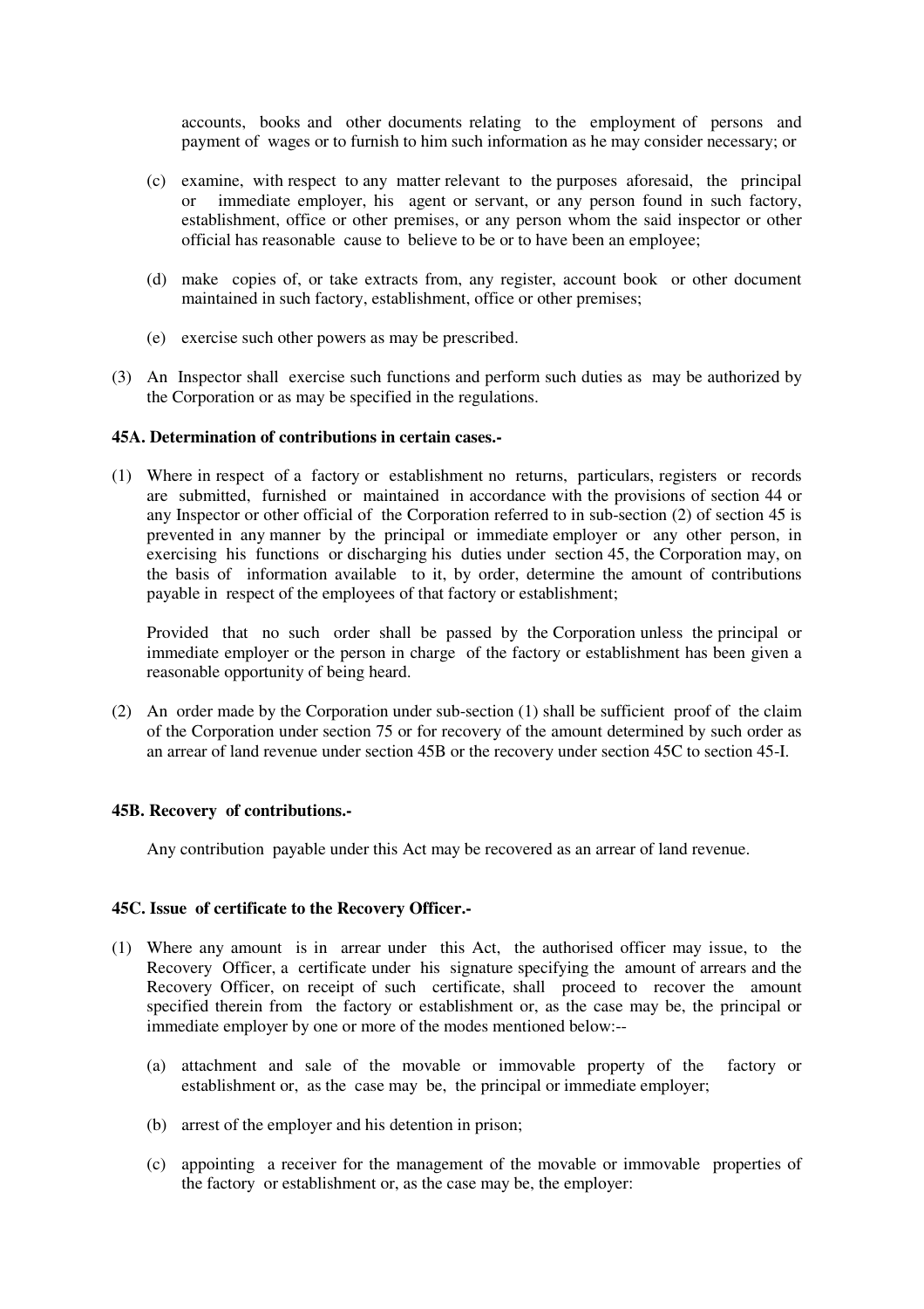accounts, books and other documents relating to the employment of persons and payment of wages or to furnish to him such information as he may consider necessary; or

(c) examine, with respect to any matter relevant to the purposes aforesaid, the principal or immediate employer, his agent or servant, or any person found in such factory, establishment, office or other premises, or any person whom the said inspector or other official has reasonable cause to believe to be or to have been an employee;

(d) make copies of, or take extracts from, any register, account book or other document maintained in such factory, establishment, office or other premises;

(e) exercise such other powers as may be prescribed.

(3) An Inspector shall exercise such functions and perform such duties as may be authorized by the Corporation or as may be specified in the regulations.

**45A. Determination of contributions in certain cases.-**

(1) Where in respect of a factory or establishment no returns, particulars, registers or records are submitted, furnished or maintained in accordance with the provisions of section 44 or any Inspector or other official of the Corporation referred to in sub-section (2) of section 45 is prevented in any manner by the principal or immediate employer or any other person, in exercising his functions or discharging his duties under section 45, the Corporation may, on the basis of information available to it, by order, determine the amount of contributions payable in respect of the employees of that factory or establishment;

Provided that no such order shall be passed by the Corporation unless the principal or immediate employer or the person in charge of the factory or establishment has been given a reasonable opportunity of being heard.

(2) An order made by the Corporation under sub-section (1) shall be sufficient proof of the claim of the Corporation under section 75 or for recovery of the amount determined by such order as an arrear of land revenue under section 45B or the recovery under section 45C to section 45-I.

**45B. Recovery of contributions.-**

Any contribution payable under this Act may be recovered as an arrear of land revenue.

**45C. Issue of certificate to the Recovery Officer.-**

(1) Where any amount is in arrear under this Act, the authorised officer may issue, to the Recovery Officer, a certificate under his signature specifying the amount of arrears and the Recovery Officer, on receipt of such certificate, shall proceed to recover the amount specified therein from the factory or establishment or, as the case may be, the principal or immediate employer by one or more of the modes mentioned below:--

(a) attachment and sale of the movable or immovable property of the factory or establishment or, as the case may be, the principal or immediate employer;

(b) arrest of the employer and his detention in prison;

(c) appointing a receiver for the management of the movable or immovable properties of the factory or establishment or, as the case may be, the employer: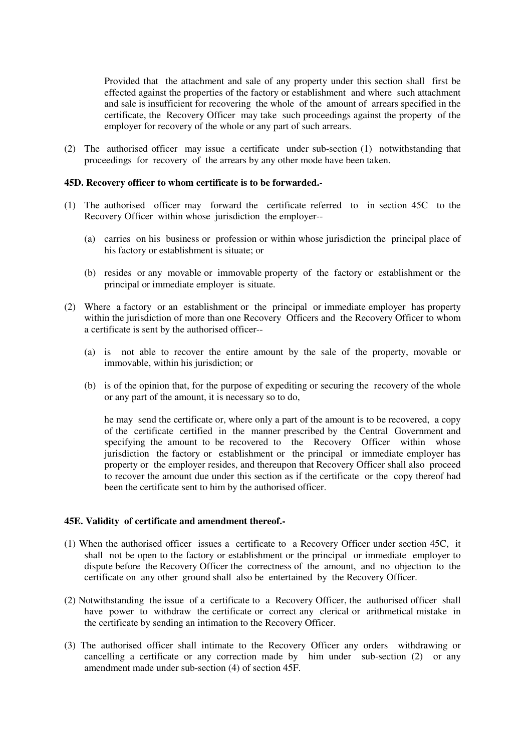Provided that the attachment and sale of any property under this section shall first be effected against the properties of the factory or establishment and where such attachment and sale is insufficient for recovering the whole of the amount of arrears specified in the certificate, the Recovery Officer may take such proceedings against the property of the employer for recovery of the whole or any part of such arrears.

(2) The authorised officer may issue a certificate under sub-section (1) notwithstanding that proceedings for recovery of the arrears by any other mode have been taken.

**45D. Recovery officer to whom certificate is to be forwarded.-**

(1) The authorised officer may forward the certificate referred to in section 45C to the Recovery Officer within whose jurisdiction the employer--

 (a) carries on his business or profession or within whose jurisdiction the principal place of his factory or establishment is situate; or

 (b) resides or any movable or immovable property of the factory or establishment or the principal or immediate employer is situate.

(2) Where a factory or an establishment or the principal or immediate employer has property within the jurisdiction of more than one Recovery Officers and the Recovery Officer to whom a certificate is sent by the authorised officer--

 (a) is not able to recover the entire amount by the sale of the property, movable or immovable, within his jurisdiction; or

 (b) is of the opinion that, for the purpose of expediting or securing the recovery of the whole or any part of the amount, it is necessary so to do,

 he may send the certificate or, where only a part of the amount is to be recovered, a copy of the certificate certified in the manner prescribed by the Central Government and specifying the amount to be recovered to the Recovery Officer within whose jurisdiction the factory or establishment or the principal or immediate employer has property or the employer resides, and thereupon that Recovery Officer shall also proceed to recover the amount due under this section as if the certificate or the copy thereof had been the certificate sent to him by the authorised officer.

**45E. Validity of certificate and amendment thereof.-**

(1) When the authorised officer issues a certificate to a Recovery Officer under section 45C, it shall not be open to the factory or establishment or the principal or immediate employer to dispute before the Recovery Officer the correctness of the amount, and no objection to the certificate on any other ground shall also be entertained by the Recovery Officer.

(2) Notwithstanding the issue of a certificate to a Recovery Officer, the authorised officer shall have power to withdraw the certificate or correct any clerical or arithmetical mistake in the certificate by sending an intimation to the Recovery Officer.

(3) The authorised officer shall intimate to the Recovery Officer any orders withdrawing or cancelling a certificate or any correction made by him under sub-section (2) or any amendment made under sub-section (4) of section 45F.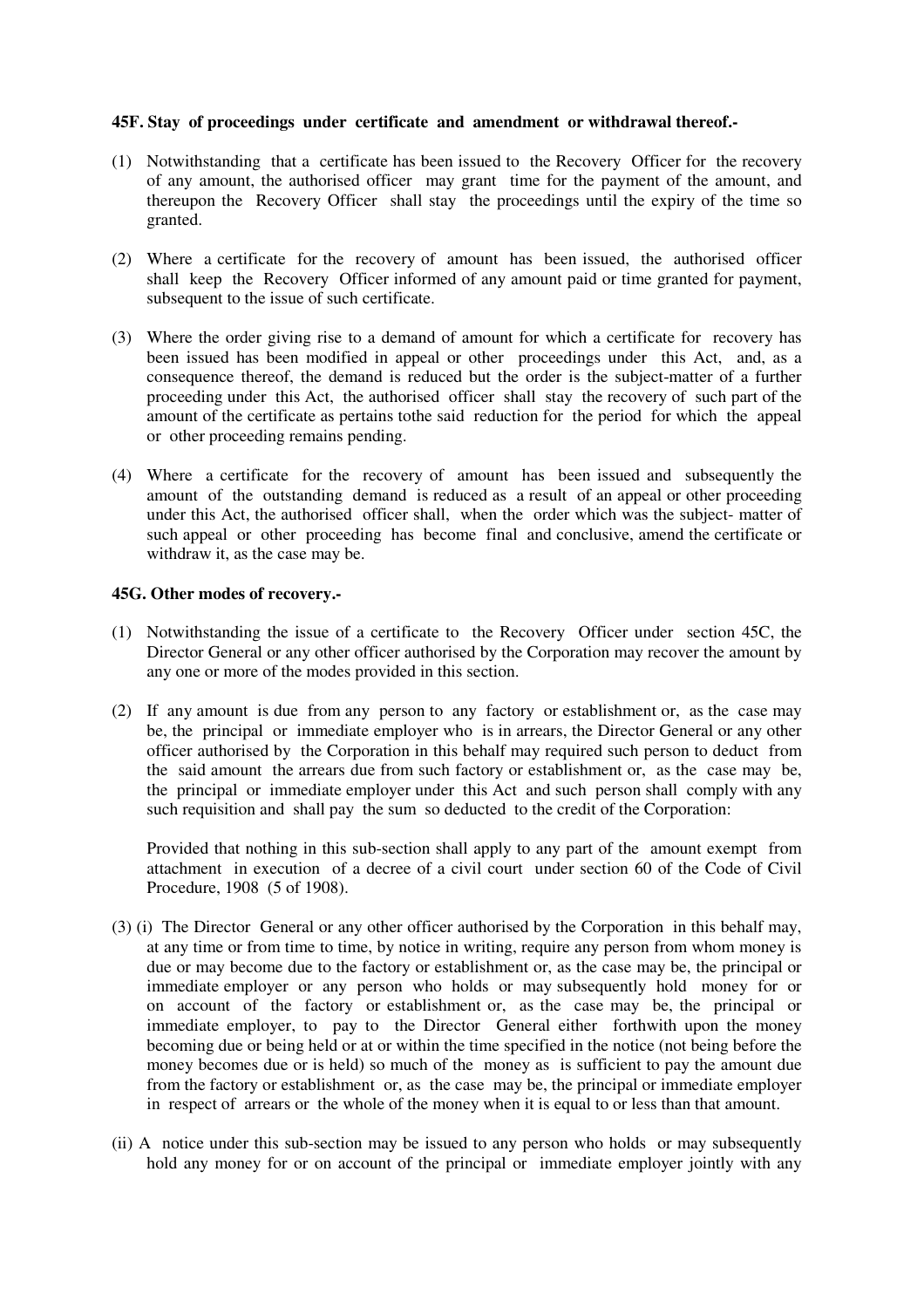**45F. Stay of proceedings under certificate and amendment or withdrawal thereof.-**

(1) Notwithstanding that a certificate has been issued to the Recovery Officer for the recovery of any amount, the authorised officer may grant time for the payment of the amount, and thereupon the Recovery Officer shall stay the proceedings until the expiry of the time so granted.

(2) Where a certificate for the recovery of amount has been issued, the authorised officer shall keep the Recovery Officer informed of any amount paid or time granted for payment, subsequent to the issue of such certificate.

(3) Where the order giving rise to a demand of amount for which a certificate for recovery has been issued has been modified in appeal or other proceedings under this Act, and, as a consequence thereof, the demand is reduced but the order is the subject-matter of a further proceeding under this Act, the authorised officer shall stay the recovery of such part of the amount of the certificate as pertains tothe said reduction for the period for which the appeal or other proceeding remains pending.

(4) Where a certificate for the recovery of amount has been issued and subsequently the amount of the outstanding demand is reduced as a result of an appeal or other proceeding under this Act, the authorised officer shall, when the order which was the subject- matter of such appeal or other proceeding has become final and conclusive, amend the certificate or withdraw it, as the case may be.

**45G. Other modes of recovery.-**

(1) Notwithstanding the issue of a certificate to the Recovery Officer under section 45C, the Director General or any other officer authorised by the Corporation may recover the amount by any one or more of the modes provided in this section.

(2) If any amount is due from any person to any factory or establishment or, as the case may be, the principal or immediate employer who is in arrears, the Director General or any other officer authorised by the Corporation in this behalf may required such person to deduct from the said amount the arrears due from such factory or establishment or, as the case may be, the principal or immediate employer under this Act and such person shall comply with any such requisition and shall pay the sum so deducted to the credit of the Corporation:

Provided that nothing in this sub-section shall apply to any part of the amount exempt from attachment in execution of a decree of a civil court under section 60 of the Code of Civil Procedure, 1908 (5 of 1908).

(3) (i) The Director General or any other officer authorised by the Corporation in this behalf may, at any time or from time to time, by notice in writing, require any person from whom money is due or may become due to the factory or establishment or, as the case may be, the principal or immediate employer or any person who holds or may subsequently hold money for or on account of the factory or establishment or, as the case may be, the principal or immediate employer, to pay to the Director General either forthwith upon the money becoming due or being held or at or within the time specified in the notice (not being before the money becomes due or is held) so much of the money as is sufficient to pay the amount due from the factory or establishment or, as the case may be, the principal or immediate employer in respect of arrears or the whole of the money when it is equal to or less than that amount.

(ii) A notice under this sub-section may be issued to any person who holds or may subsequently hold any money for or on account of the principal or immediate employer jointly with any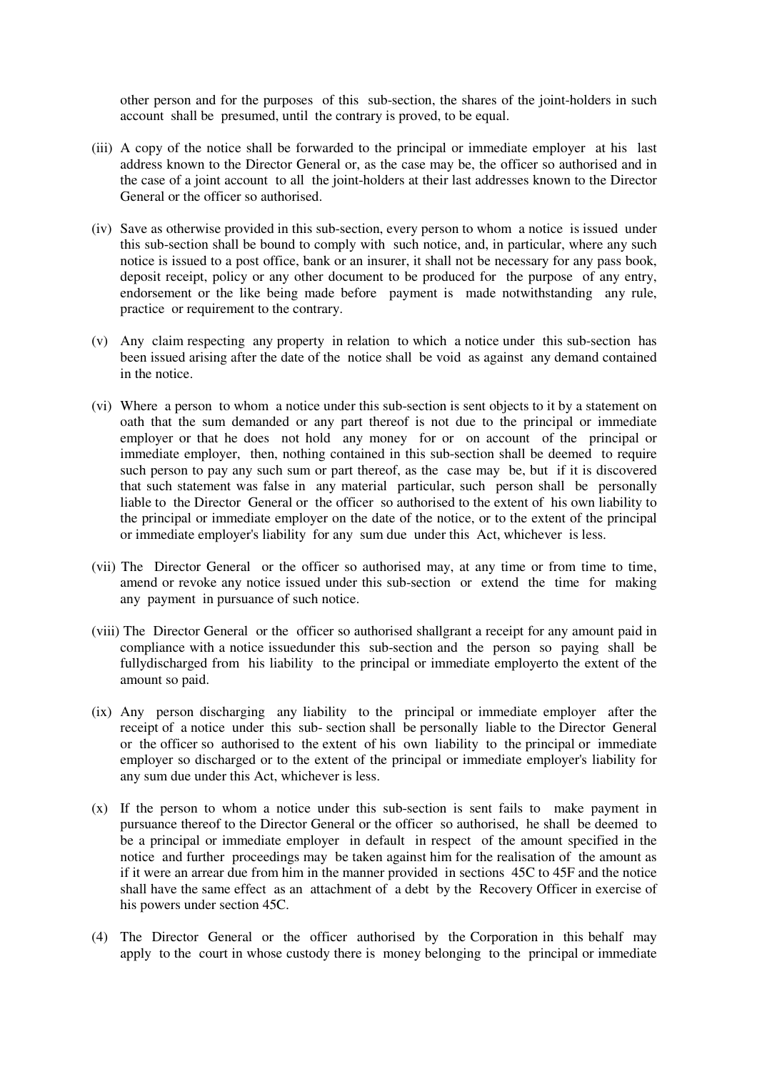other person and for the purposes of this sub-section, the shares of the joint-holders in such account shall be presumed, until the contrary is proved, to be equal.

(iii) A copy of the notice shall be forwarded to the principal or immediate employer at his last address known to the Director General or, as the case may be, the officer so authorised and in the case of a joint account to all the joint-holders at their last addresses known to the Director General or the officer so authorised.

(iv) Save as otherwise provided in this sub-section, every person to whom a notice is issued under this sub-section shall be bound to comply with such notice, and, in particular, where any such notice is issued to a post office, bank or an insurer, it shall not be necessary for any pass book, deposit receipt, policy or any other document to be produced for the purpose of any entry, endorsement or the like being made before payment is made notwithstanding any rule, practice or requirement to the contrary.

(v) Any claim respecting any property in relation to which a notice under this sub-section has been issued arising after the date of the notice shall be void as against any demand contained in the notice.

(vi) Where a person to whom a notice under this sub-section is sent objects to it by a statement on oath that the sum demanded or any part thereof is not due to the principal or immediate employer or that he does not hold any money for or on account of the principal or immediate employer, then, nothing contained in this sub-section shall be deemed to require such person to pay any such sum or part thereof, as the case may be, but if it is discovered that such statement was false in any material particular, such person shall be personally liable to the Director General or the officer so authorised to the extent of his own liability to the principal or immediate employer on the date of the notice, or to the extent of the principal or immediate employer's liability for any sum due under this Act, whichever is less.

(vii) The Director General or the officer so authorised may, at any time or from time to time, amend or revoke any notice issued under this sub-section or extend the time for making any payment in pursuance of such notice.

(viii) The Director General or the officer so authorised shallgrant a receipt for any amount paid in compliance with a notice issuedunder this sub-section and the person so paying shall be fullydischarged from his liability to the principal or immediate employerto the extent of the amount so paid.

(ix) Any person discharging any liability to the principal or immediate employer after the receipt of a notice under this sub- section shall be personally liable to the Director General or the officer so authorised to the extent of his own liability to the principal or immediate employer so discharged or to the extent of the principal or immediate employer's liability for any sum due under this Act, whichever is less.

(x) If the person to whom a notice under this sub-section is sent fails to make payment in pursuance thereof to the Director General or the officer so authorised, he shall be deemed to be a principal or immediate employer in default in respect of the amount specified in the notice and further proceedings may be taken against him for the realisation of the amount as if it were an arrear due from him in the manner provided in sections 45C to 45F and the notice shall have the same effect as an attachment of a debt by the Recovery Officer in exercise of his powers under section 45C.

(4) The Director General or the officer authorised by the Corporation in this behalf may apply to the court in whose custody there is money belonging to the principal or immediate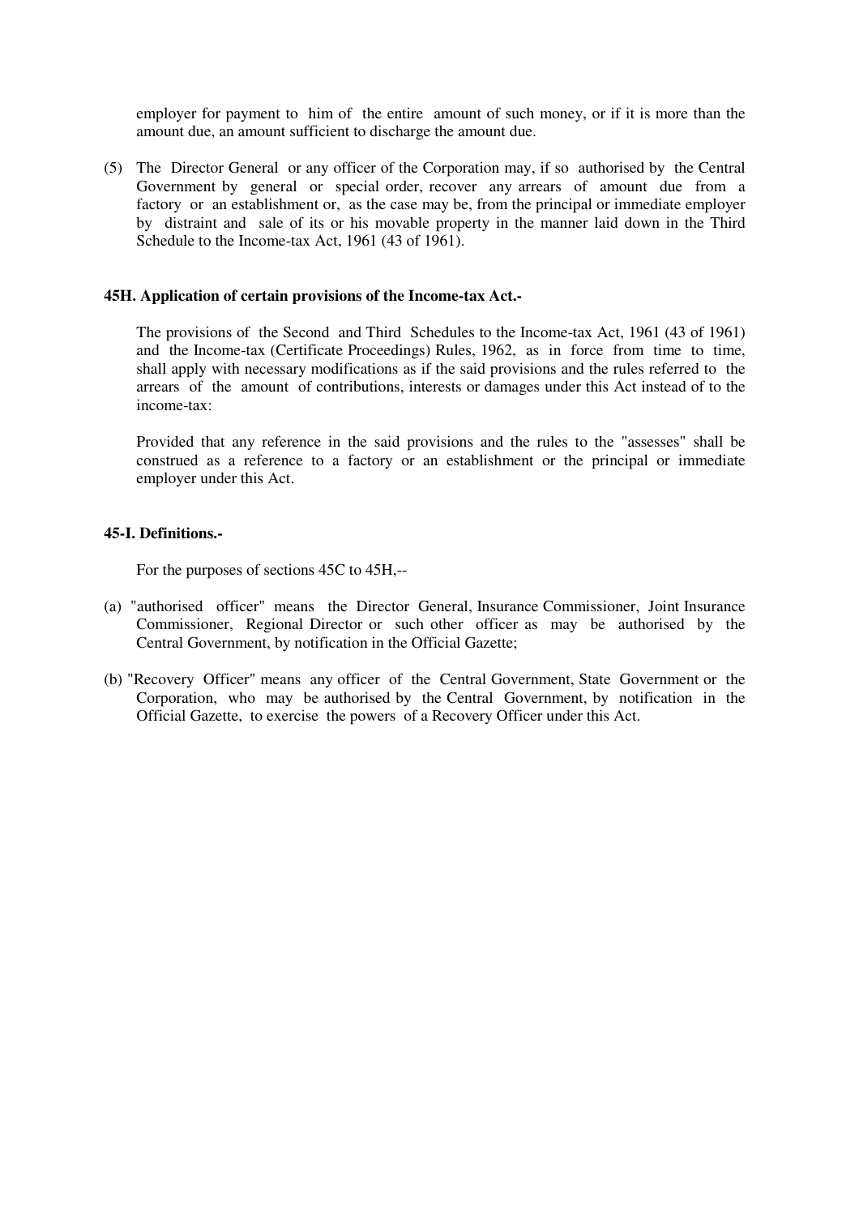employer for payment to him of the entire amount of such money, or if it is more than the amount due, an amount sufficient to discharge the amount due.

(5) The Director General or any officer of the Corporation may, if so authorised by the Central Government by general or special order, recover any arrears of amount due from a factory or an establishment or, as the case may be, from the principal or immediate employer by distraint and sale of its or his movable property in the manner laid down in the Third Schedule to the Income-tax Act, 1961 (43 of 1961).

**45H. Application of certain provisions of the Income-tax Act.-**

The provisions of the Second and Third Schedules to the Income-tax Act, 1961 (43 of 1961) and the Income-tax (Certificate Proceedings) Rules, 1962, as in force from time to time, shall apply with necessary modifications as if the said provisions and the rules referred to the arrears of the amount of contributions, interests or damages under this Act instead of to the income-tax:

Provided that any reference in the said provisions and the rules to the "assesses" shall be construed as a reference to a factory or an establishment or the principal or immediate employer under this Act.

**45-I. Definitions.-**

For the purposes of sections 45C to 45H,--

(a) "authorised officer" means the Director General, Insurance Commissioner, Joint Insurance Commissioner, Regional Director or such other officer as may be authorised by the Central Government, by notification in the Official Gazette;

(b) "Recovery Officer" means any officer of the Central Government, State Government or the Corporation, who may be authorised by the Central Government, by notification in the Official Gazette, to exercise the powers of a Recovery Officer under this Act.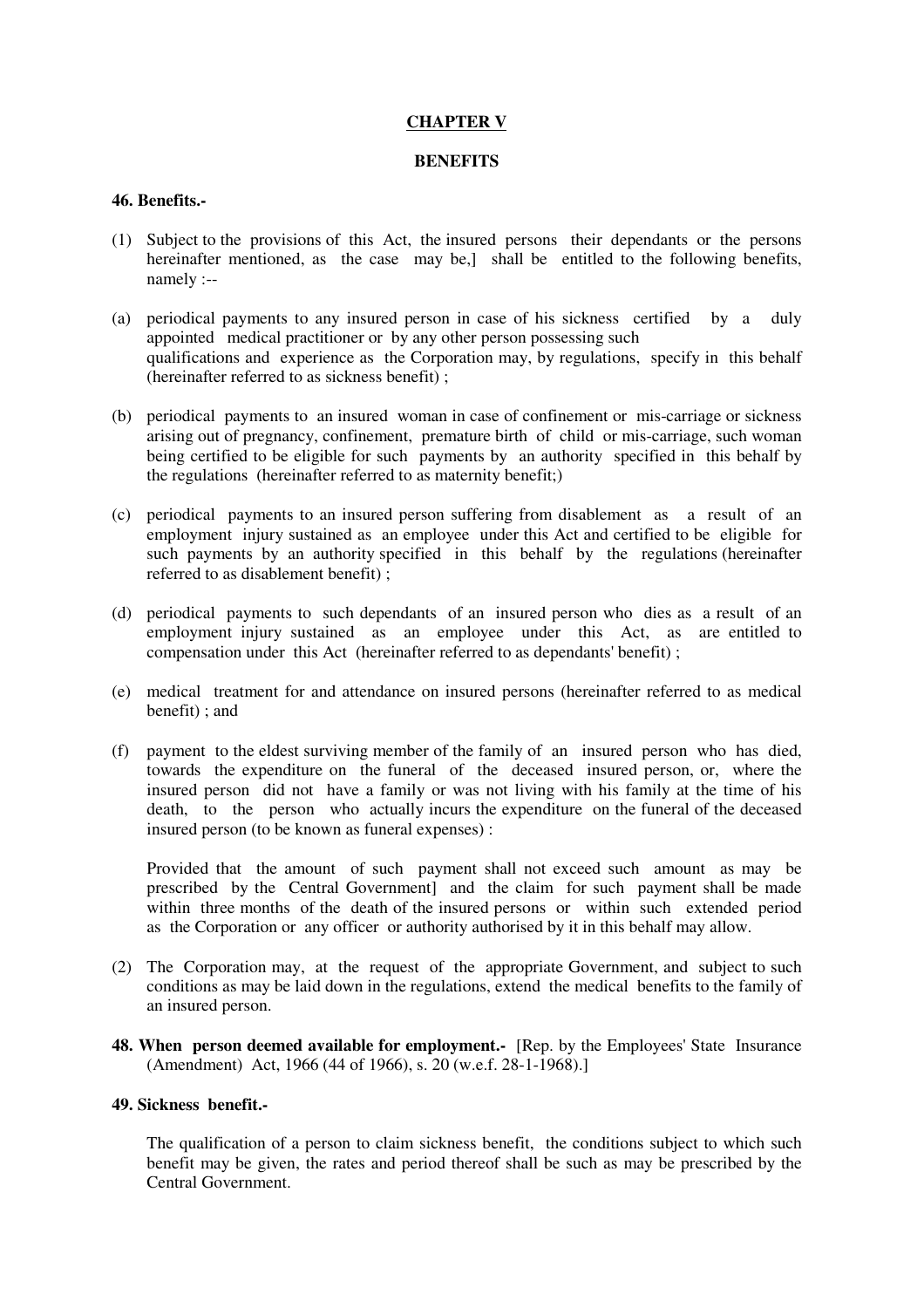## CHAPTER V

## BENEFITS

### 46. Benefits.-

(1) Subject to the provisions of this Act, the insured persons their dependants or the persons hereinafter mentioned, as the case may be,] shall be entitled to the following benefits, namely :--

(a) periodical payments to any insured person in case of his sickness certified by a duly appointed medical practitioner or by any other person possessing such qualifications and experience as the Corporation may, by regulations, specify in this behalf (hereinafter referred to as sickness benefit) ;

(b) periodical payments to an insured woman in case of confinement or mis-carriage or sickness arising out of pregnancy, confinement, premature birth of child or mis-carriage, such woman being certified to be eligible for such payments by an authority specified in this behalf by the regulations (hereinafter referred to as maternity benefit;)

(c) periodical payments to an insured person suffering from disablement as a result of an employment injury sustained as an employee under this Act and certified to be eligible for such payments by an authority specified in this behalf by the regulations (hereinafter referred to as disablement benefit) ;

(d) periodical payments to such dependants of an insured person who dies as a result of an employment injury sustained as an employee under this Act, as are entitled to compensation under this Act (hereinafter referred to as dependants' benefit) ;

(e) medical treatment for and attendance on insured persons (hereinafter referred to as medical benefit) ; and

(f) payment to the eldest surviving member of the family of an insured person who has died, towards the expenditure on the funeral of the deceased insured person, or, where the insured person did not have a family or was not living with his family at the time of his death, to the person who actually incurs the expenditure on the funeral of the deceased insured person (to be known as funeral expenses) :

Provided that the amount of such payment shall not exceed such amount as may be prescribed by the Central Government] and the claim for such payment shall be made within three months of the death of the insured persons or within such extended period as the Corporation or any officer or authority authorised by it in this behalf may allow.

(2) The Corporation may, at the request of the appropriate Government, and subject to such conditions as may be laid down in the regulations, extend the medical benefits to the family of an insured person.

**48. When person deemed available for employment.-** [Rep. by the Employees' State Insurance (Amendment) Act, 1966 (44 of 1966), s. 20 (w.e.f. 28-1-1968).]

### 49. Sickness benefit.-

The qualification of a person to claim sickness benefit, the conditions subject to which such benefit may be given, the rates and period thereof shall be such as may be prescribed by the Central Government.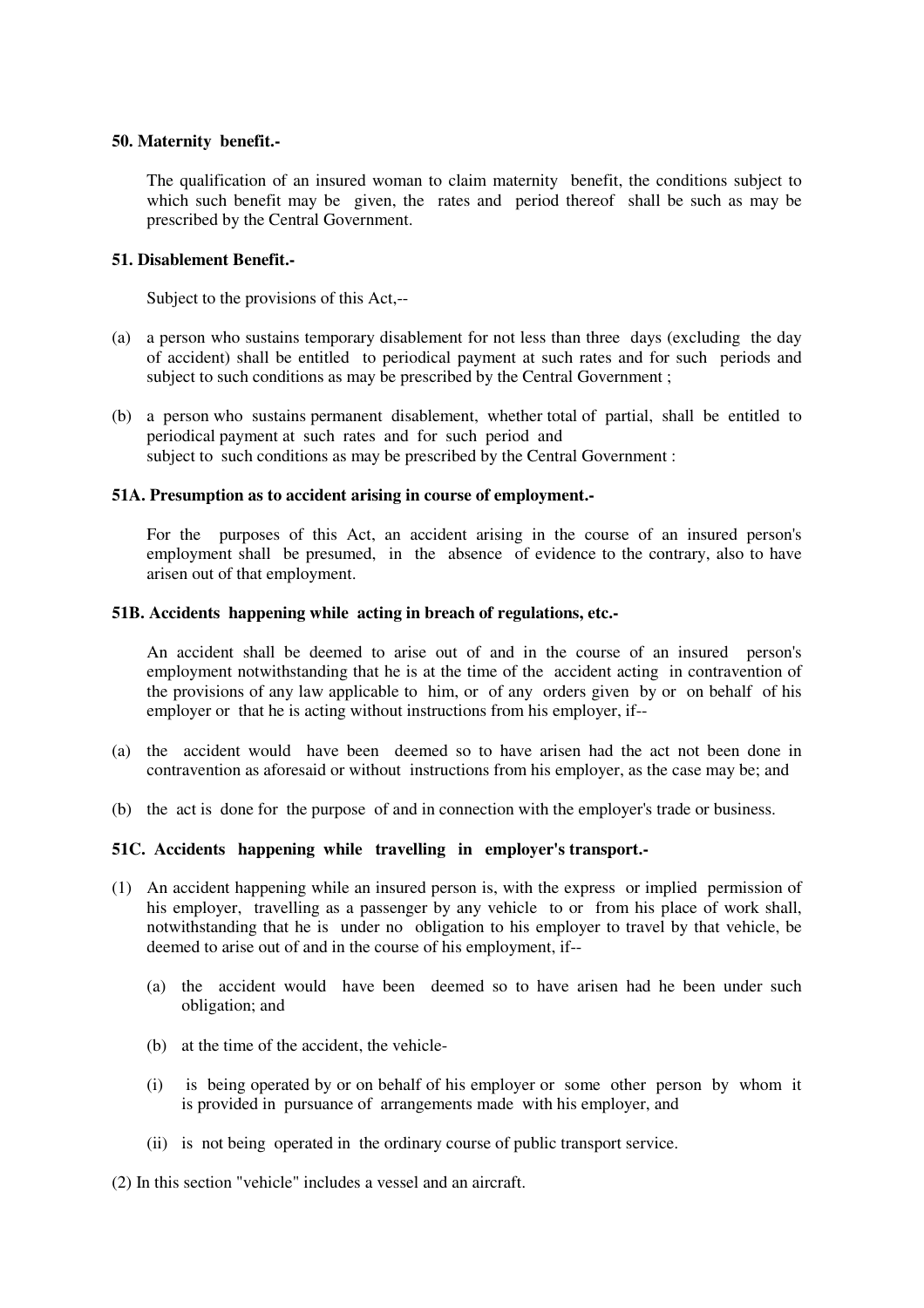**50. Maternity benefit.-**

The qualification of an insured woman to claim maternity benefit, the conditions subject to which such benefit may be given, the rates and period thereof shall be such as may be prescribed by the Central Government.

**51. Disablement Benefit.-**

Subject to the provisions of this Act,--

(a) a person who sustains temporary disablement for not less than three days (excluding the day of accident) shall be entitled to periodical payment at such rates and for such periods and subject to such conditions as may be prescribed by the Central Government ;

(b) a person who sustains permanent disablement, whether total of partial, shall be entitled to periodical payment at such rates and for such period and subject to such conditions as may be prescribed by the Central Government :

**51A. Presumption as to accident arising in course of employment.-**

For the purposes of this Act, an accident arising in the course of an insured person's employment shall be presumed, in the absence of evidence to the contrary, also to have arisen out of that employment.

**51B. Accidents happening while acting in breach of regulations, etc.-**

An accident shall be deemed to arise out of and in the course of an insured person's employment notwithstanding that he is at the time of the accident acting in contravention of the provisions of any law applicable to him, or of any orders given by or on behalf of his employer or that he is acting without instructions from his employer, if--

(a) the accident would have been deemed so to have arisen had the act not been done in contravention as aforesaid or without instructions from his employer, as the case may be; and

(b) the act is done for the purpose of and in connection with the employer's trade or business.

**51C. Accidents happening while travelling in employer's transport.-**

(1) An accident happening while an insured person is, with the express or implied permission of his employer, travelling as a passenger by any vehicle to or from his place of work shall, notwithstanding that he is under no obligation to his employer to travel by that vehicle, be deemed to arise out of and in the course of his employment, if--

   (a) the accident would have been deemed so to have arisen had he been under such obligation; and

   (b) at the time of the accident, the vehicle-

   (i) is being operated by or on behalf of his employer or some other person by whom it is provided in pursuance of arrangements made with his employer, and

   (ii) is not being operated in the ordinary course of public transport service.

(2) In this section "vehicle" includes a vessel and an aircraft.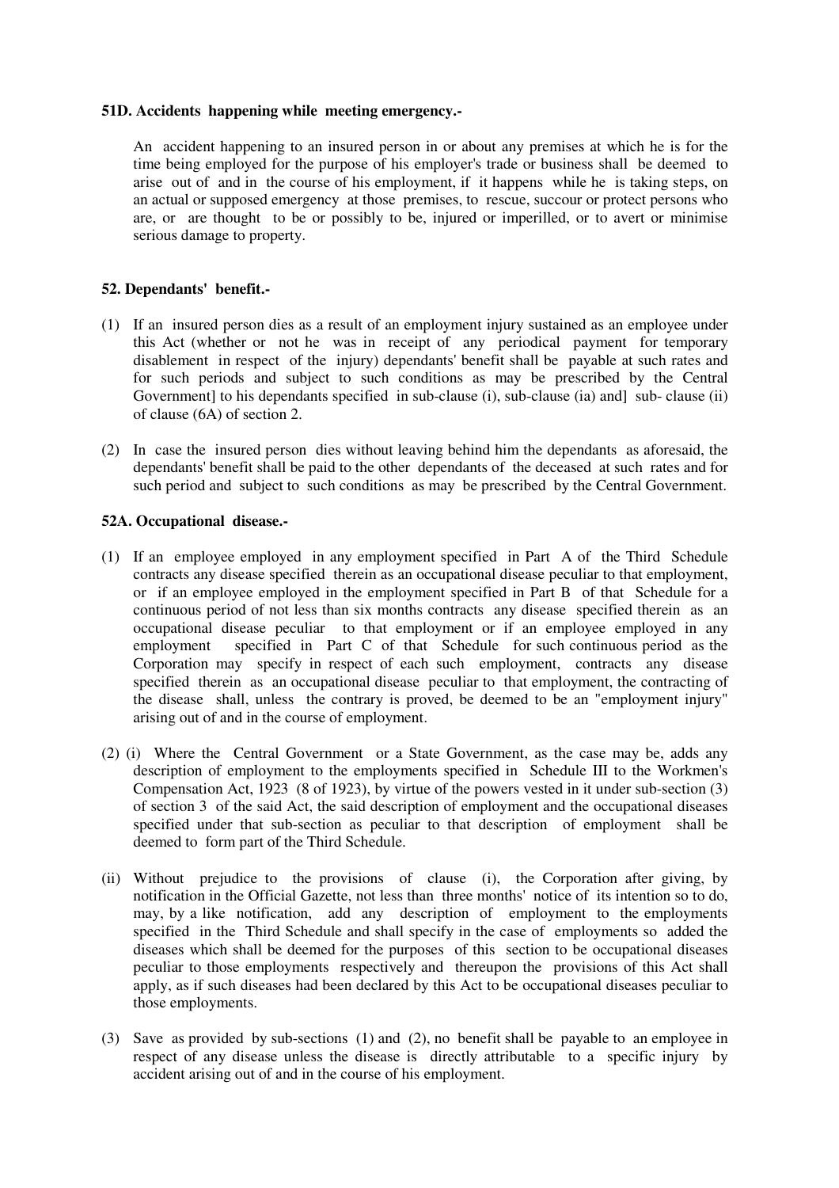**51D. Accidents happening while meeting emergency.-**

An accident happening to an insured person in or about any premises at which he is for the time being employed for the purpose of his employer's trade or business shall be deemed to arise out of and in the course of his employment, if it happens while he is taking steps, on an actual or supposed emergency at those premises, to rescue, succour or protect persons who are, or are thought to be or possibly to be, injured or imperilled, or to avert or minimise serious damage to property.

**52. Dependants' benefit.-**

(1) If an insured person dies as a result of an employment injury sustained as an employee under this Act (whether or not he was in receipt of any periodical payment for temporary disablement in respect of the injury) dependants' benefit shall be payable at such rates and for such periods and subject to such conditions as may be prescribed by the Central Government] to his dependants specified in sub-clause (i), sub-clause (ia) and] sub- clause (ii) of clause (6A) of section 2.

(2) In case the insured person dies without leaving behind him the dependants as aforesaid, the dependants' benefit shall be paid to the other dependants of the deceased at such rates and for such period and subject to such conditions as may be prescribed by the Central Government.

**52A. Occupational disease.-**

(1) If an employee employed in any employment specified in Part A of the Third Schedule contracts any disease specified therein as an occupational disease peculiar to that employment, or if an employee employed in the employment specified in Part B of that Schedule for a continuous period of not less than six months contracts any disease specified therein as an occupational disease peculiar to that employment or if an employee employed in any employment specified in Part C of that Schedule for such continuous period as the Corporation may specify in respect of each such employment, contracts any disease specified therein as an occupational disease peculiar to that employment, the contracting of the disease shall, unless the contrary is proved, be deemed to be an "employment injury" arising out of and in the course of employment.

(2) (i) Where the Central Government or a State Government, as the case may be, adds any description of employment to the employments specified in Schedule III to the Workmen's Compensation Act, 1923 (8 of 1923), by virtue of the powers vested in it under sub-section (3) of section 3 of the said Act, the said description of employment and the occupational diseases specified under that sub-section as peculiar to that description of employment shall be deemed to form part of the Third Schedule.

(ii) Without prejudice to the provisions of clause (i), the Corporation after giving, by notification in the Official Gazette, not less than three months' notice of its intention so to do, may, by a like notification, add any description of employment to the employments specified in the Third Schedule and shall specify in the case of employments so added the diseases which shall be deemed for the purposes of this section to be occupational diseases peculiar to those employments respectively and thereupon the provisions of this Act shall apply, as if such diseases had been declared by this Act to be occupational diseases peculiar to those employments.

(3) Save as provided by sub-sections (1) and (2), no benefit shall be payable to an employee in respect of any disease unless the disease is directly attributable to a specific injury by accident arising out of and in the course of his employment.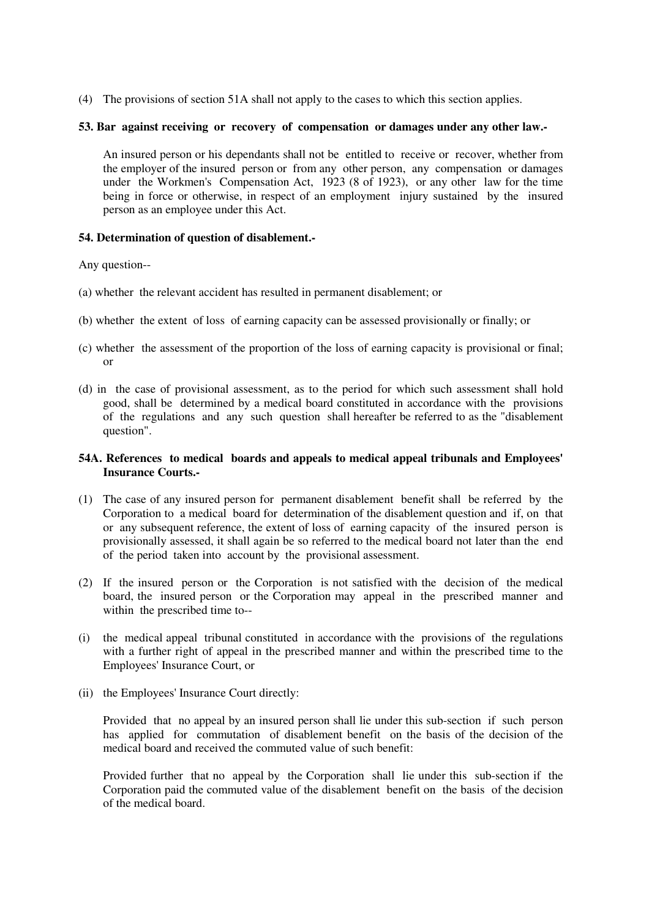(4) The provisions of section 51A shall not apply to the cases to which this section applies.

**53. Bar against receiving or recovery of compensation or damages under any other law.-**

An insured person or his dependants shall not be entitled to receive or recover, whether from the employer of the insured person or from any other person, any compensation or damages under the Workmen's Compensation Act, 1923 (8 of 1923), or any other law for the time being in force or otherwise, in respect of an employment injury sustained by the insured person as an employee under this Act.

**54. Determination of question of disablement.-**

Any question--

(a) whether the relevant accident has resulted in permanent disablement; or

(b) whether the extent of loss of earning capacity can be assessed provisionally or finally; or

(c) whether the assessment of the proportion of the loss of earning capacity is provisional or final; or

(d) in the case of provisional assessment, as to the period for which such assessment shall hold good, shall be determined by a medical board constituted in accordance with the provisions of the regulations and any such question shall hereafter be referred to as the "disablement question".

**54A. References to medical boards and appeals to medical appeal tribunals and Employees' Insurance Courts.-**

(1) The case of any insured person for permanent disablement benefit shall be referred by the Corporation to a medical board for determination of the disablement question and if, on that or any subsequent reference, the extent of loss of earning capacity of the insured person is provisionally assessed, it shall again be so referred to the medical board not later than the end of the period taken into account by the provisional assessment.

(2) If the insured person or the Corporation is not satisfied with the decision of the medical board, the insured person or the Corporation may appeal in the prescribed manner and within the prescribed time to--

(i) the medical appeal tribunal constituted in accordance with the provisions of the regulations with a further right of appeal in the prescribed manner and within the prescribed time to the Employees' Insurance Court, or

(ii) the Employees' Insurance Court directly:

Provided that no appeal by an insured person shall lie under this sub-section if such person has applied for commutation of disablement benefit on the basis of the decision of the medical board and received the commuted value of such benefit:

Provided further that no appeal by the Corporation shall lie under this sub-section if the Corporation paid the commuted value of the disablement benefit on the basis of the decision of the medical board.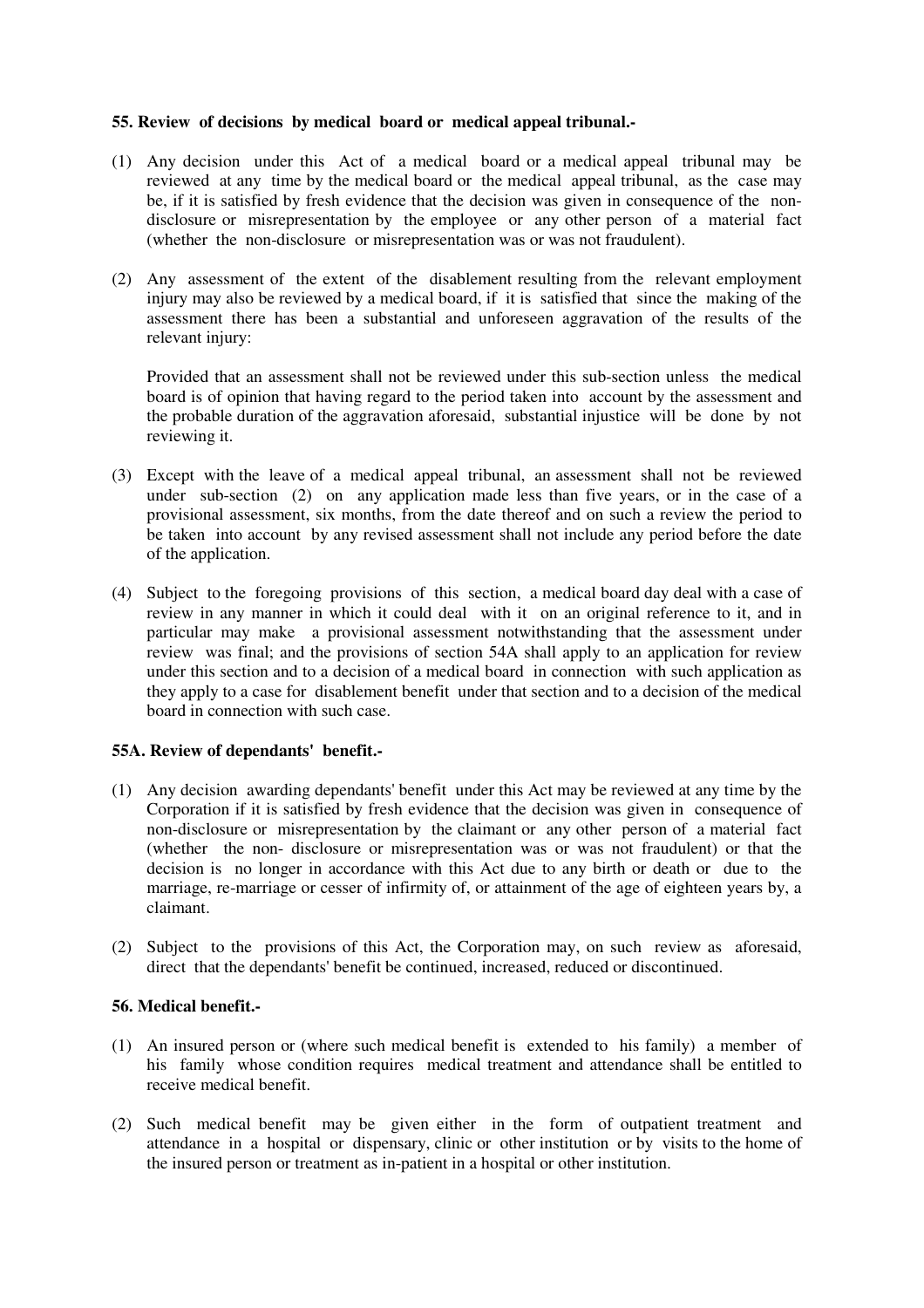**55. Review of decisions by medical board or medical appeal tribunal.-**

(1) Any decision under this Act of a medical board or a medical appeal tribunal may be reviewed at any time by the medical board or the medical appeal tribunal, as the case may be, if it is satisfied by fresh evidence that the decision was given in consequence of the non-disclosure or misrepresentation by the employee or any other person of a material fact (whether the non-disclosure or misrepresentation was or was not fraudulent).

(2) Any assessment of the extent of the disablement resulting from the relevant employment injury may also be reviewed by a medical board, if it is satisfied that since the making of the assessment there has been a substantial and unforeseen aggravation of the results of the relevant injury:

Provided that an assessment shall not be reviewed under this sub-section unless the medical board is of opinion that having regard to the period taken into account by the assessment and the probable duration of the aggravation aforesaid, substantial injustice will be done by not reviewing it.

(3) Except with the leave of a medical appeal tribunal, an assessment shall not be reviewed under sub-section (2) on any application made less than five years, or in the case of a provisional assessment, six months, from the date thereof and on such a review the period to be taken into account by any revised assessment shall not include any period before the date of the application.

(4) Subject to the foregoing provisions of this section, a medical board day deal with a case of review in any manner in which it could deal with it on an original reference to it, and in particular may make a provisional assessment notwithstanding that the assessment under review was final; and the provisions of section 54A shall apply to an application for review under this section and to a decision of a medical board in connection with such application as they apply to a case for disablement benefit under that section and to a decision of the medical board in connection with such case.

**55A. Review of dependants' benefit.-**

(1) Any decision awarding dependants' benefit under this Act may be reviewed at any time by the Corporation if it is satisfied by fresh evidence that the decision was given in consequence of non-disclosure or misrepresentation by the claimant or any other person of a material fact (whether the non- disclosure or misrepresentation was or was not fraudulent) or that the decision is no longer in accordance with this Act due to any birth or death or due to the marriage, re-marriage or cesser of infirmity of, or attainment of the age of eighteen years by, a claimant.

(2) Subject to the provisions of this Act, the Corporation may, on such review as aforesaid, direct that the dependants' benefit be continued, increased, reduced or discontinued.

**56. Medical benefit.-**

(1) An insured person or (where such medical benefit is extended to his family) a member of his family whose condition requires medical treatment and attendance shall be entitled to receive medical benefit.

(2) Such medical benefit may be given either in the form of outpatient treatment and attendance in a hospital or dispensary, clinic or other institution or by visits to the home of the insured person or treatment as in-patient in a hospital or other institution.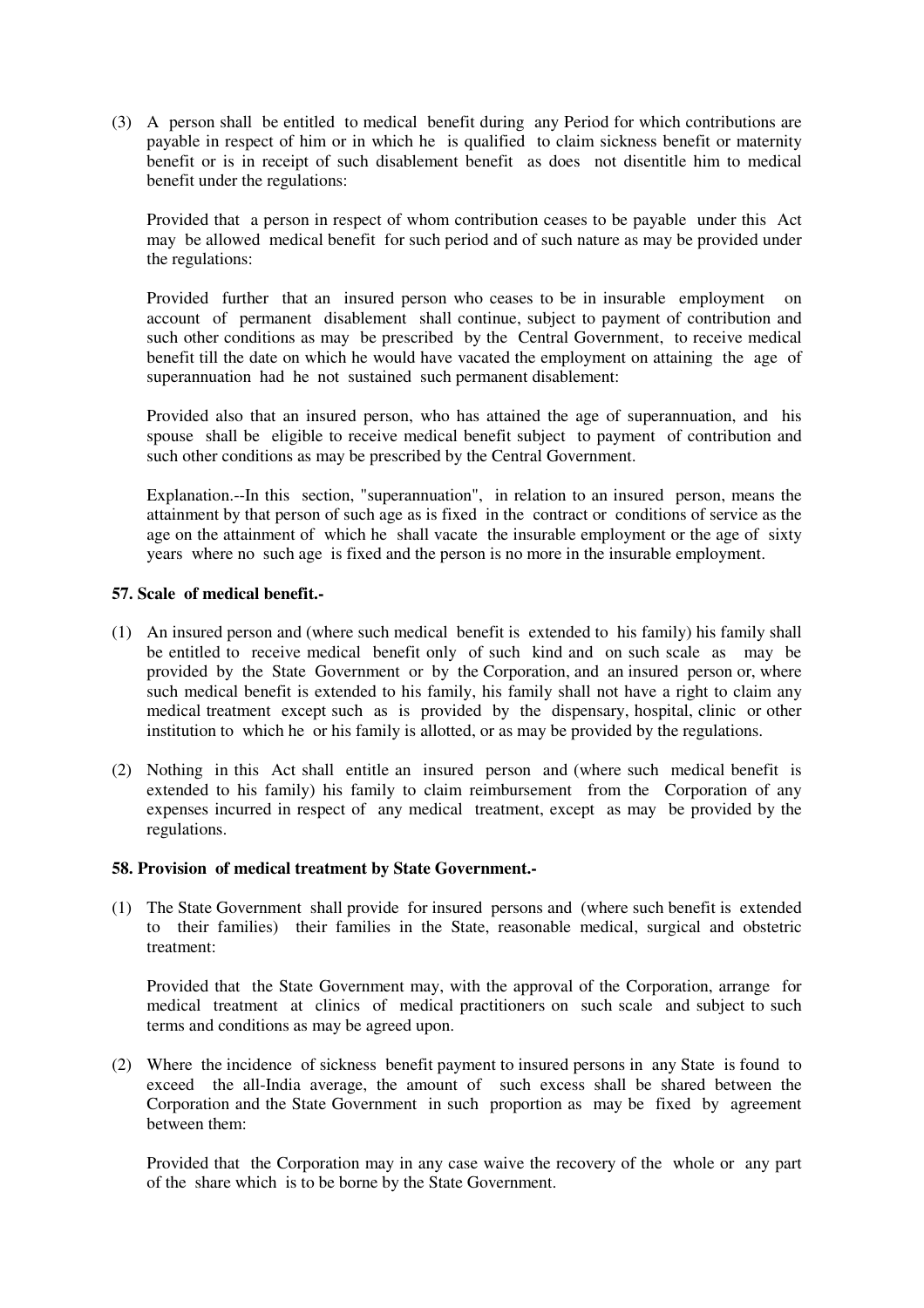(3) A person shall be entitled to medical benefit during any Period for which contributions are payable in respect of him or in which he is qualified to claim sickness benefit or maternity benefit or is in receipt of such disablement benefit as does not disentitle him to medical benefit under the regulations:

Provided that a person in respect of whom contribution ceases to be payable under this Act may be allowed medical benefit for such period and of such nature as may be provided under the regulations:

Provided further that an insured person who ceases to be in insurable employment on account of permanent disablement shall continue, subject to payment of contribution and such other conditions as may be prescribed by the Central Government, to receive medical benefit till the date on which he would have vacated the employment on attaining the age of superannuation had he not sustained such permanent disablement:

Provided also that an insured person, who has attained the age of superannuation, and his spouse shall be eligible to receive medical benefit subject to payment of contribution and such other conditions as may be prescribed by the Central Government.

Explanation.--In this section, "superannuation", in relation to an insured person, means the attainment by that person of such age as is fixed in the contract or conditions of service as the age on the attainment of which he shall vacate the insurable employment or the age of sixty years where no such age is fixed and the person is no more in the insurable employment.

**57. Scale of medical benefit.-**

(1) An insured person and (where such medical benefit is extended to his family) his family shall be entitled to receive medical benefit only of such kind and on such scale as may be provided by the State Government or by the Corporation, and an insured person or, where such medical benefit is extended to his family, his family shall not have a right to claim any medical treatment except such as is provided by the dispensary, hospital, clinic or other institution to which he or his family is allotted, or as may be provided by the regulations.

(2) Nothing in this Act shall entitle an insured person and (where such medical benefit is extended to his family) his family to claim reimbursement from the Corporation of any expenses incurred in respect of any medical treatment, except as may be provided by the regulations.

**58. Provision of medical treatment by State Government.-**

(1) The State Government shall provide for insured persons and (where such benefit is extended to their families) their families in the State, reasonable medical, surgical and obstetric treatment:

Provided that the State Government may, with the approval of the Corporation, arrange for medical treatment at clinics of medical practitioners on such scale and subject to such terms and conditions as may be agreed upon.

(2) Where the incidence of sickness benefit payment to insured persons in any State is found to exceed the all-India average, the amount of such excess shall be shared between the Corporation and the State Government in such proportion as may be fixed by agreement between them:

Provided that the Corporation may in any case waive the recovery of the whole or any part of the share which is to be borne by the State Government.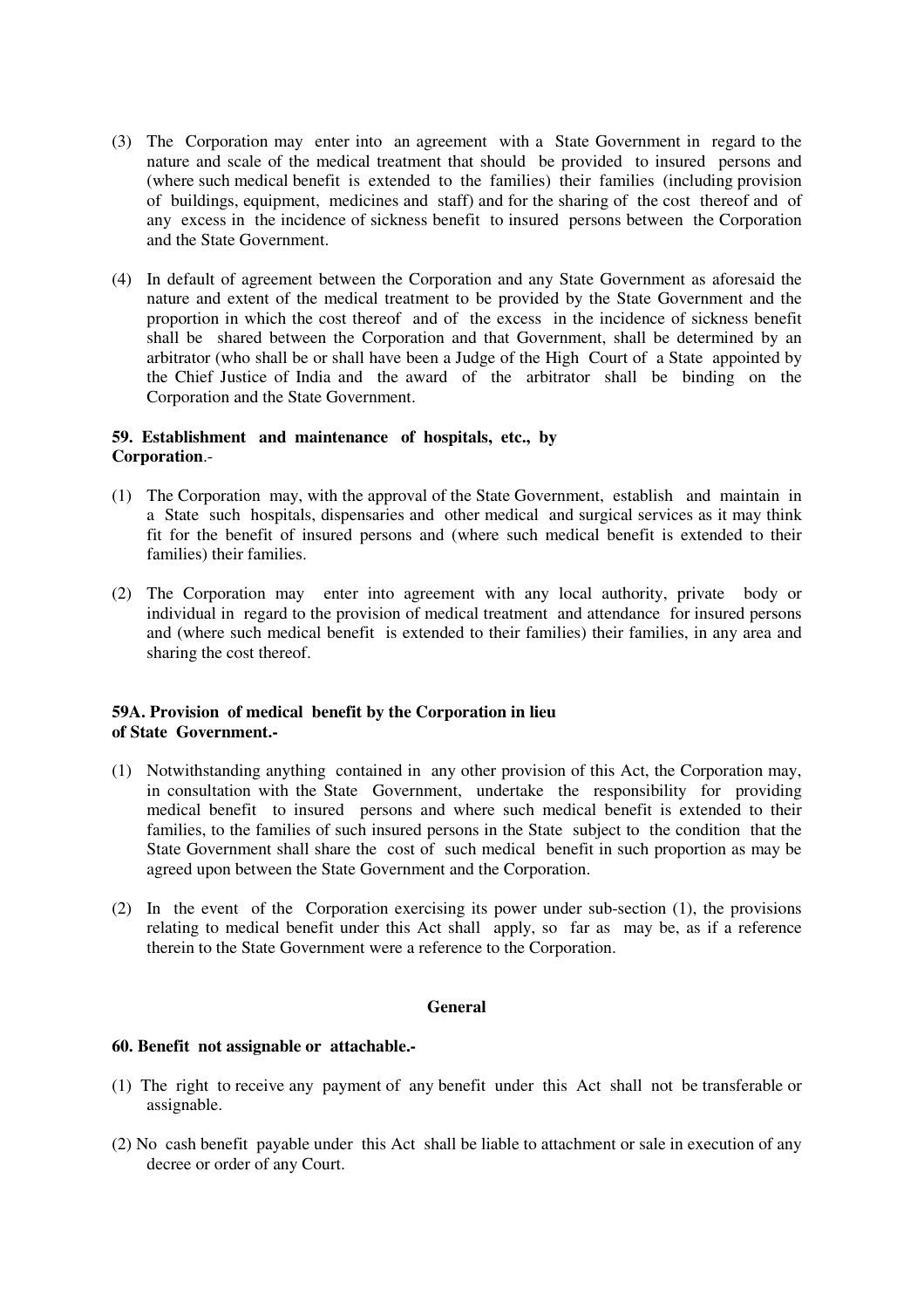(3) The Corporation may enter into an agreement with a State Government in regard to the nature and scale of the medical treatment that should be provided to insured persons and (where such medical benefit is extended to the families) their families (including provision of buildings, equipment, medicines and staff) and for the sharing of the cost thereof and of any excess in the incidence of sickness benefit to insured persons between the Corporation and the State Government.

(4) In default of agreement between the Corporation and any State Government as aforesaid the nature and extent of the medical treatment to be provided by the State Government and the proportion in which the cost thereof and of the excess in the incidence of sickness benefit shall be shared between the Corporation and that Government, shall be determined by an arbitrator (who shall be or shall have been a Judge of the High Court of a State appointed by the Chief Justice of India and the award of the arbitrator shall be binding on the Corporation and the State Government.

**59. Establishment and maintenance of hospitals, etc., by Corporation**.-

(1) The Corporation may, with the approval of the State Government, establish and maintain in a State such hospitals, dispensaries and other medical and surgical services as it may think fit for the benefit of insured persons and (where such medical benefit is extended to their families) their families.

(2) The Corporation may enter into agreement with any local authority, private body or individual in regard to the provision of medical treatment and attendance for insured persons and (where such medical benefit is extended to their families) their families, in any area and sharing the cost thereof.

**59A. Provision of medical benefit by the Corporation in lieu of State Government.-**

(1) Notwithstanding anything contained in any other provision of this Act, the Corporation may, in consultation with the State Government, undertake the responsibility for providing medical benefit to insured persons and where such medical benefit is extended to their families, to the families of such insured persons in the State subject to the condition that the State Government shall share the cost of such medical benefit in such proportion as may be agreed upon between the State Government and the Corporation.

(2) In the event of the Corporation exercising its power under sub-section (1), the provisions relating to medical benefit under this Act shall apply, so far as may be, as if a reference therein to the State Government were a reference to the Corporation.

**General**

**60. Benefit not assignable or attachable.-**

(1) The right to receive any payment of any benefit under this Act shall not be transferable or assignable.

(2) No cash benefit payable under this Act shall be liable to attachment or sale in execution of any decree or order of any Court.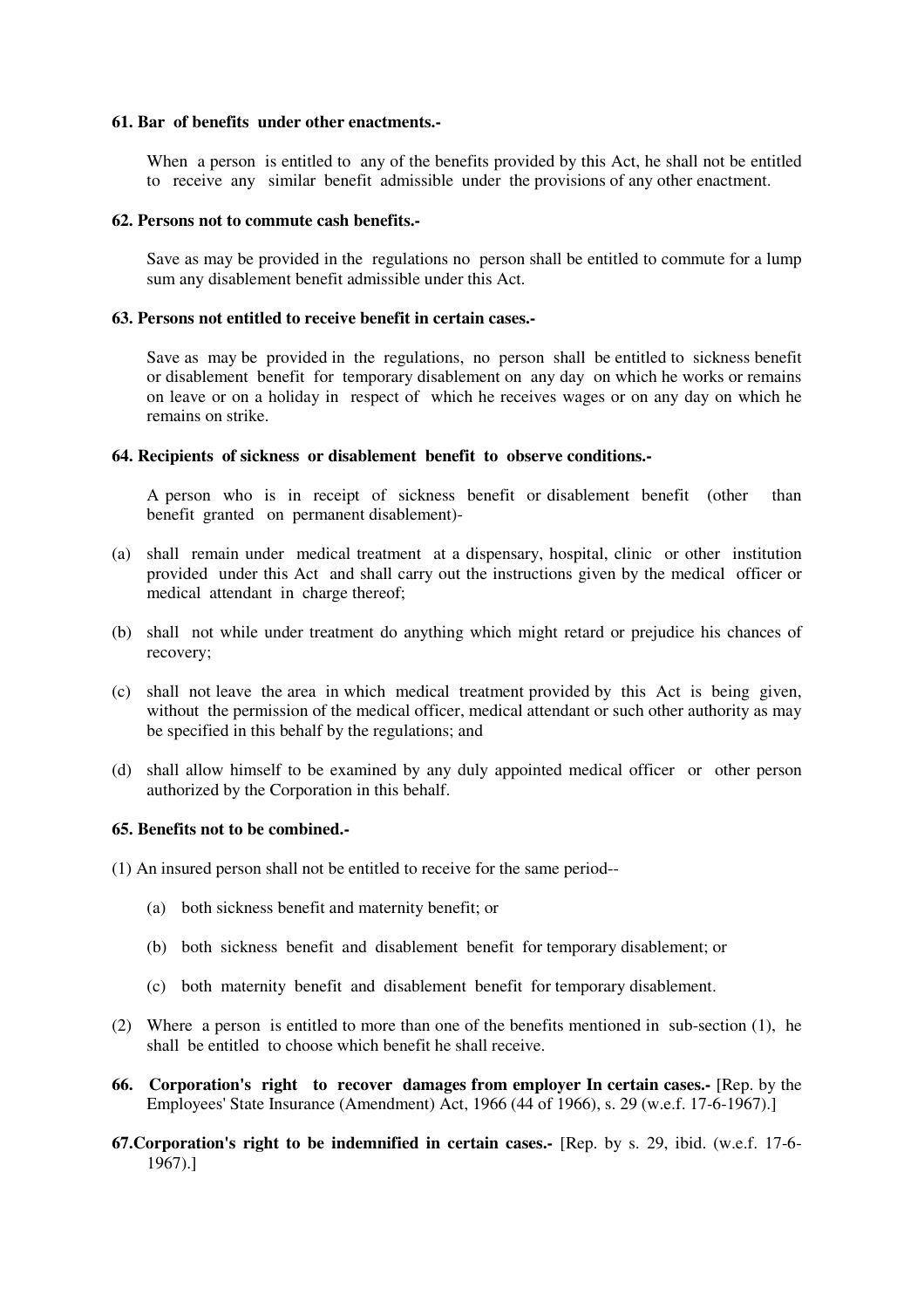**61. Bar of benefits under other enactments.-**

When a person is entitled to any of the benefits provided by this Act, he shall not be entitled to receive any similar benefit admissible under the provisions of any other enactment.

**62. Persons not to commute cash benefits.-**

Save as may be provided in the regulations no person shall be entitled to commute for a lump sum any disablement benefit admissible under this Act.

**63. Persons not entitled to receive benefit in certain cases.-**

Save as may be provided in the regulations, no person shall be entitled to sickness benefit or disablement benefit for temporary disablement on any day on which he works or remains on leave or on a holiday in respect of which he receives wages or on any day on which he remains on strike.

**64. Recipients of sickness or disablement benefit to observe conditions.-**

A person who is in receipt of sickness benefit or disablement benefit (other than benefit granted on permanent disablement)-

(a) shall remain under medical treatment at a dispensary, hospital, clinic or other institution provided under this Act and shall carry out the instructions given by the medical officer or medical attendant in charge thereof;

(b) shall not while under treatment do anything which might retard or prejudice his chances of recovery;

(c) shall not leave the area in which medical treatment provided by this Act is being given, without the permission of the medical officer, medical attendant or such other authority as may be specified in this behalf by the regulations; and

(d) shall allow himself to be examined by any duly appointed medical officer or other person authorized by the Corporation in this behalf.

**65. Benefits not to be combined.-**

(1) An insured person shall not be entitled to receive for the same period--

(a) both sickness benefit and maternity benefit; or

(b) both sickness benefit and disablement benefit for temporary disablement; or

(c) both maternity benefit and disablement benefit for temporary disablement.

(2) Where a person is entitled to more than one of the benefits mentioned in sub-section (1), he shall be entitled to choose which benefit he shall receive.

**66. Corporation's right to recover damages from employer In certain cases.-** [Rep. by the Employees' State Insurance (Amendment) Act, 1966 (44 of 1966), s. 29 (w.e.f. 17-6-1967).]

**67. Corporation's right to be indemnified in certain cases.-** [Rep. by s. 29, ibid. (w.e.f. 17-6-1967).]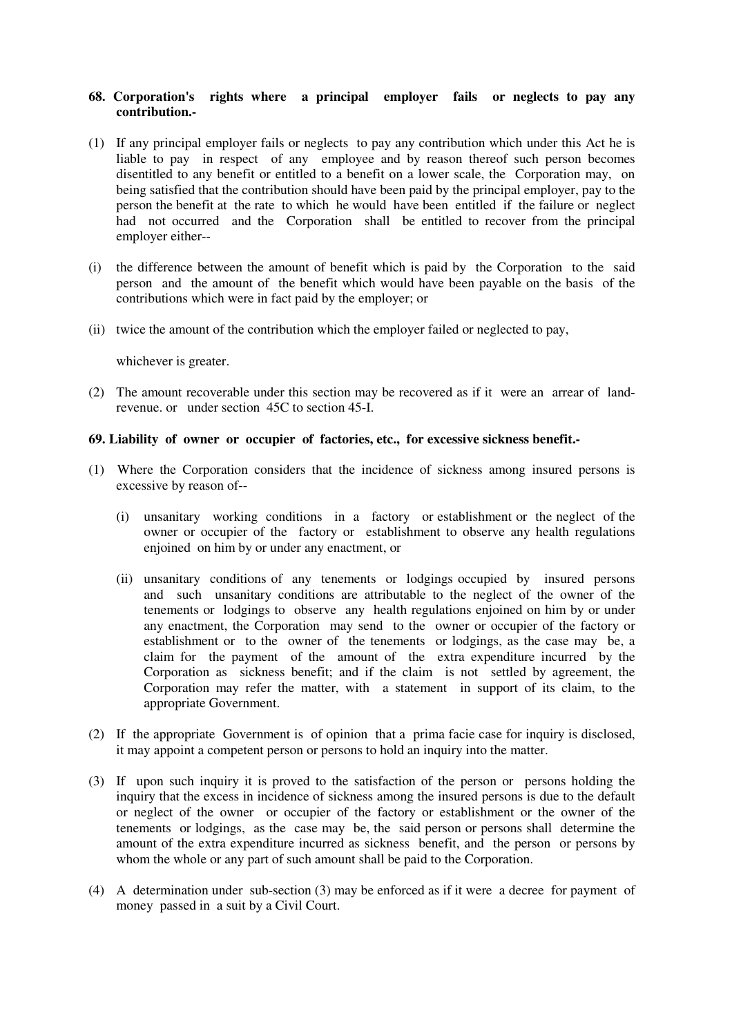**68. Corporation's rights where a principal employer fails or neglects to pay any contribution.-**

(1) If any principal employer fails or neglects to pay any contribution which under this Act he is liable to pay in respect of any employee and by reason thereof such person becomes disentitled to any benefit or entitled to a benefit on a lower scale, the Corporation may, on being satisfied that the contribution should have been paid by the principal employer, pay to the person the benefit at the rate to which he would have been entitled if the failure or neglect had not occurred and the Corporation shall be entitled to recover from the principal employer either--

(i) the difference between the amount of benefit which is paid by the Corporation to the said person and the amount of the benefit which would have been payable on the basis of the contributions which were in fact paid by the employer; or

(ii) twice the amount of the contribution which the employer failed or neglected to pay,

whichever is greater.

(2) The amount recoverable under this section may be recovered as if it were an arrear of land-revenue. or under section 45C to section 45-I.

**69. Liability of owner or occupier of factories, etc., for excessive sickness benefit.-**

(1) Where the Corporation considers that the incidence of sickness among insured persons is excessive by reason of--

  (i) unsanitary working conditions in a factory or establishment or the neglect of the owner or occupier of the factory or establishment to observe any health regulations enjoined on him by or under any enactment, or

  (ii) unsanitary conditions of any tenements or lodgings occupied by insured persons and such unsanitary conditions are attributable to the neglect of the owner of the tenements or lodgings to observe any health regulations enjoined on him by or under any enactment, the Corporation may send to the owner or occupier of the factory or establishment or to the owner of the tenements or lodgings, as the case may be, a claim for the payment of the amount of the extra expenditure incurred by the Corporation as sickness benefit; and if the claim is not settled by agreement, the Corporation may refer the matter, with a statement in support of its claim, to the appropriate Government.

(2) If the appropriate Government is of opinion that a prima facie case for inquiry is disclosed, it may appoint a competent person or persons to hold an inquiry into the matter.

(3) If upon such inquiry it is proved to the satisfaction of the person or persons holding the inquiry that the excess in incidence of sickness among the insured persons is due to the default or neglect of the owner or occupier of the factory or establishment or the owner of the tenements or lodgings, as the case may be, the said person or persons shall determine the amount of the extra expenditure incurred as sickness benefit, and the person or persons by whom the whole or any part of such amount shall be paid to the Corporation.

(4) A determination under sub-section (3) may be enforced as if it were a decree for payment of money passed in a suit by a Civil Court.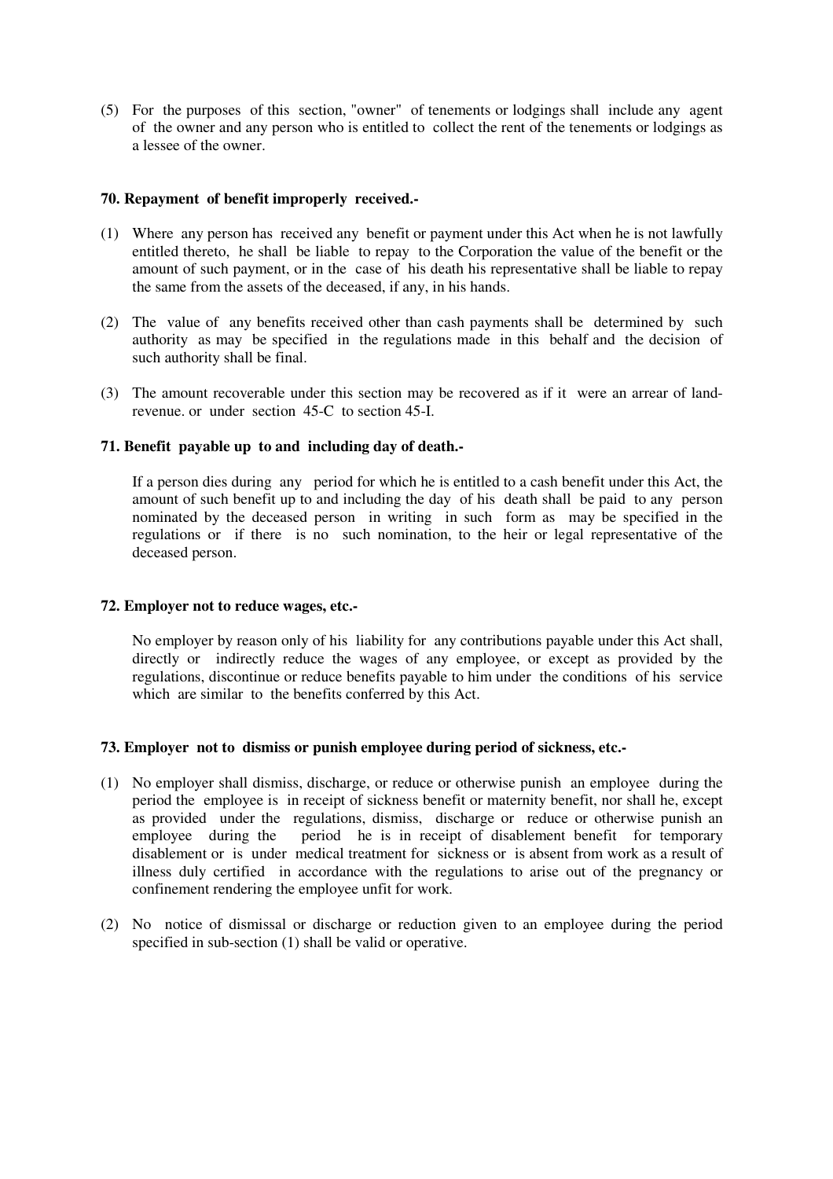(5) For the purposes of this section, "owner" of tenements or lodgings shall include any agent of the owner and any person who is entitled to collect the rent of the tenements or lodgings as a lessee of the owner.

**70. Repayment of benefit improperly received.-**

(1) Where any person has received any benefit or payment under this Act when he is not lawfully entitled thereto, he shall be liable to repay to the Corporation the value of the benefit or the amount of such payment, or in the case of his death his representative shall be liable to repay the same from the assets of the deceased, if any, in his hands.

(2) The value of any benefits received other than cash payments shall be determined by such authority as may be specified in the regulations made in this behalf and the decision of such authority shall be final.

(3) The amount recoverable under this section may be recovered as if it were an arrear of land-revenue. or under section 45-C to section 45-I.

**71. Benefit payable up to and including day of death.-**

If a person dies during any period for which he is entitled to a cash benefit under this Act, the amount of such benefit up to and including the day of his death shall be paid to any person nominated by the deceased person in writing in such form as may be specified in the regulations or if there is no such nomination, to the heir or legal representative of the deceased person.

**72. Employer not to reduce wages, etc.-**

No employer by reason only of his liability for any contributions payable under this Act shall, directly or indirectly reduce the wages of any employee, or except as provided by the regulations, discontinue or reduce benefits payable to him under the conditions of his service which are similar to the benefits conferred by this Act.

**73. Employer not to dismiss or punish employee during period of sickness, etc.-**

(1) No employer shall dismiss, discharge, or reduce or otherwise punish an employee during the period the employee is in receipt of sickness benefit or maternity benefit, nor shall he, except as provided under the regulations, dismiss, discharge or reduce or otherwise punish an employee during the period he is in receipt of disablement benefit for temporary disablement or is under medical treatment for sickness or is absent from work as a result of illness duly certified in accordance with the regulations to arise out of the pregnancy or confinement rendering the employee unfit for work.

(2) No notice of dismissal or discharge or reduction given to an employee during the period specified in sub-section (1) shall be valid or operative.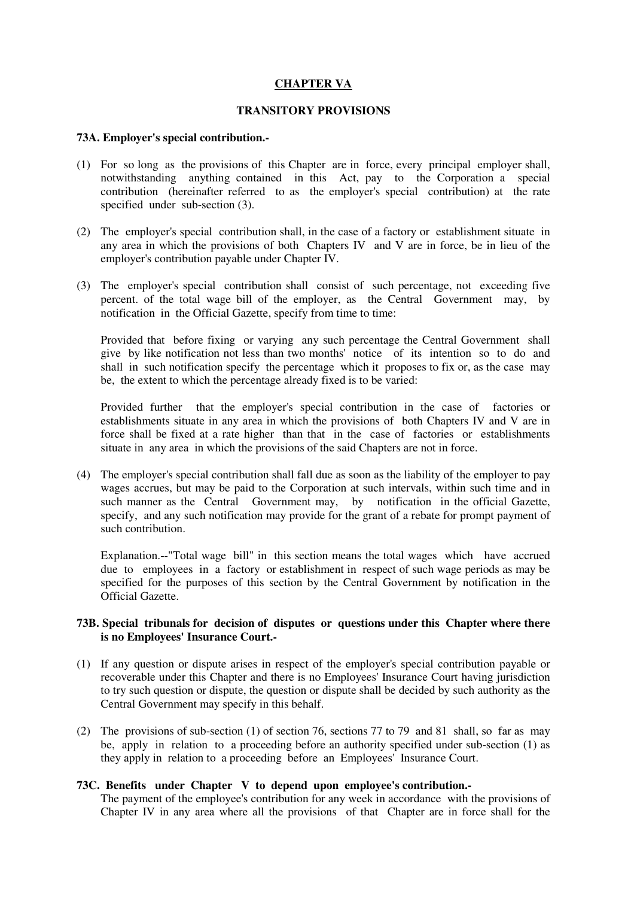## CHAPTER VA

## TRANSITORY PROVISIONS

**73A. Employer's special contribution.-**

(1) For so long as the provisions of this Chapter are in force, every principal employer shall, notwithstanding anything contained in this Act, pay to the Corporation a special contribution (hereinafter referred to as the employer's special contribution) at the rate specified under sub-section (3).

(2) The employer's special contribution shall, in the case of a factory or establishment situate in any area in which the provisions of both Chapters IV and V are in force, be in lieu of the employer's contribution payable under Chapter IV.

(3) The employer's special contribution shall consist of such percentage, not exceeding five percent. of the total wage bill of the employer, as the Central Government may, by notification in the Official Gazette, specify from time to time:

Provided that before fixing or varying any such percentage the Central Government shall give by like notification not less than two months' notice of its intention so to do and shall in such notification specify the percentage which it proposes to fix or, as the case may be, the extent to which the percentage already fixed is to be varied:

Provided further that the employer's special contribution in the case of factories or establishments situate in any area in which the provisions of both Chapters IV and V are in force shall be fixed at a rate higher than that in the case of factories or establishments situate in any area in which the provisions of the said Chapters are not in force.

(4) The employer's special contribution shall fall due as soon as the liability of the employer to pay wages accrues, but may be paid to the Corporation at such intervals, within such time and in such manner as the Central Government may, by notification in the official Gazette, specify, and any such notification may provide for the grant of a rebate for prompt payment of such contribution.

Explanation.--"Total wage bill" in this section means the total wages which have accrued due to employees in a factory or establishment in respect of such wage periods as may be specified for the purposes of this section by the Central Government by notification in the Official Gazette.

**73B. Special tribunals for decision of disputes or questions under this Chapter where there is no Employees' Insurance Court.-**

(1) If any question or dispute arises in respect of the employer's special contribution payable or recoverable under this Chapter and there is no Employees' Insurance Court having jurisdiction to try such question or dispute, the question or dispute shall be decided by such authority as the Central Government may specify in this behalf.

(2) The provisions of sub-section (1) of section 76, sections 77 to 79 and 81 shall, so far as may be, apply in relation to a proceeding before an authority specified under sub-section (1) as they apply in relation to a proceeding before an Employees' Insurance Court.

**73C. Benefits under Chapter V to depend upon employee's contribution.-**

The payment of the employee's contribution for any week in accordance with the provisions of Chapter IV in any area where all the provisions of that Chapter are in force shall for the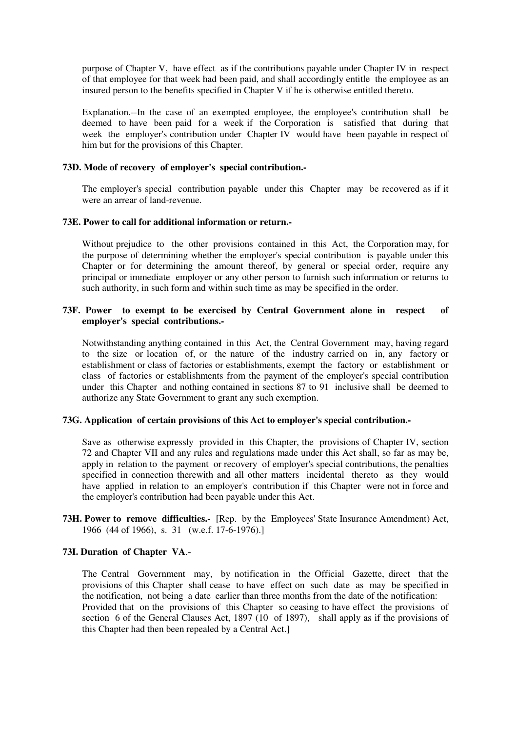purpose of Chapter V, have effect as if the contributions payable under Chapter IV in respect of that employee for that week had been paid, and shall accordingly entitle the employee as an insured person to the benefits specified in Chapter V if he is otherwise entitled thereto.

Explanation.--In the case of an exempted employee, the employee's contribution shall be deemed to have been paid for a week if the Corporation is satisfied that during that week the employer's contribution under Chapter IV would have been payable in respect of him but for the provisions of this Chapter.

**73D. Mode of recovery of employer's special contribution.-**

The employer's special contribution payable under this Chapter may be recovered as if it were an arrear of land-revenue.

**73E. Power to call for additional information or return.-**

Without prejudice to the other provisions contained in this Act, the Corporation may, for the purpose of determining whether the employer's special contribution is payable under this Chapter or for determining the amount thereof, by general or special order, require any principal or immediate employer or any other person to furnish such information or returns to such authority, in such form and within such time as may be specified in the order.

**73F. Power to exempt to be exercised by Central Government alone in respect of employer's special contributions.-**

Notwithstanding anything contained in this Act, the Central Government may, having regard to the size or location of, or the nature of the industry carried on in, any factory or establishment or class of factories or establishments, exempt the factory or establishment or class of factories or establishments from the payment of the employer's special contribution under this Chapter and nothing contained in sections 87 to 91 inclusive shall be deemed to authorize any State Government to grant any such exemption.

**73G. Application of certain provisions of this Act to employer's special contribution.-**

Save as otherwise expressly provided in this Chapter, the provisions of Chapter IV, section 72 and Chapter VII and any rules and regulations made under this Act shall, so far as may be, apply in relation to the payment or recovery of employer's special contributions, the penalties specified in connection therewith and all other matters incidental thereto as they would have applied in relation to an employer's contribution if this Chapter were not in force and the employer's contribution had been payable under this Act.

**73H. Power to remove difficulties.-** [Rep. by the Employees' State Insurance Amendment) Act, 1966 (44 of 1966), s. 31 (w.e.f. 17-6-1976).]

**73I. Duration of Chapter VA**.-

The Central Government may, by notification in the Official Gazette, direct that the provisions of this Chapter shall cease to have effect on such date as may be specified in the notification, not being a date earlier than three months from the date of the notification:
Provided that on the provisions of this Chapter so ceasing to have effect the provisions of section 6 of the General Clauses Act, 1897 (10 of 1897), shall apply as if the provisions of this Chapter had then been repealed by a Central Act.]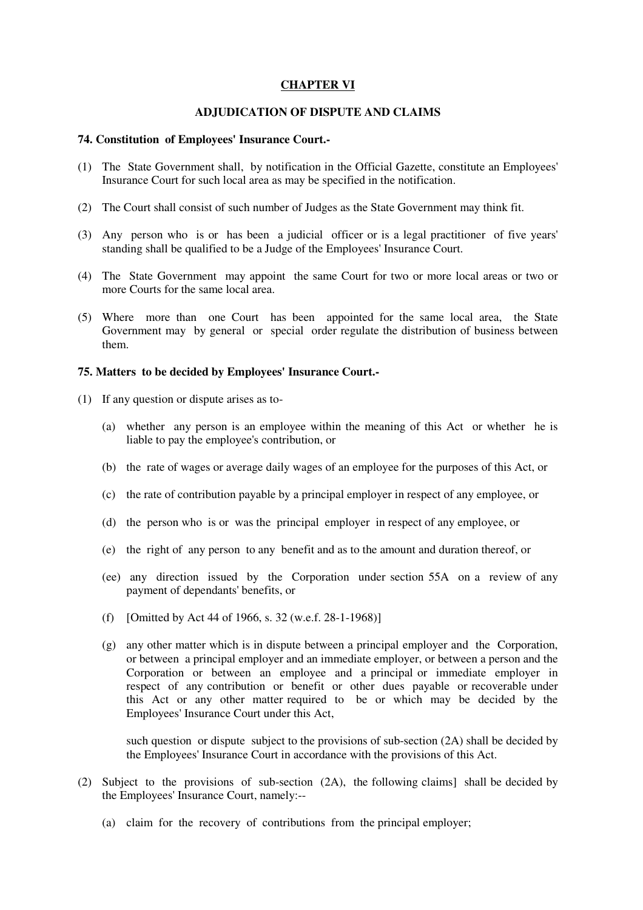## CHAPTER VI

## ADJUDICATION OF DISPUTE AND CLAIMS

### 74. Constitution of Employees' Insurance Court.-

(1) The State Government shall, by notification in the Official Gazette, constitute an Employees' Insurance Court for such local area as may be specified in the notification.

(2) The Court shall consist of such number of Judges as the State Government may think fit.

(3) Any person who is or has been a judicial officer or is a legal practitioner of five years' standing shall be qualified to be a Judge of the Employees' Insurance Court.

(4) The State Government may appoint the same Court for two or more local areas or two or more Courts for the same local area.

(5) Where more than one Court has been appointed for the same local area, the State Government may by general or special order regulate the distribution of business between them.

### 75. Matters to be decided by Employees' Insurance Court.-

(1) If any question or dispute arises as to-

  (a) whether any person is an employee within the meaning of this Act or whether he is liable to pay the employee's contribution, or

  (b) the rate of wages or average daily wages of an employee for the purposes of this Act, or

  (c) the rate of contribution payable by a principal employer in respect of any employee, or

  (d) the person who is or was the principal employer in respect of any employee, or

  (e) the right of any person to any benefit and as to the amount and duration thereof, or

  (ee) any direction issued by the Corporation under section 55A on a review of any payment of dependants' benefits, or

  (f) [Omitted by Act 44 of 1966, s. 32 (w.e.f. 28-1-1968)]

  (g) any other matter which is in dispute between a principal employer and the Corporation, or between a principal employer and an immediate employer, or between a person and the Corporation or between an employee and a principal or immediate employer in respect of any contribution or benefit or other dues payable or recoverable under this Act or any other matter required to be or which may be decided by the Employees' Insurance Court under this Act,

  such question or dispute subject to the provisions of sub-section (2A) shall be decided by the Employees' Insurance Court in accordance with the provisions of this Act.

(2) Subject to the provisions of sub-section (2A), the following claims] shall be decided by the Employees' Insurance Court, namely:--

  (a) claim for the recovery of contributions from the principal employer;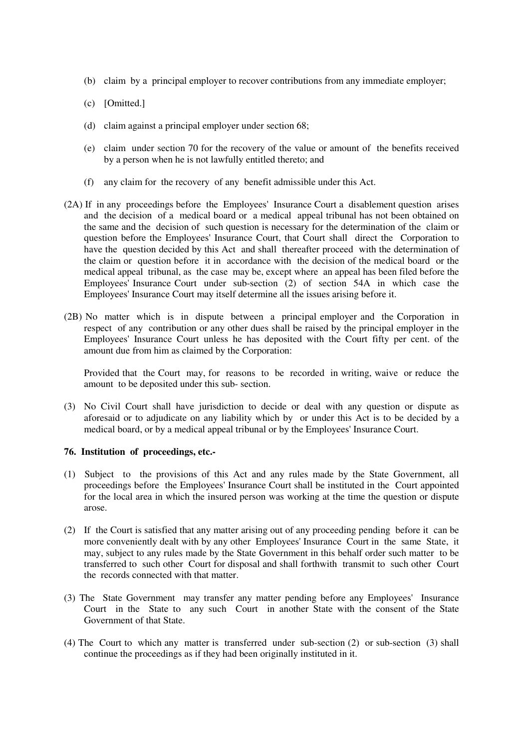(b) claim by a principal employer to recover contributions from any immediate employer;

(c) [Omitted.]

(d) claim against a principal employer under section 68;

(e) claim under section 70 for the recovery of the value or amount of the benefits received by a person when he is not lawfully entitled thereto; and

(f) any claim for the recovery of any benefit admissible under this Act.

(2A) If in any proceedings before the Employees' Insurance Court a disablement question arises and the decision of a medical board or a medical appeal tribunal has not been obtained on the same and the decision of such question is necessary for the determination of the claim or question before the Employees' Insurance Court, that Court shall direct the Corporation to have the question decided by this Act and shall thereafter proceed with the determination of the claim or question before it in accordance with the decision of the medical board or the medical appeal tribunal, as the case may be, except where an appeal has been filed before the Employees' Insurance Court under sub-section (2) of section 54A in which case the Employees' Insurance Court may itself determine all the issues arising before it.

(2B) No matter which is in dispute between a principal employer and the Corporation in respect of any contribution or any other dues shall be raised by the principal employer in the Employees' Insurance Court unless he has deposited with the Court fifty per cent. of the amount due from him as claimed by the Corporation:

Provided that the Court may, for reasons to be recorded in writing, waive or reduce the amount to be deposited under this sub- section.

(3) No Civil Court shall have jurisdiction to decide or deal with any question or dispute as aforesaid or to adjudicate on any liability which by or under this Act is to be decided by a medical board, or by a medical appeal tribunal or by the Employees' Insurance Court.

**76. Institution of proceedings, etc.-**

(1) Subject to the provisions of this Act and any rules made by the State Government, all proceedings before the Employees' Insurance Court shall be instituted in the Court appointed for the local area in which the insured person was working at the time the question or dispute arose.

(2) If the Court is satisfied that any matter arising out of any proceeding pending before it can be more conveniently dealt with by any other Employees' Insurance Court in the same State, it may, subject to any rules made by the State Government in this behalf order such matter to be transferred to such other Court for disposal and shall forthwith transmit to such other Court the records connected with that matter.

(3) The State Government may transfer any matter pending before any Employees' Insurance Court in the State to any such Court in another State with the consent of the State Government of that State.

(4) The Court to which any matter is transferred under sub-section (2) or sub-section (3) shall continue the proceedings as if they had been originally instituted in it.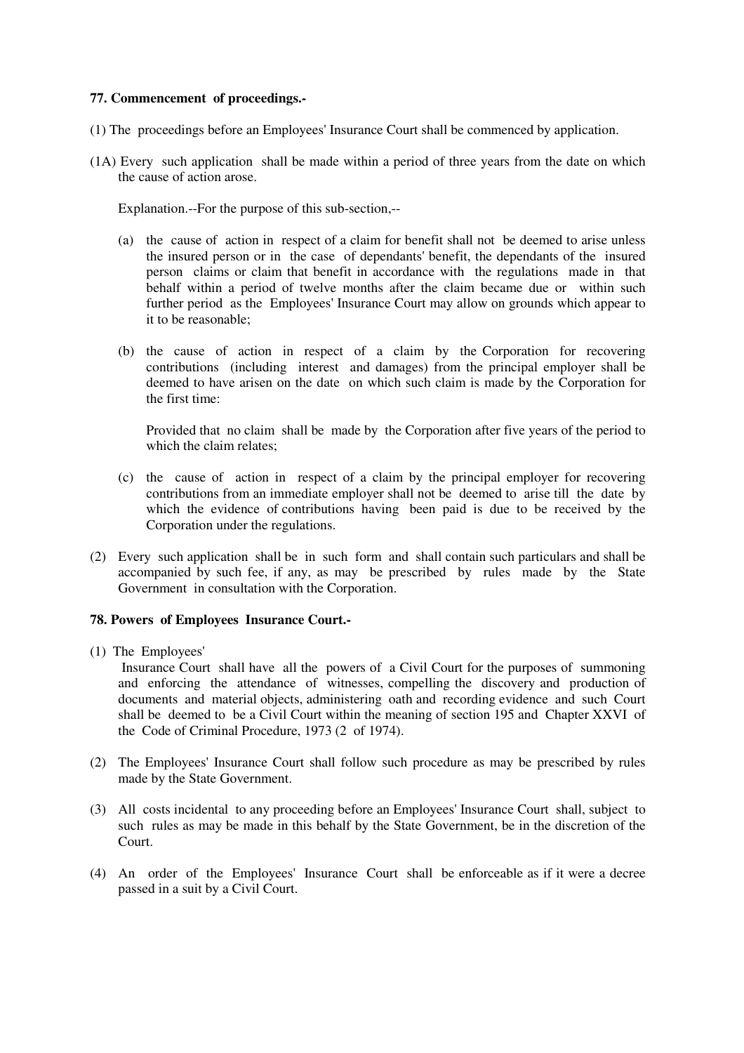**77. Commencement of proceedings.-**

(1) The proceedings before an Employees' Insurance Court shall be commenced by application.

(1A) Every such application shall be made within a period of three years from the date on which the cause of action arose.

Explanation.--For the purpose of this sub-section,--

(a) the cause of action in respect of a claim for benefit shall not be deemed to arise unless the insured person or in the case of dependants' benefit, the dependants of the insured person claims or claim that benefit in accordance with the regulations made in that behalf within a period of twelve months after the claim became due or within such further period as the Employees' Insurance Court may allow on grounds which appear to it to be reasonable;

(b) the cause of action in respect of a claim by the Corporation for recovering contributions (including interest and damages) from the principal employer shall be deemed to have arisen on the date on which such claim is made by the Corporation for the first time:

Provided that no claim shall be made by the Corporation after five years of the period to which the claim relates;

(c) the cause of action in respect of a claim by the principal employer for recovering contributions from an immediate employer shall not be deemed to arise till the date by which the evidence of contributions having been paid is due to be received by the Corporation under the regulations.

(2) Every such application shall be in such form and shall contain such particulars and shall be accompanied by such fee, if any, as may be prescribed by rules made by the State Government in consultation with the Corporation.

**78. Powers of Employees Insurance Court.-**

(1) The Employees' Insurance Court shall have all the powers of a Civil Court for the purposes of summoning and enforcing the attendance of witnesses, compelling the discovery and production of documents and material objects, administering oath and recording evidence and such Court shall be deemed to be a Civil Court within the meaning of section 195 and Chapter XXVI of the Code of Criminal Procedure, 1973 (2 of 1974).

(2) The Employees' Insurance Court shall follow such procedure as may be prescribed by rules made by the State Government.

(3) All costs incidental to any proceeding before an Employees' Insurance Court shall, subject to such rules as may be made in this behalf by the State Government, be in the discretion of the Court.

(4) An order of the Employees' Insurance Court shall be enforceable as if it were a decree passed in a suit by a Civil Court.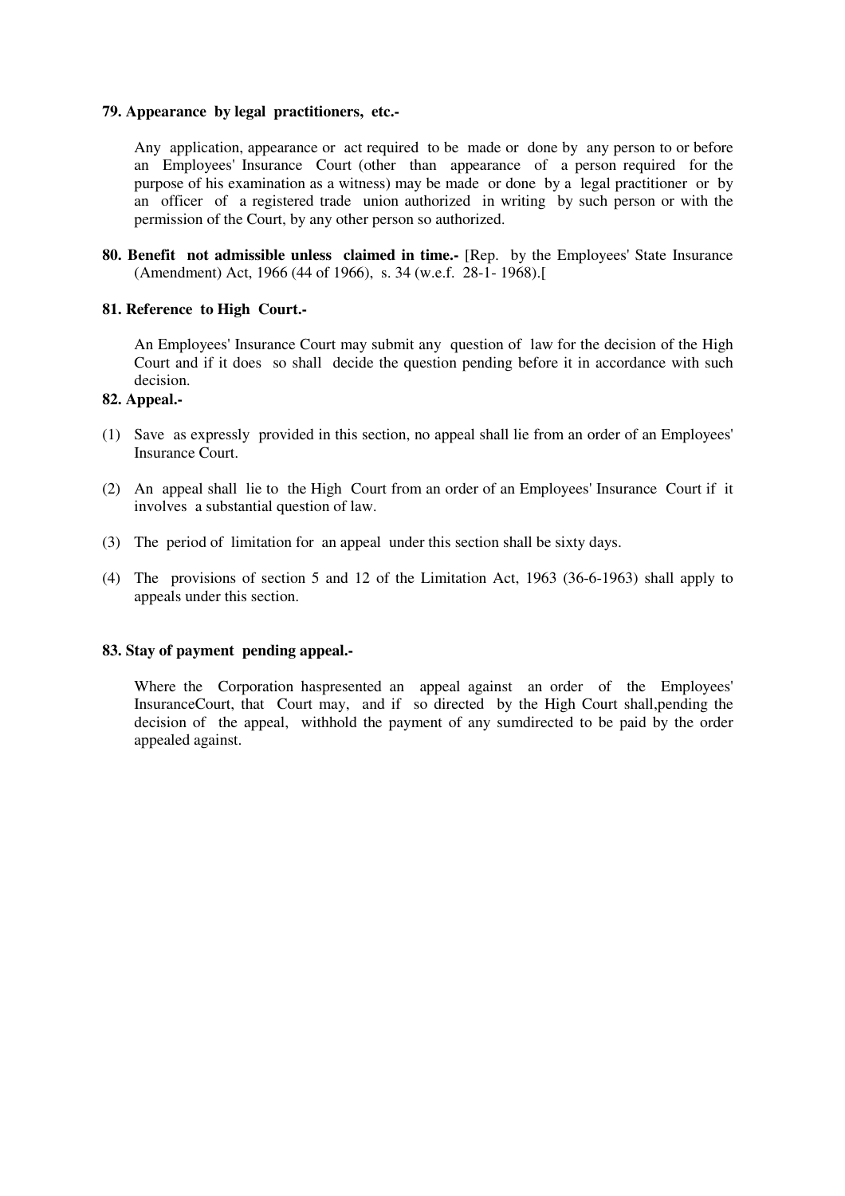**79. Appearance by legal practitioners, etc.-**

Any application, appearance or act required to be made or done by any person to or before an Employees' Insurance Court (other than appearance of a person required for the purpose of his examination as a witness) may be made or done by a legal practitioner or by an officer of a registered trade union authorized in writing by such person or with the permission of the Court, by any other person so authorized.

**80. Benefit not admissible unless claimed in time.-** [Rep. by the Employees' State Insurance (Amendment) Act, 1966 (44 of 1966), s. 34 (w.e.f. 28-1- 1968).[

**81. Reference to High Court.-**

An Employees' Insurance Court may submit any question of law for the decision of the High Court and if it does so shall decide the question pending before it in accordance with such decision.

**82. Appeal.-**

(1) Save as expressly provided in this section, no appeal shall lie from an order of an Employees' Insurance Court.

(2) An appeal shall lie to the High Court from an order of an Employees' Insurance Court if it involves a substantial question of law.

(3) The period of limitation for an appeal under this section shall be sixty days.

(4) The provisions of section 5 and 12 of the Limitation Act, 1963 (36-6-1963) shall apply to appeals under this section.

**83. Stay of payment pending appeal.-**

Where the Corporation haspresented an appeal against an order of the Employees' InsuranceCourt, that Court may, and if so directed by the High Court shall,pending the decision of the appeal, withhold the payment of any sumdirected to be paid by the order appealed against.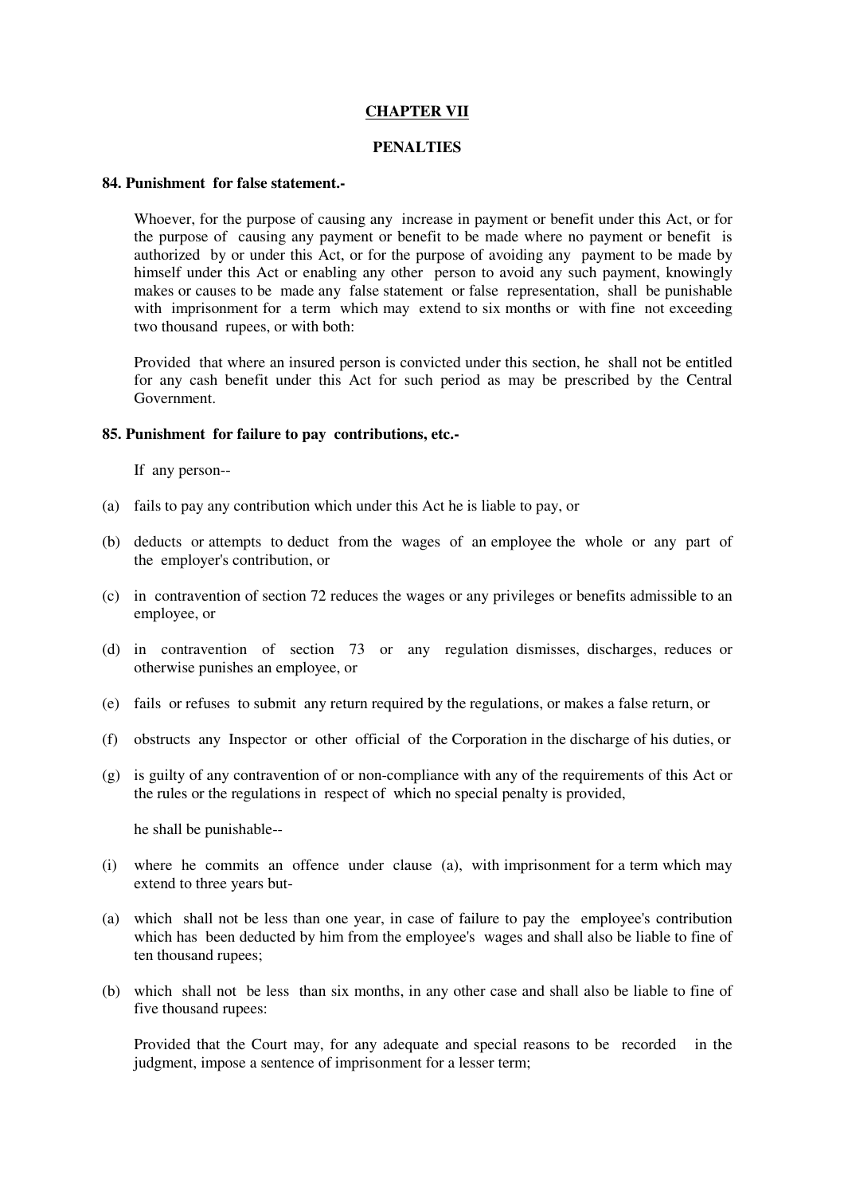## CHAPTER VII

## PENALTIES

### 84. Punishment for false statement.-

Whoever, for the purpose of causing any increase in payment or benefit under this Act, or for the purpose of causing any payment or benefit to be made where no payment or benefit is authorized by or under this Act, or for the purpose of avoiding any payment to be made by himself under this Act or enabling any other person to avoid any such payment, knowingly makes or causes to be made any false statement or false representation, shall be punishable with imprisonment for a term which may extend to six months or with fine not exceeding two thousand rupees, or with both:

Provided that where an insured person is convicted under this section, he shall not be entitled for any cash benefit under this Act for such period as may be prescribed by the Central Government.

### 85. Punishment for failure to pay contributions, etc.-

If any person--

(a) fails to pay any contribution which under this Act he is liable to pay, or

(b) deducts or attempts to deduct from the wages of an employee the whole or any part of the employer's contribution, or

(c) in contravention of section 72 reduces the wages or any privileges or benefits admissible to an employee, or

(d) in contravention of section 73 or any regulation dismisses, discharges, reduces or otherwise punishes an employee, or

(e) fails or refuses to submit any return required by the regulations, or makes a false return, or

(f) obstructs any Inspector or other official of the Corporation in the discharge of his duties, or

(g) is guilty of any contravention of or non-compliance with any of the requirements of this Act or the rules or the regulations in respect of which no special penalty is provided,

he shall be punishable--

(i) where he commits an offence under clause (a), with imprisonment for a term which may extend to three years but-

(a) which shall not be less than one year, in case of failure to pay the employee's contribution which has been deducted by him from the employee's wages and shall also be liable to fine of ten thousand rupees;

(b) which shall not be less than six months, in any other case and shall also be liable to fine of five thousand rupees:

Provided that the Court may, for any adequate and special reasons to be recorded in the judgment, impose a sentence of imprisonment for a lesser term;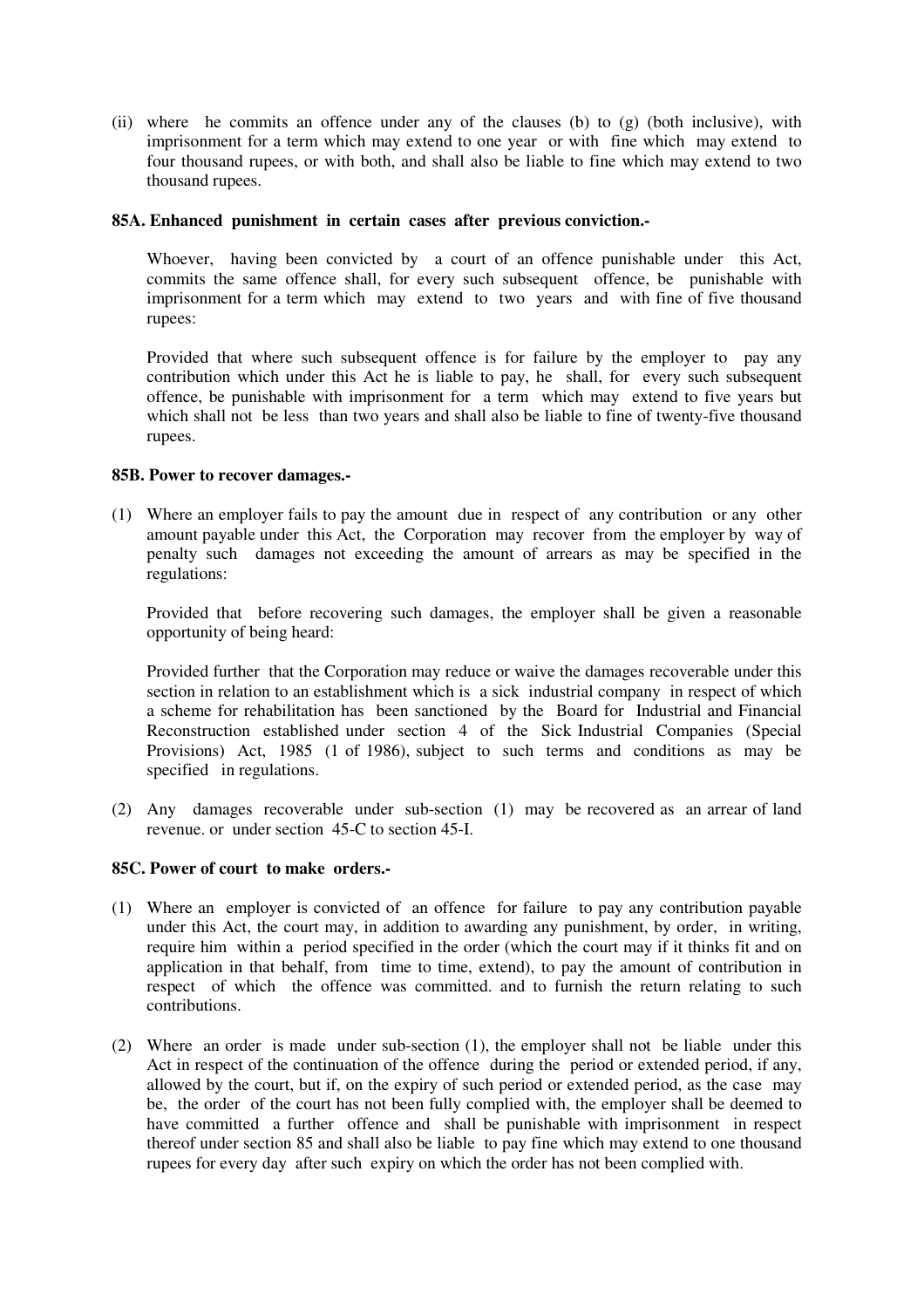(ii) where he commits an offence under any of the clauses (b) to (g) (both inclusive), with imprisonment for a term which may extend to one year or with fine which may extend to four thousand rupees, or with both, and shall also be liable to fine which may extend to two thousand rupees.

**85A. Enhanced punishment in certain cases after previous conviction.-**

Whoever, having been convicted by a court of an offence punishable under this Act, commits the same offence shall, for every such subsequent offence, be punishable with imprisonment for a term which may extend to two years and with fine of five thousand rupees:

Provided that where such subsequent offence is for failure by the employer to pay any contribution which under this Act he is liable to pay, he shall, for every such subsequent offence, be punishable with imprisonment for a term which may extend to five years but which shall not be less than two years and shall also be liable to fine of twenty-five thousand rupees.

**85B. Power to recover damages.-**

(1) Where an employer fails to pay the amount due in respect of any contribution or any other amount payable under this Act, the Corporation may recover from the employer by way of penalty such damages not exceeding the amount of arrears as may be specified in the regulations:

Provided that before recovering such damages, the employer shall be given a reasonable opportunity of being heard:

Provided further that the Corporation may reduce or waive the damages recoverable under this section in relation to an establishment which is a sick industrial company in respect of which a scheme for rehabilitation has been sanctioned by the Board for Industrial and Financial Reconstruction established under section 4 of the Sick Industrial Companies (Special Provisions) Act, 1985 (1 of 1986), subject to such terms and conditions as may be specified in regulations.

(2) Any damages recoverable under sub-section (1) may be recovered as an arrear of land revenue. or under section 45-C to section 45-I.

**85C. Power of court to make orders.-**

(1) Where an employer is convicted of an offence for failure to pay any contribution payable under this Act, the court may, in addition to awarding any punishment, by order, in writing, require him within a period specified in the order (which the court may if it thinks fit and on application in that behalf, from time to time, extend), to pay the amount of contribution in respect of which the offence was committed. and to furnish the return relating to such contributions.

(2) Where an order is made under sub-section (1), the employer shall not be liable under this Act in respect of the continuation of the offence during the period or extended period, if any, allowed by the court, but if, on the expiry of such period or extended period, as the case may be, the order of the court has not been fully complied with, the employer shall be deemed to have committed a further offence and shall be punishable with imprisonment in respect thereof under section 85 and shall also be liable to pay fine which may extend to one thousand rupees for every day after such expiry on which the order has not been complied with.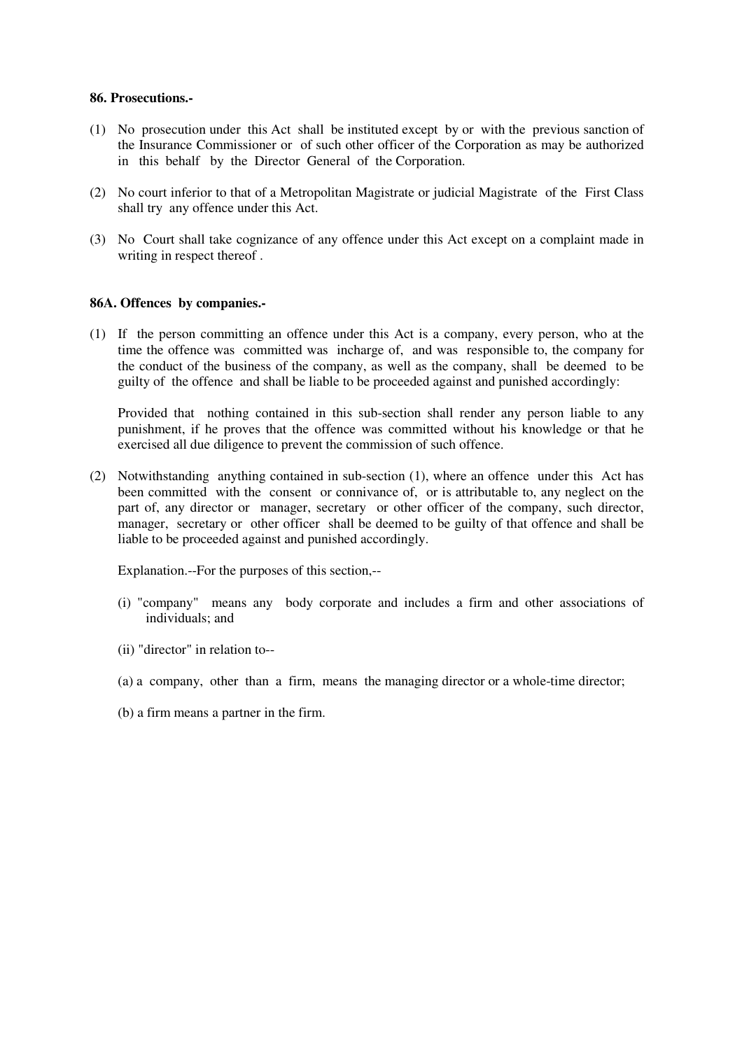**86. Prosecutions.-**

(1) No prosecution under this Act shall be instituted except by or with the previous sanction of the Insurance Commissioner or of such other officer of the Corporation as may be authorized in this behalf by the Director General of the Corporation.

(2) No court inferior to that of a Metropolitan Magistrate or judicial Magistrate of the First Class shall try any offence under this Act.

(3) No Court shall take cognizance of any offence under this Act except on a complaint made in writing in respect thereof .

**86A. Offences by companies.-**

(1) If the person committing an offence under this Act is a company, every person, who at the time the offence was committed was incharge of, and was responsible to, the company for the conduct of the business of the company, as well as the company, shall be deemed to be guilty of the offence and shall be liable to be proceeded against and punished accordingly:

Provided that nothing contained in this sub-section shall render any person liable to any punishment, if he proves that the offence was committed without his knowledge or that he exercised all due diligence to prevent the commission of such offence.

(2) Notwithstanding anything contained in sub-section (1), where an offence under this Act has been committed with the consent or connivance of, or is attributable to, any neglect on the part of, any director or manager, secretary or other officer of the company, such director, manager, secretary or other officer shall be deemed to be guilty of that offence and shall be liable to be proceeded against and punished accordingly.

Explanation.--For the purposes of this section,--

(i) "company" means any body corporate and includes a firm and other associations of individuals; and

(ii) "director" in relation to--

(a) a company, other than a firm, means the managing director or a whole-time director;

(b) a firm means a partner in the firm.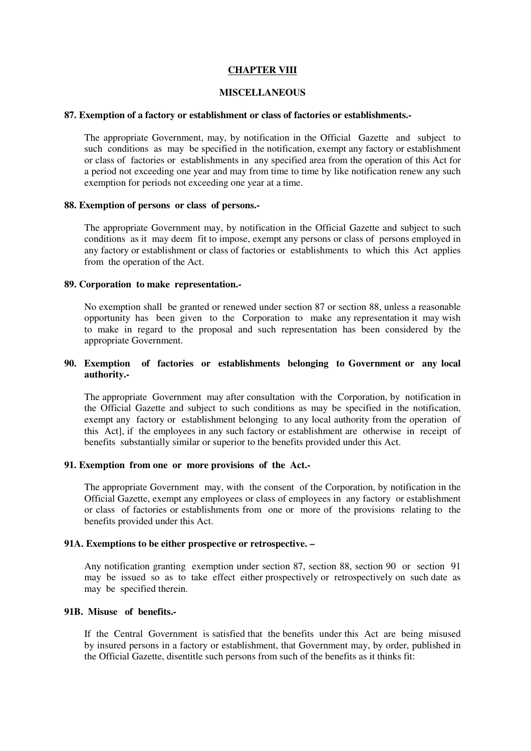## CHAPTER VIII

## MISCELLANEOUS

**87. Exemption of a factory or establishment or class of factories or establishments.-**

The appropriate Government, may, by notification in the Official Gazette and subject to such conditions as may be specified in the notification, exempt any factory or establishment or class of factories or establishments in any specified area from the operation of this Act for a period not exceeding one year and may from time to time by like notification renew any such exemption for periods not exceeding one year at a time.

**88. Exemption of persons or class of persons.-**

The appropriate Government may, by notification in the Official Gazette and subject to such conditions as it may deem fit to impose, exempt any persons or class of persons employed in any factory or establishment or class of factories or establishments to which this Act applies from the operation of the Act.

**89. Corporation to make representation.-**

No exemption shall be granted or renewed under section 87 or section 88, unless a reasonable opportunity has been given to the Corporation to make any representation it may wish to make in regard to the proposal and such representation has been considered by the appropriate Government.

**90. Exemption of factories or establishments belonging to Government or any local authority.-**

The appropriate Government may after consultation with the Corporation, by notification in the Official Gazette and subject to such conditions as may be specified in the notification, exempt any factory or establishment belonging to any local authority from the operation of this Act], if the employees in any such factory or establishment are otherwise in receipt of benefits substantially similar or superior to the benefits provided under this Act.

**91. Exemption from one or more provisions of the Act.-**

The appropriate Government may, with the consent of the Corporation, by notification in the Official Gazette, exempt any employees or class of employees in any factory or establishment or class of factories or establishments from one or more of the provisions relating to the benefits provided under this Act.

**91A. Exemptions to be either prospective or retrospective. –**

Any notification granting exemption under section 87, section 88, section 90 or section 91 may be issued so as to take effect either prospectively or retrospectively on such date as may be specified therein.

**91B. Misuse of benefits.-**

If the Central Government is satisfied that the benefits under this Act are being misused by insured persons in a factory or establishment, that Government may, by order, published in the Official Gazette, disentitle such persons from such of the benefits as it thinks fit: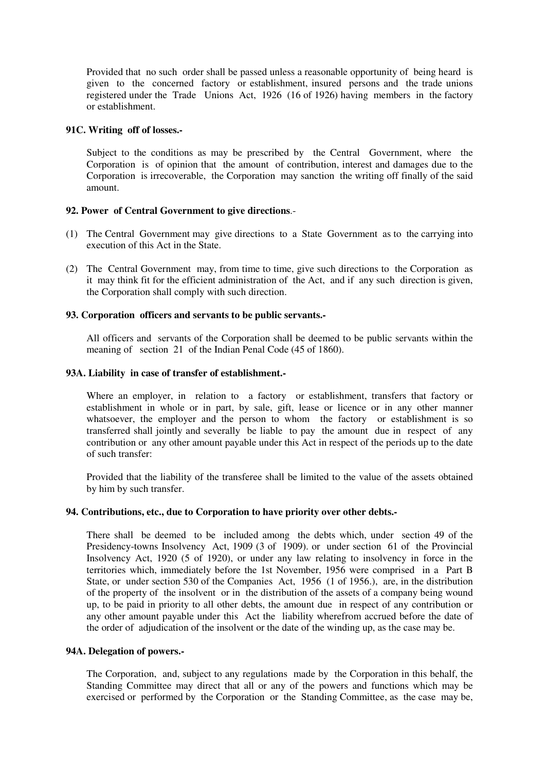Provided that no such order shall be passed unless a reasonable opportunity of being heard is given to the concerned factory or establishment, insured persons and the trade unions registered under the Trade Unions Act, 1926 (16 of 1926) having members in the factory or establishment.

**91C. Writing off of losses.-**

Subject to the conditions as may be prescribed by the Central Government, where the Corporation is of opinion that the amount of contribution, interest and damages due to the Corporation is irrecoverable, the Corporation may sanction the writing off finally of the said amount.

**92. Power of Central Government to give directions**.-

(1) The Central Government may give directions to a State Government as to the carrying into execution of this Act in the State.

(2) The Central Government may, from time to time, give such directions to the Corporation as it may think fit for the efficient administration of the Act, and if any such direction is given, the Corporation shall comply with such direction.

**93. Corporation officers and servants to be public servants.-**

All officers and servants of the Corporation shall be deemed to be public servants within the meaning of section 21 of the Indian Penal Code (45 of 1860).

**93A. Liability in case of transfer of establishment.-**

Where an employer, in relation to a factory or establishment, transfers that factory or establishment in whole or in part, by sale, gift, lease or licence or in any other manner whatsoever, the employer and the person to whom the factory or establishment is so transferred shall jointly and severally be liable to pay the amount due in respect of any contribution or any other amount payable under this Act in respect of the periods up to the date of such transfer:

Provided that the liability of the transferee shall be limited to the value of the assets obtained by him by such transfer.

**94. Contributions, etc., due to Corporation to have priority over other debts.-**

There shall be deemed to be included among the debts which, under section 49 of the Presidency-towns Insolvency Act, 1909 (3 of 1909). or under section 61 of the Provincial Insolvency Act, 1920 (5 of 1920), or under any law relating to insolvency in force in the territories which, immediately before the 1st November, 1956 were comprised in a Part B State, or under section 530 of the Companies Act, 1956 (1 of 1956.), are, in the distribution of the property of the insolvent or in the distribution of the assets of a company being wound up, to be paid in priority to all other debts, the amount due in respect of any contribution or any other amount payable under this Act the liability wherefrom accrued before the date of the order of adjudication of the insolvent or the date of the winding up, as the case may be.

**94A. Delegation of powers.-**

The Corporation, and, subject to any regulations made by the Corporation in this behalf, the Standing Committee may direct that all or any of the powers and functions which may be exercised or performed by the Corporation or the Standing Committee, as the case may be,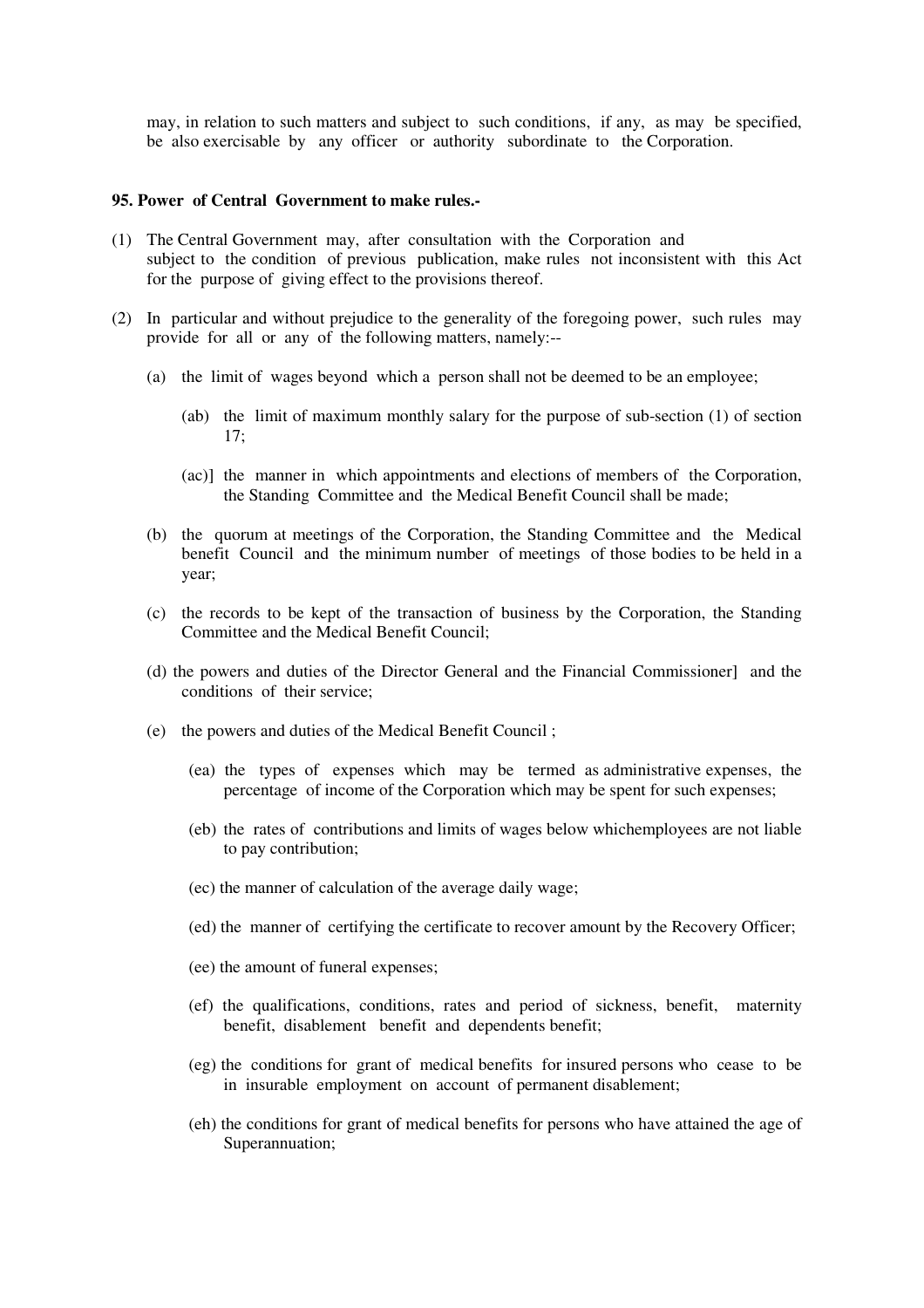may, in relation to such matters and subject to such conditions, if any, as may be specified, be also exercisable by any officer or authority subordinate to the Corporation.

**95. Power of Central Government to make rules.-**

(1) The Central Government may, after consultation with the Corporation and subject to the condition of previous publication, make rules not inconsistent with this Act for the purpose of giving effect to the provisions thereof.

(2) In particular and without prejudice to the generality of the foregoing power, such rules may provide for all or any of the following matters, namely:--

(a) the limit of wages beyond which a person shall not be deemed to be an employee;

(ab) the limit of maximum monthly salary for the purpose of sub-section (1) of section 17;

(ac)] the manner in which appointments and elections of members of the Corporation, the Standing Committee and the Medical Benefit Council shall be made;

(b) the quorum at meetings of the Corporation, the Standing Committee and the Medical benefit Council and the minimum number of meetings of those bodies to be held in a year;

(c) the records to be kept of the transaction of business by the Corporation, the Standing Committee and the Medical Benefit Council;

(d) the powers and duties of the Director General and the Financial Commissioner] and the conditions of their service;

(e) the powers and duties of the Medical Benefit Council ;

(ea) the types of expenses which may be termed as administrative expenses, the percentage of income of the Corporation which may be spent for such expenses;

(eb) the rates of contributions and limits of wages below whichemployees are not liable to pay contribution;

(ec) the manner of calculation of the average daily wage;

(ed) the manner of certifying the certificate to recover amount by the Recovery Officer;

(ee) the amount of funeral expenses;

(ef) the qualifications, conditions, rates and period of sickness, benefit, maternity benefit, disablement benefit and dependents benefit;

(eg) the conditions for grant of medical benefits for insured persons who cease to be in insurable employment on account of permanent disablement;

(eh) the conditions for grant of medical benefits for persons who have attained the age of Superannuation;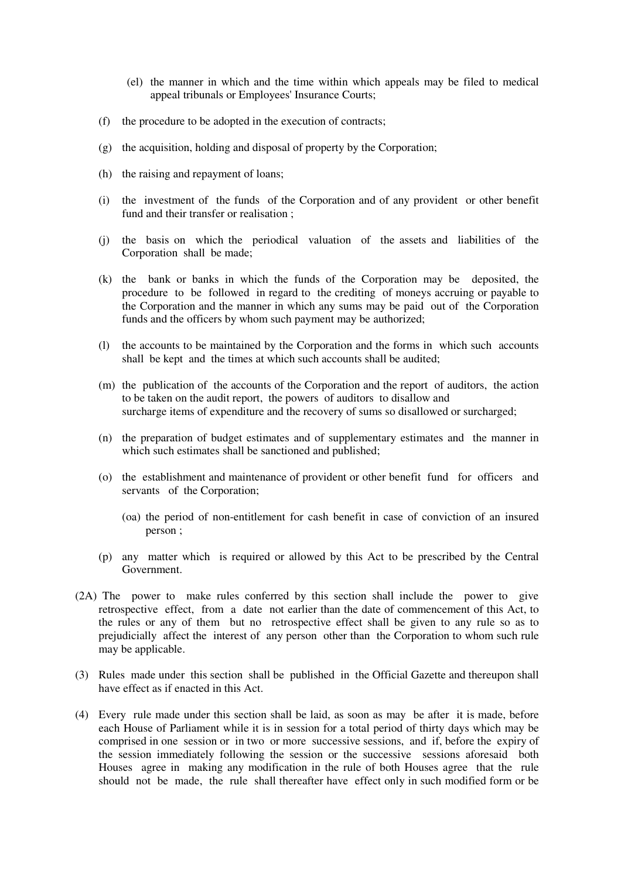(el) the manner in which and the time within which appeals may be filed to medical appeal tribunals or Employees' Insurance Courts;

(f) the procedure to be adopted in the execution of contracts;

(g) the acquisition, holding and disposal of property by the Corporation;

(h) the raising and repayment of loans;

(i) the investment of the funds of the Corporation and of any provident or other benefit fund and their transfer or realisation ;

(j) the basis on which the periodical valuation of the assets and liabilities of the Corporation shall be made;

(k) the bank or banks in which the funds of the Corporation may be deposited, the procedure to be followed in regard to the crediting of moneys accruing or payable to the Corporation and the manner in which any sums may be paid out of the Corporation funds and the officers by whom such payment may be authorized;

(l) the accounts to be maintained by the Corporation and the forms in which such accounts shall be kept and the times at which such accounts shall be audited;

(m) the publication of the accounts of the Corporation and the report of auditors, the action to be taken on the audit report, the powers of auditors to disallow and surcharge items of expenditure and the recovery of sums so disallowed or surcharged;

(n) the preparation of budget estimates and of supplementary estimates and the manner in which such estimates shall be sanctioned and published;

(o) the establishment and maintenance of provident or other benefit fund for officers and servants of the Corporation;

(oa) the period of non-entitlement for cash benefit in case of conviction of an insured person ;

(p) any matter which is required or allowed by this Act to be prescribed by the Central Government.

(2A) The power to make rules conferred by this section shall include the power to give retrospective effect, from a date not earlier than the date of commencement of this Act, to the rules or any of them but no retrospective effect shall be given to any rule so as to prejudicially affect the interest of any person other than the Corporation to whom such rule may be applicable.

(3) Rules made under this section shall be published in the Official Gazette and thereupon shall have effect as if enacted in this Act.

(4) Every rule made under this section shall be laid, as soon as may be after it is made, before each House of Parliament while it is in session for a total period of thirty days which may be comprised in one session or in two or more successive sessions, and if, before the expiry of the session immediately following the session or the successive sessions aforesaid both Houses agree in making any modification in the rule of both Houses agree that the rule should not be made, the rule shall thereafter have effect only in such modified form or be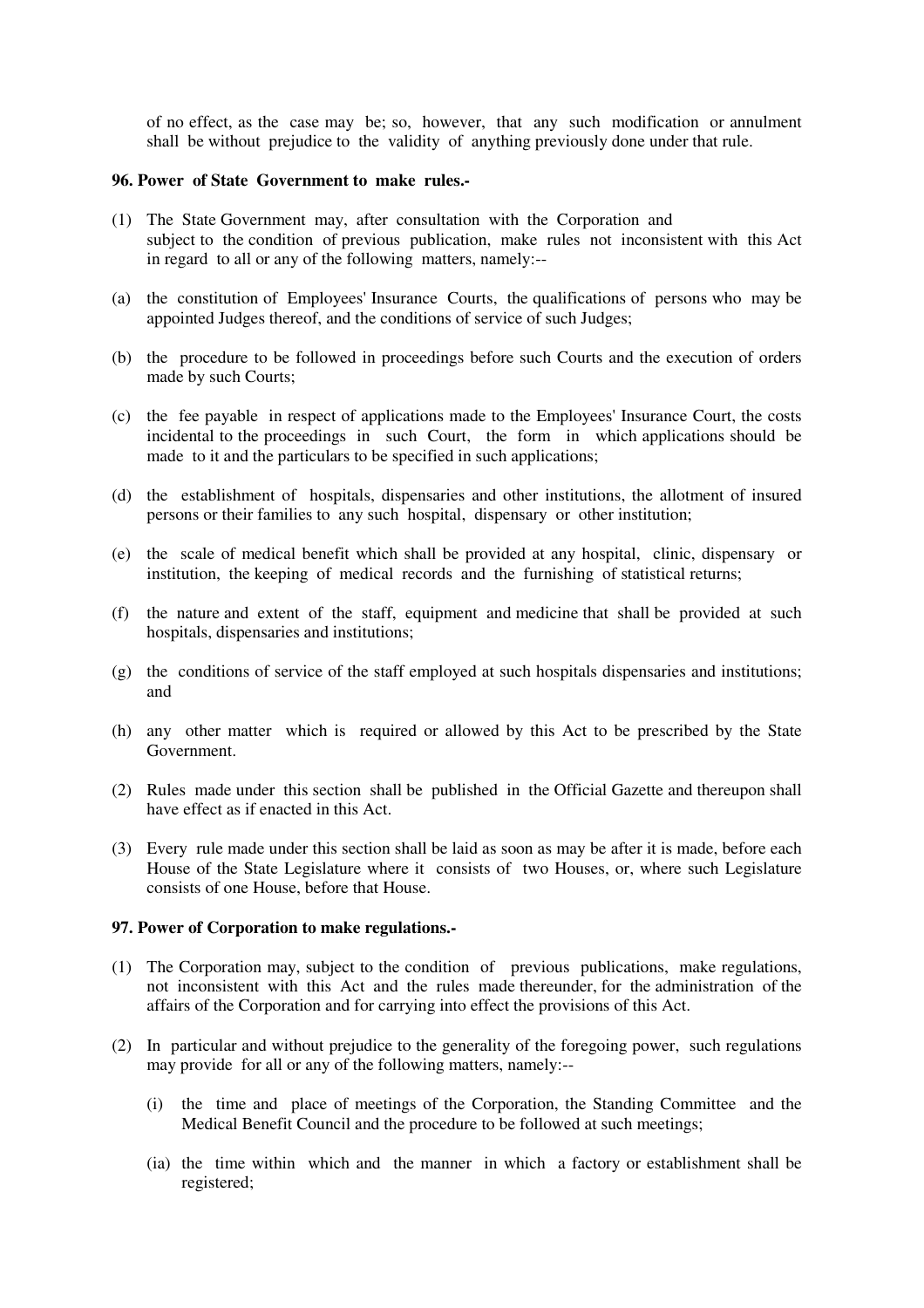of no effect, as the case may be; so, however, that any such modification or annulment shall be without prejudice to the validity of anything previously done under that rule.

**96. Power of State Government to make rules.-**

(1) The State Government may, after consultation with the Corporation and subject to the condition of previous publication, make rules not inconsistent with this Act in regard to all or any of the following matters, namely:--

(a) the constitution of Employees' Insurance Courts, the qualifications of persons who may be appointed Judges thereof, and the conditions of service of such Judges;

(b) the procedure to be followed in proceedings before such Courts and the execution of orders made by such Courts;

(c) the fee payable in respect of applications made to the Employees' Insurance Court, the costs incidental to the proceedings in such Court, the form in which applications should be made to it and the particulars to be specified in such applications;

(d) the establishment of hospitals, dispensaries and other institutions, the allotment of insured persons or their families to any such hospital, dispensary or other institution;

(e) the scale of medical benefit which shall be provided at any hospital, clinic, dispensary or institution, the keeping of medical records and the furnishing of statistical returns;

(f) the nature and extent of the staff, equipment and medicine that shall be provided at such hospitals, dispensaries and institutions;

(g) the conditions of service of the staff employed at such hospitals dispensaries and institutions; and

(h) any other matter which is required or allowed by this Act to be prescribed by the State Government.

(2) Rules made under this section shall be published in the Official Gazette and thereupon shall have effect as if enacted in this Act.

(3) Every rule made under this section shall be laid as soon as may be after it is made, before each House of the State Legislature where it consists of two Houses, or, where such Legislature consists of one House, before that House.

**97. Power of Corporation to make regulations.-**

(1) The Corporation may, subject to the condition of previous publications, make regulations, not inconsistent with this Act and the rules made thereunder, for the administration of the affairs of the Corporation and for carrying into effect the provisions of this Act.

(2) In particular and without prejudice to the generality of the foregoing power, such regulations may provide for all or any of the following matters, namely:--

   (i) the time and place of meetings of the Corporation, the Standing Committee and the Medical Benefit Council and the procedure to be followed at such meetings;

   (ia) the time within which and the manner in which a factory or establishment shall be registered;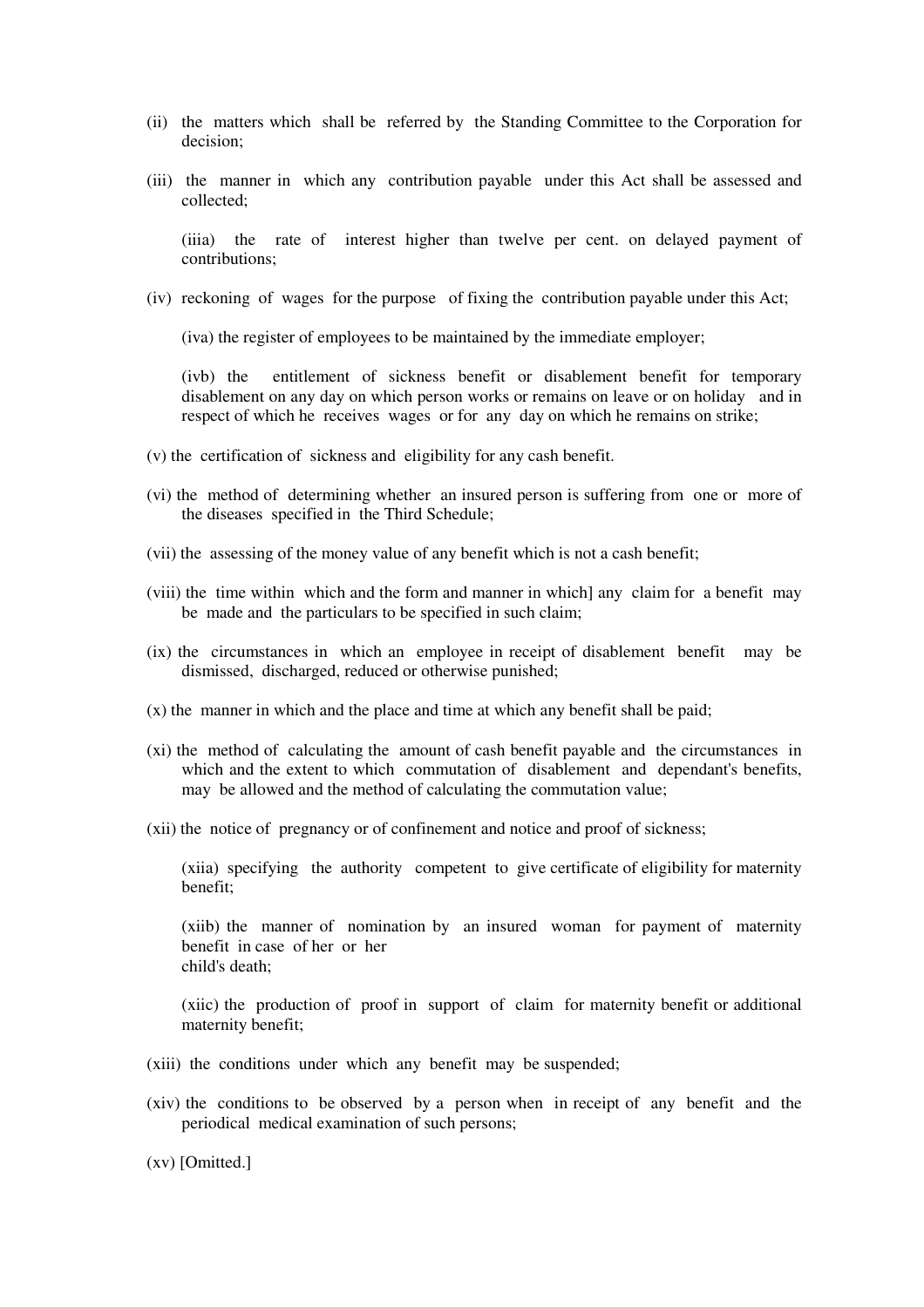(ii) the matters which shall be referred by the Standing Committee to the Corporation for decision;

(iii) the manner in which any contribution payable under this Act shall be assessed and collected;

(iiia) the rate of interest higher than twelve per cent. on delayed payment of contributions;

(iv) reckoning of wages for the purpose of fixing the contribution payable under this Act;

(iva) the register of employees to be maintained by the immediate employer;

(ivb) the entitlement of sickness benefit or disablement benefit for temporary disablement on any day on which person works or remains on leave or on holiday and in respect of which he receives wages or for any day on which he remains on strike;

(v) the certification of sickness and eligibility for any cash benefit.

(vi) the method of determining whether an insured person is suffering from one or more of the diseases specified in the Third Schedule;

(vii) the assessing of the money value of any benefit which is not a cash benefit;

(viii) the time within which and the form and manner in which] any claim for a benefit may be made and the particulars to be specified in such claim;

(ix) the circumstances in which an employee in receipt of disablement benefit may be dismissed, discharged, reduced or otherwise punished;

(x) the manner in which and the place and time at which any benefit shall be paid;

(xi) the method of calculating the amount of cash benefit payable and the circumstances in which and the extent to which commutation of disablement and dependant's benefits, may be allowed and the method of calculating the commutation value;

(xii) the notice of pregnancy or of confinement and notice and proof of sickness;

(xiia) specifying the authority competent to give certificate of eligibility for maternity benefit;

(xiib) the manner of nomination by an insured woman for payment of maternity benefit in case of her or her child's death;

(xiic) the production of proof in support of claim for maternity benefit or additional maternity benefit;

(xiii) the conditions under which any benefit may be suspended;

(xiv) the conditions to be observed by a person when in receipt of any benefit and the periodical medical examination of such persons;

(xv) [Omitted.]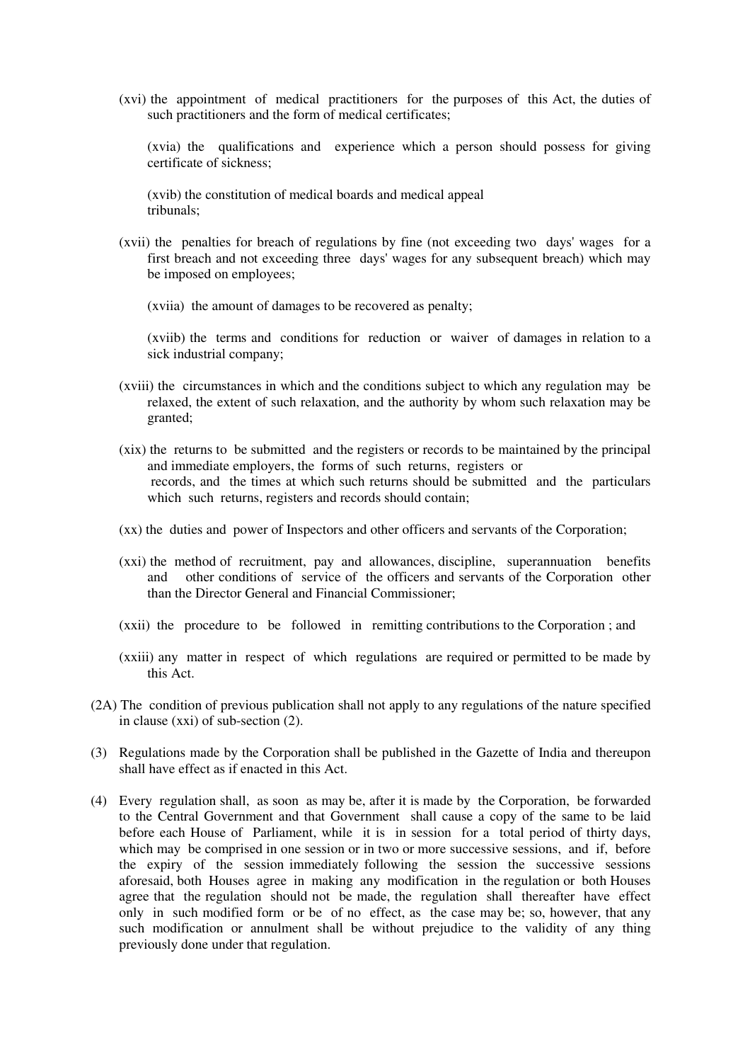(xvi) the appointment of medical practitioners for the purposes of this Act, the duties of such practitioners and the form of medical certificates;

(xvia) the qualifications and experience which a person should possess for giving certificate of sickness;

(xvib) the constitution of medical boards and medical appeal tribunals;

(xvii) the penalties for breach of regulations by fine (not exceeding two days' wages for a first breach and not exceeding three days' wages for any subsequent breach) which may be imposed on employees;

(xviia) the amount of damages to be recovered as penalty;

(xviib) the terms and conditions for reduction or waiver of damages in relation to a sick industrial company;

(xviii) the circumstances in which and the conditions subject to which any regulation may be relaxed, the extent of such relaxation, and the authority by whom such relaxation may be granted;

(xix) the returns to be submitted and the registers or records to be maintained by the principal and immediate employers, the forms of such returns, registers or records, and the times at which such returns should be submitted and the particulars which such returns, registers and records should contain;

(xx) the duties and power of Inspectors and other officers and servants of the Corporation;

(xxi) the method of recruitment, pay and allowances, discipline, superannuation benefits and other conditions of service of the officers and servants of the Corporation other than the Director General and Financial Commissioner;

(xxii) the procedure to be followed in remitting contributions to the Corporation ; and

(xxiii) any matter in respect of which regulations are required or permitted to be made by this Act.

(2A) The condition of previous publication shall not apply to any regulations of the nature specified in clause (xxi) of sub-section (2).

(3) Regulations made by the Corporation shall be published in the Gazette of India and thereupon shall have effect as if enacted in this Act.

(4) Every regulation shall, as soon as may be, after it is made by the Corporation, be forwarded to the Central Government and that Government shall cause a copy of the same to be laid before each House of Parliament, while it is in session for a total period of thirty days, which may be comprised in one session or in two or more successive sessions, and if, before the expiry of the session immediately following the session the successive sessions aforesaid, both Houses agree in making any modification in the regulation or both Houses agree that the regulation should not be made, the regulation shall thereafter have effect only in such modified form or be of no effect, as the case may be; so, however, that any such modification or annulment shall be without prejudice to the validity of any thing previously done under that regulation.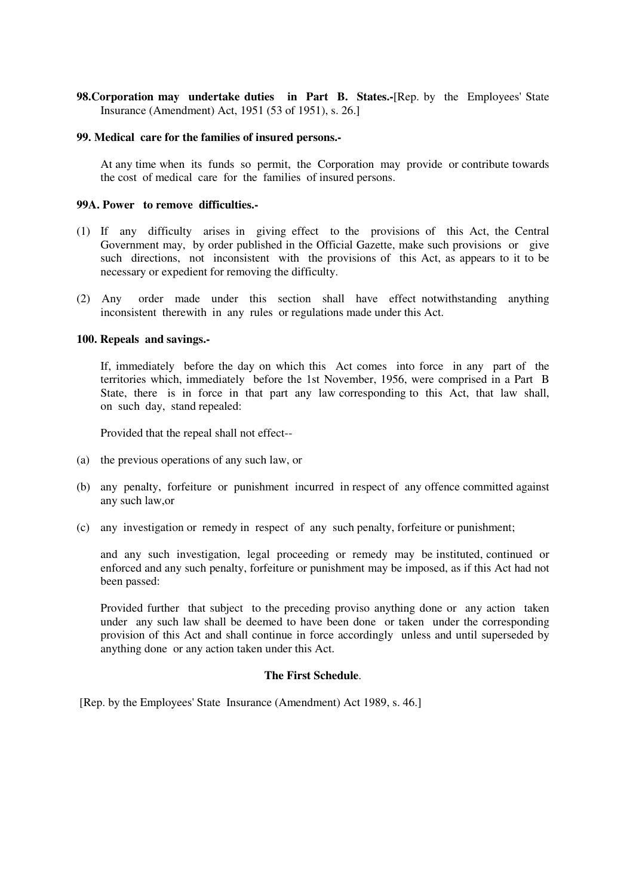**98. Corporation may undertake duties in Part B. States.-**[Rep. by the Employees' State Insurance (Amendment) Act, 1951 (53 of 1951), s. 26.]

**99. Medical care for the families of insured persons.-**

At any time when its funds so permit, the Corporation may provide or contribute towards the cost of medical care for the families of insured persons.

**99A. Power to remove difficulties.-**

(1) If any difficulty arises in giving effect to the provisions of this Act, the Central Government may, by order published in the Official Gazette, make such provisions or give such directions, not inconsistent with the provisions of this Act, as appears to it to be necessary or expedient for removing the difficulty.

(2) Any order made under this section shall have effect notwithstanding anything inconsistent therewith in any rules or regulations made under this Act.

**100. Repeals and savings.-**

If, immediately before the day on which this Act comes into force in any part of the territories which, immediately before the 1st November, 1956, were comprised in a Part B State, there is in force in that part any law corresponding to this Act, that law shall, on such day, stand repealed:

Provided that the repeal shall not effect--

(a) the previous operations of any such law, or

(b) any penalty, forfeiture or punishment incurred in respect of any offence committed against any such law,or

(c) any investigation or remedy in respect of any such penalty, forfeiture or punishment;

and any such investigation, legal proceeding or remedy may be instituted, continued or enforced and any such penalty, forfeiture or punishment may be imposed, as if this Act had not been passed:

Provided further that subject to the preceding proviso anything done or any action taken under any such law shall be deemed to have been done or taken under the corresponding provision of this Act and shall continue in force accordingly unless and until superseded by anything done or any action taken under this Act.

**The First Schedule**.

[Rep. by the Employees' State Insurance (Amendment) Act 1989, s. 46.]